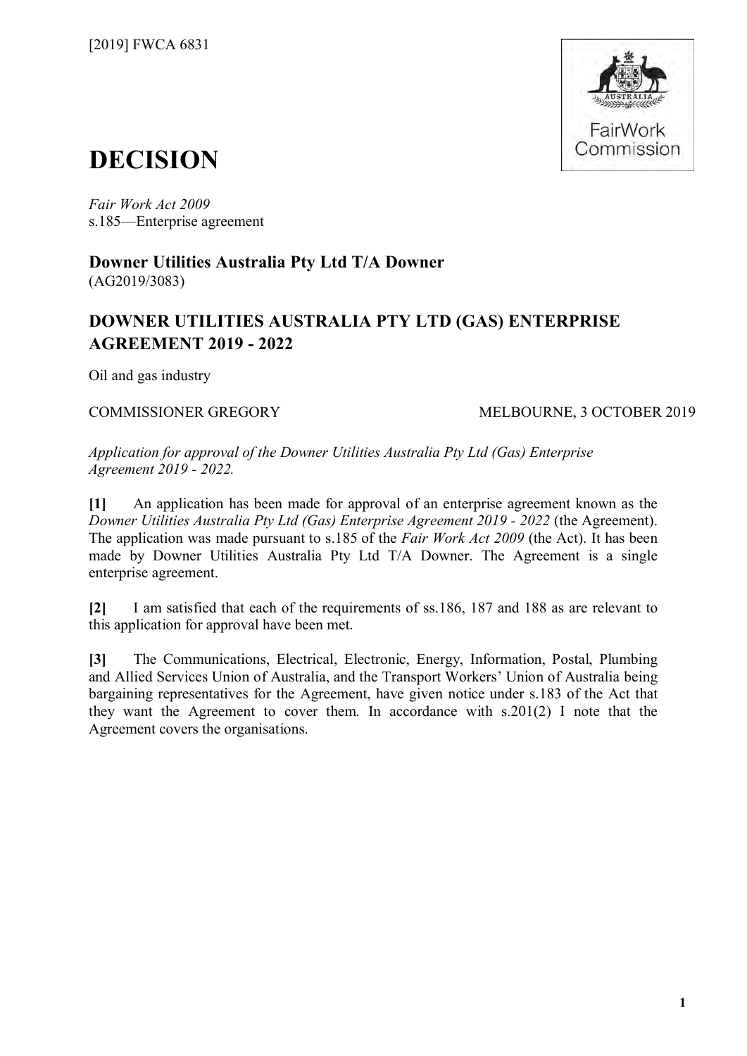[2019] FWCA 6831

# DECISION

*Fair Work Act 2009*
s.185—Enterprise agreement

**Downer Utilities Australia Pty Ltd T/A Downer**
(AG2019/3083)

## DOWNER UTILITIES AUSTRALIA PTY LTD (GAS) ENTERPRISE AGREEMENT 2019 - 2022

Oil and gas industry

COMMISSIONER GREGORY MELBOURNE, 3 OCTOBER 2019

*Application for approval of the Downer Utilities Australia Pty Ltd (Gas) Enterprise Agreement 2019 - 2022.*

**[1]** An application has been made for approval of an enterprise agreement known as the *Downer Utilities Australia Pty Ltd (Gas) Enterprise Agreement 2019 - 2022* (the Agreement). The application was made pursuant to s.185 of the *Fair Work Act 2009* (the Act). It has been made by Downer Utilities Australia Pty Ltd T/A Downer. The Agreement is a single enterprise agreement.

**[2]** I am satisfied that each of the requirements of ss.186, 187 and 188 as are relevant to this application for approval have been met.

**[3]** The Communications, Electrical, Electronic, Energy, Information, Postal, Plumbing and Allied Services Union of Australia, and the Transport Workers' Union of Australia being bargaining representatives for the Agreement, have given notice under s.183 of the Act that they want the Agreement to cover them. In accordance with s.201(2) I note that the Agreement covers the organisations.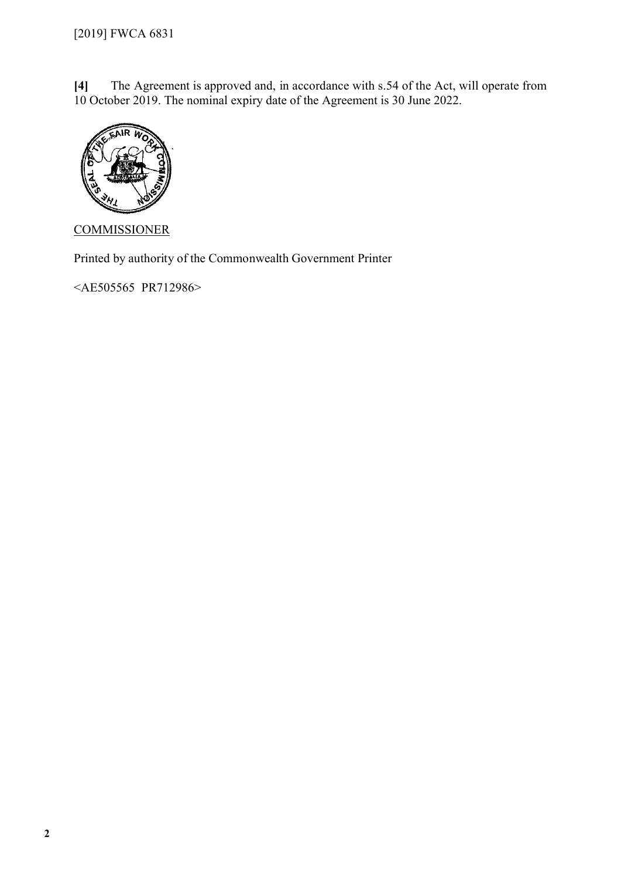**[4]** The Agreement is approved and, in accordance with s.54 of the Act, will operate from 10 October 2019. The nominal expiry date of the Agreement is 30 June 2022.

COMMISSIONER

Printed by authority of the Commonwealth Government Printer

<AE505565 PR712986>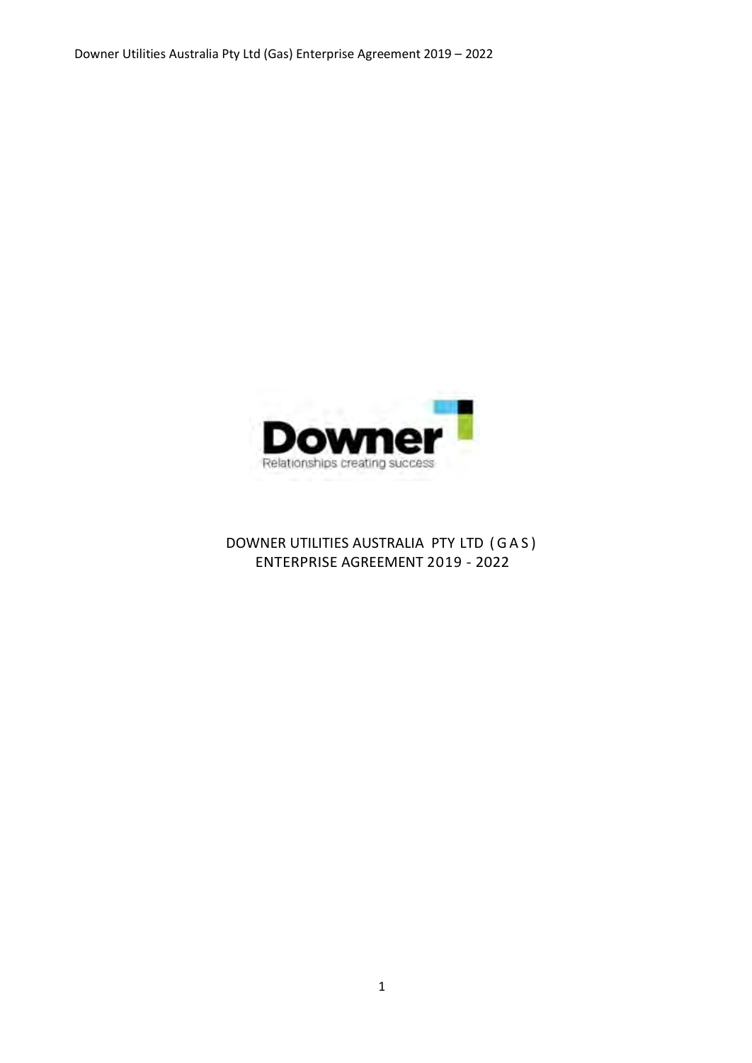# DOWNER UTILITIES AUSTRALIA PTY LTD ( G A S ) ENTERPRISE AGREEMENT 2019 - 2022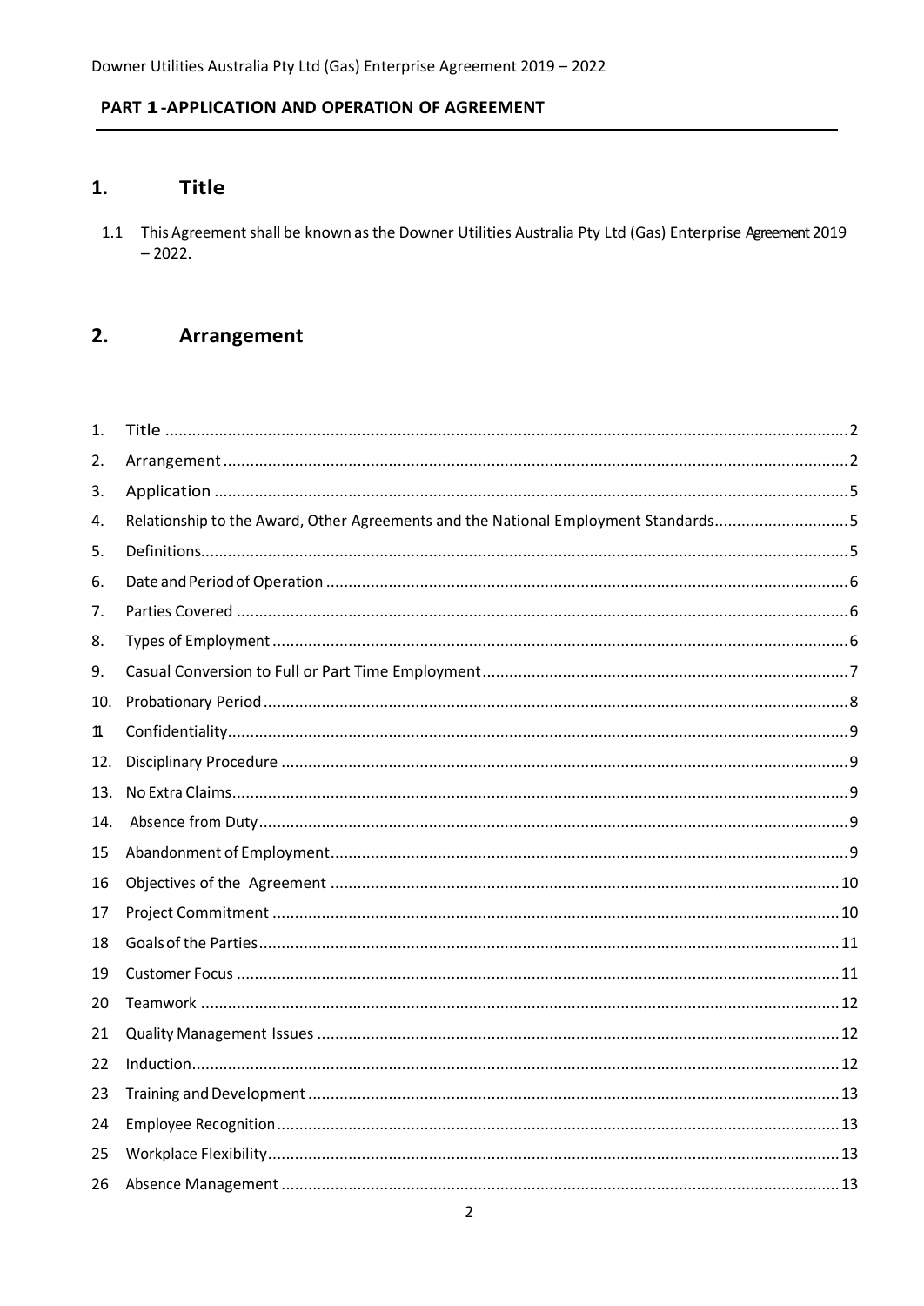## PART 1 - APPLICATION AND OPERATION OF AGREEMENT

## 1. Title

1.1 This Agreement shall be known as the Downer Utilities Australia Pty Ltd (Gas) Enterprise Agreement 2019 – 2022.

## 2. Arrangement

| | | |
|---|---|---|
| 1. | Title | 2 |
| 2. | Arrangement | 2 |
| 3. | Application | 5 |
| 4. | Relationship to the Award, Other Agreements and the National Employment Standards | 5 |
| 5. | Definitions | 5 |
| 6. | Date and Period of Operation | 6 |
| 7. | Parties Covered | 6 |
| 8. | Types of Employment | 6 |
| 9. | Casual Conversion to Full or Part Time Employment | 7 |
| 10. | Probationary Period | 8 |
| 11 | Confidentiality | 9 |
| 12. | Disciplinary Procedure | 9 |
| 13. | No Extra Claims | 9 |
| 14. | Absence from Duty | 9 |
| 15 | Abandonment of Employment | 9 |
| 16 | Objectives of the Agreement | 10 |
| 17 | Project Commitment | 10 |
| 18 | Goals of the Parties | 11 |
| 19 | Customer Focus | 11 |
| 20 | Teamwork | 12 |
| 21 | Quality Management Issues | 12 |
| 22 | Induction | 12 |
| 23 | Training and Development | 13 |
| 24 | Employee Recognition | 13 |
| 25 | Workplace Flexibility | 13 |
| 26 | Absence Management | 13 |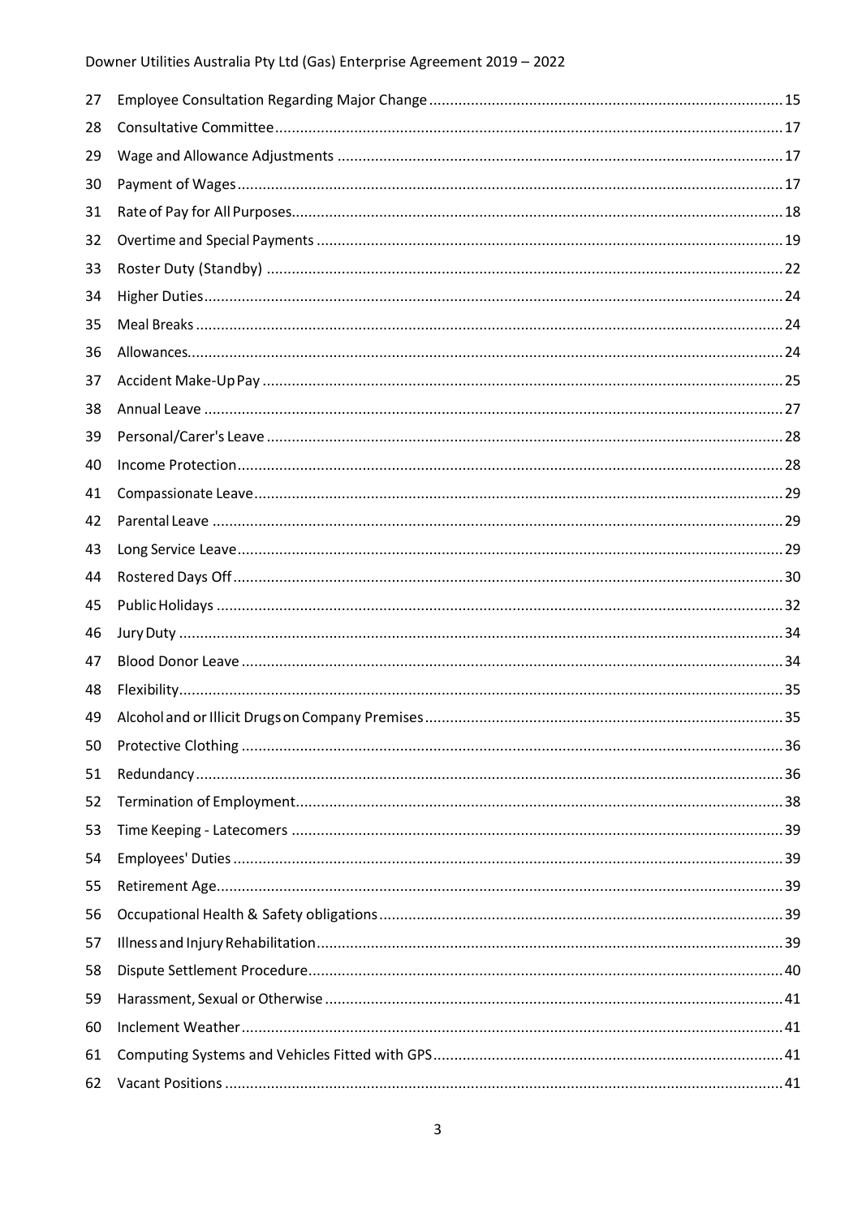| | | |
|---|---|---|
| 27 | Employee Consultation Regarding Major Change | 15 |
| 28 | Consultative Committee | 17 |
| 29 | Wage and Allowance Adjustments | 17 |
| 30 | Payment of Wages | 17 |
| 31 | Rate of Pay for All Purposes | 18 |
| 32 | Overtime and Special Payments | 19 |
| 33 | Roster Duty (Standby) | 22 |
| 34 | Higher Duties | 24 |
| 35 | Meal Breaks | 24 |
| 36 | Allowances | 24 |
| 37 | Accident Make-Up Pay | 25 |
| 38 | Annual Leave | 27 |
| 39 | Personal/Carer's Leave | 28 |
| 40 | Income Protection | 28 |
| 41 | Compassionate Leave | 29 |
| 42 | Parental Leave | 29 |
| 43 | Long Service Leave | 29 |
| 44 | Rostered Days Off | 30 |
| 45 | Public Holidays | 32 |
| 46 | Jury Duty | 34 |
| 47 | Blood Donor Leave | 34 |
| 48 | Flexibility | 35 |
| 49 | Alcohol and or Illicit Drugs on Company Premises | 35 |
| 50 | Protective Clothing | 36 |
| 51 | Redundancy | 36 |
| 52 | Termination of Employment | 38 |
| 53 | Time Keeping - Latecomers | 39 |
| 54 | Employees' Duties | 39 |
| 55 | Retirement Age | 39 |
| 56 | Occupational Health & Safety obligations | 39 |
| 57 | Illness and Injury Rehabilitation | 39 |
| 58 | Dispute Settlement Procedure | 40 |
| 59 | Harassment, Sexual or Otherwise | 41 |
| 60 | Inclement Weather | 41 |
| 61 | Computing Systems and Vehicles Fitted with GPS | 41 |
| 62 | Vacant Positions | 41 |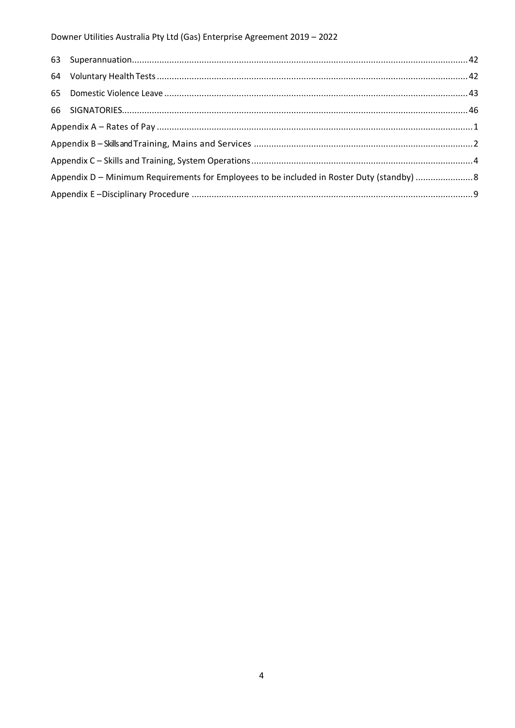63 Superannuation.....42

64 Voluntary Health Tests.....42

65 Domestic Violence Leave.....43

66 SIGNATORIES.....46

Appendix A – Rates of Pay.....1

Appendix B – Skills and Training, Mains and Services.....2

Appendix C – Skills and Training, System Operations.....4

Appendix D – Minimum Requirements for Employees to be included in Roster Duty (standby).....8

Appendix E –Disciplinary Procedure.....9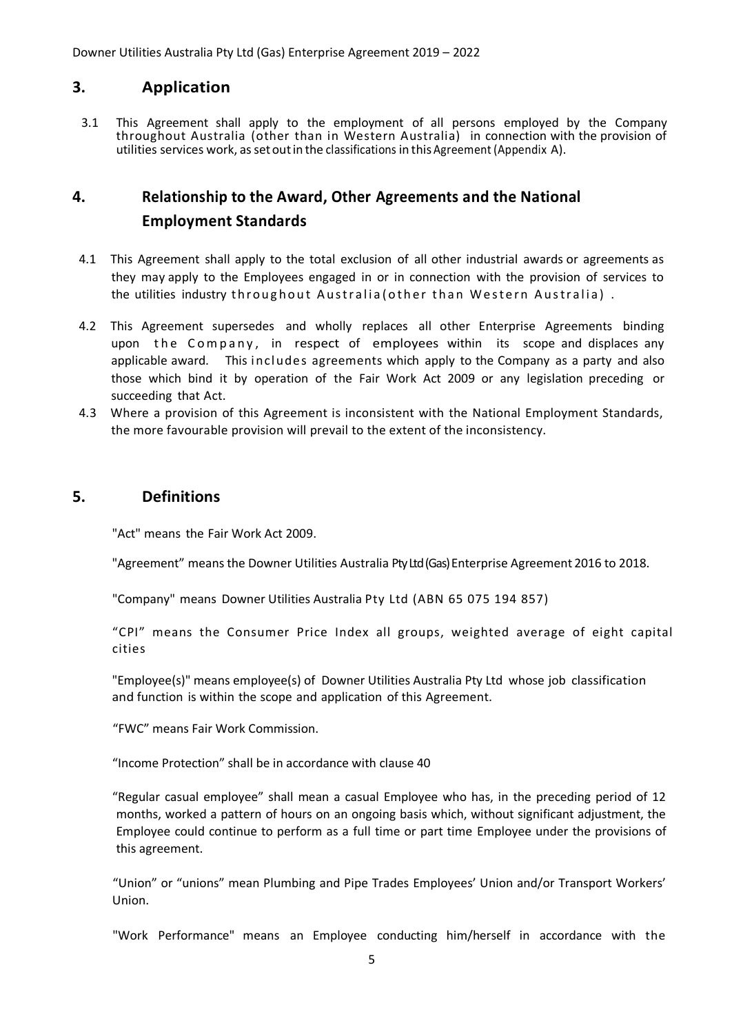## 3. Application

3.1 This Agreement shall apply to the employment of all persons employed by the Company throughout Australia (other than in Western Australia) in connection with the provision of utilities services work, as set out in the classifications in this Agreement (Appendix A).

## 4. Relationship to the Award, Other Agreements and the National Employment Standards

4.1 This Agreement shall apply to the total exclusion of all other industrial awards or agreements as they may apply to the Employees engaged in or in connection with the provision of services to the utilities industry throughout Australia (other than Western Australia) .

4.2 This Agreement supersedes and wholly replaces all other Enterprise Agreements binding upon the Company, in respect of employees within its scope and displaces any applicable award. This includes agreements which apply to the Company as a party and also those which bind it by operation of the Fair Work Act 2009 or any legislation preceding or succeeding that Act.

4.3 Where a provision of this Agreement is inconsistent with the National Employment Standards, the more favourable provision will prevail to the extent of the inconsistency.

## 5. Definitions

"Act" means the Fair Work Act 2009.

"Agreement" means the Downer Utilities Australia Pty Ltd (Gas) Enterprise Agreement 2016 to 2018.

"Company" means Downer Utilities Australia Pty Ltd (ABN 65 075 194 857)

"CPI" means the Consumer Price Index all groups, weighted average of eight capital cities

"Employee(s)" means employee(s) of Downer Utilities Australia Pty Ltd whose job classification and function is within the scope and application of this Agreement.

"FWC" means Fair Work Commission.

"Income Protection" shall be in accordance with clause 40

"Regular casual employee" shall mean a casual Employee who has, in the preceding period of 12 months, worked a pattern of hours on an ongoing basis which, without significant adjustment, the Employee could continue to perform as a full time or part time Employee under the provisions of this agreement.

"Union" or "unions" mean Plumbing and Pipe Trades Employees' Union and/or Transport Workers' Union.

"Work Performance" means an Employee conducting him/herself in accordance with the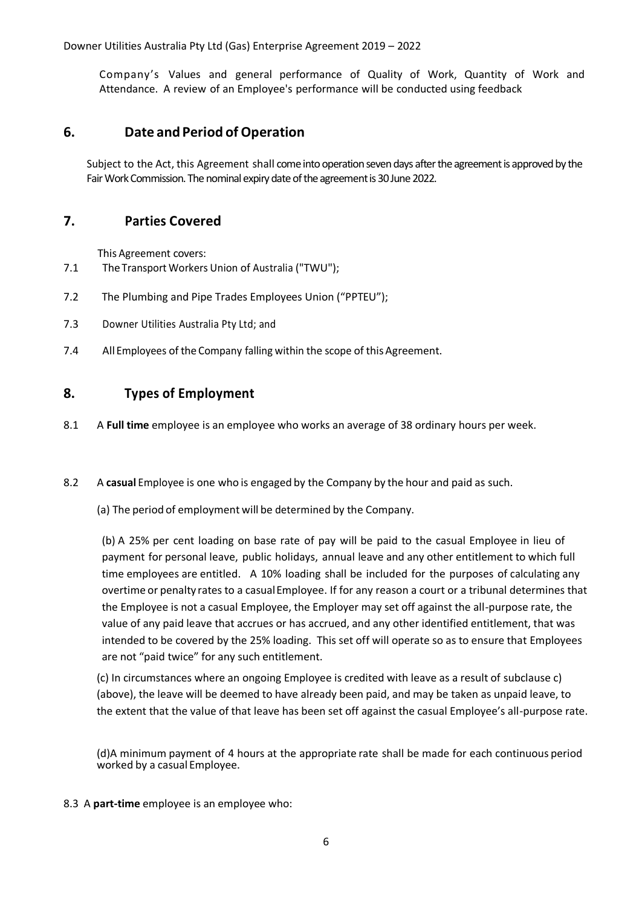Company's Values and general performance of Quality of Work, Quantity of Work and Attendance. A review of an Employee's performance will be conducted using feedback

## 6. Date and Period of Operation

Subject to the Act, this Agreement shall come into operation seven days after the agreement is approved by the Fair Work Commission. The nominal expiry date of the agreement is 30 June 2022.

## 7. Parties Covered

This Agreement covers:

7.1 The Transport Workers Union of Australia ("TWU");

7.2 The Plumbing and Pipe Trades Employees Union ("PPTEU");

7.3 Downer Utilities Australia Pty Ltd; and

7.4 All Employees of the Company falling within the scope of this Agreement.

## 8. Types of Employment

8.1 A **Full time** employee is an employee who works an average of 38 ordinary hours per week.

8.2 A **casual** Employee is one who is engaged by the Company by the hour and paid as such.

(a) The period of employment will be determined by the Company.

(b) A 25% per cent loading on base rate of pay will be paid to the casual Employee in lieu of payment for personal leave, public holidays, annual leave and any other entitlement to which full time employees are entitled. A 10% loading shall be included for the purposes of calculating any overtime or penalty rates to a casual Employee. If for any reason a court or a tribunal determines that the Employee is not a casual Employee, the Employer may set off against the all-purpose rate, the value of any paid leave that accrues or has accrued, and any other identified entitlement, that was intended to be covered by the 25% loading. This set off will operate so as to ensure that Employees are not "paid twice" for any such entitlement.

(c) In circumstances where an ongoing Employee is credited with leave as a result of subclause c) (above), the leave will be deemed to have already been paid, and may be taken as unpaid leave, to the extent that the value of that leave has been set off against the casual Employee's all-purpose rate.

(d)A minimum payment of 4 hours at the appropriate rate shall be made for each continuous period worked by a casual Employee.

8.3 A **part-time** employee is an employee who: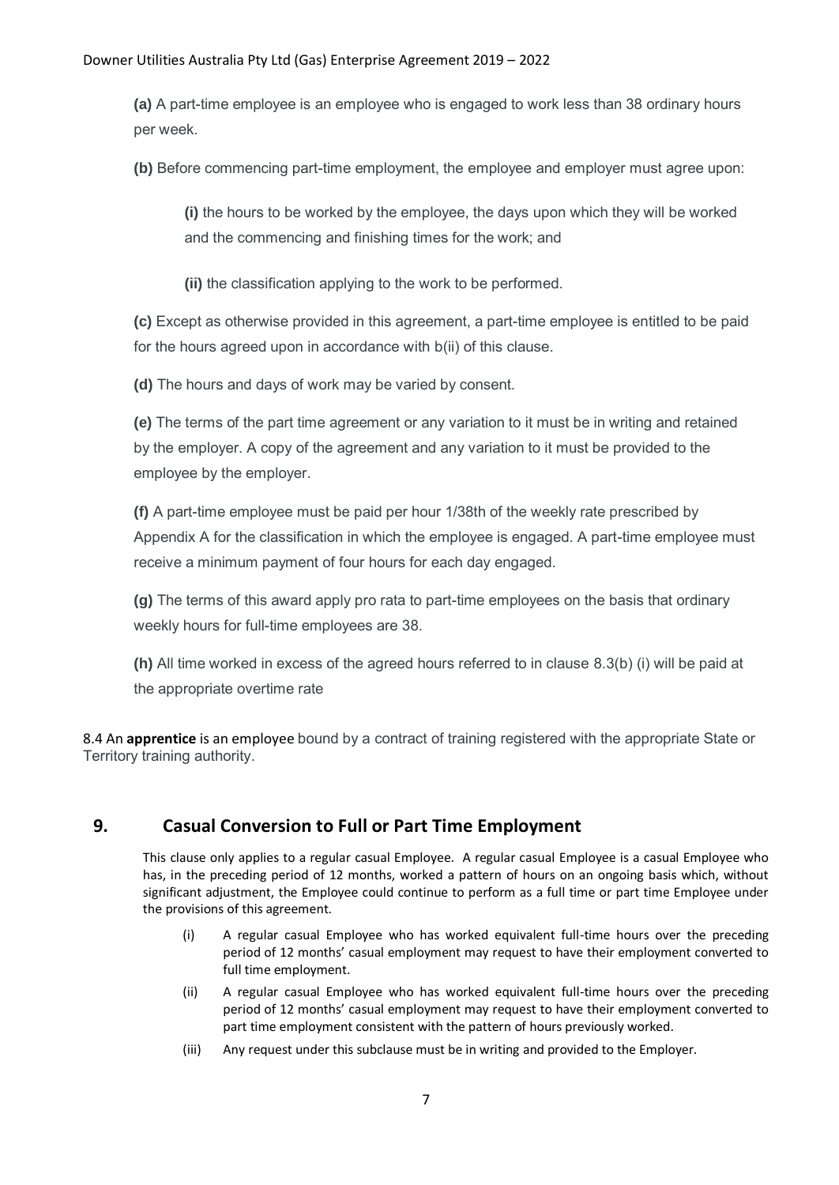**(a)** A part-time employee is an employee who is engaged to work less than 38 ordinary hours per week.

**(b)** Before commencing part-time employment, the employee and employer must agree upon:

> **(i)** the hours to be worked by the employee, the days upon which they will be worked and the commencing and finishing times for the work; and
>
> **(ii)** the classification applying to the work to be performed.

**(c)** Except as otherwise provided in this agreement, a part-time employee is entitled to be paid for the hours agreed upon in accordance with b(ii) of this clause.

**(d)** The hours and days of work may be varied by consent.

**(e)** The terms of the part time agreement or any variation to it must be in writing and retained by the employer. A copy of the agreement and any variation to it must be provided to the employee by the employer.

**(f)** A part-time employee must be paid per hour 1/38th of the weekly rate prescribed by Appendix A for the classification in which the employee is engaged. A part-time employee must receive a minimum payment of four hours for each day engaged.

**(g)** The terms of this award apply pro rata to part-time employees on the basis that ordinary weekly hours for full-time employees are 38.

**(h)** All time worked in excess of the agreed hours referred to in clause 8.3(b) (i) will be paid at the appropriate overtime rate

8.4 An **apprentice** is an employee bound by a contract of training registered with the appropriate State or Territory training authority.

## 9. Casual Conversion to Full or Part Time Employment

This clause only applies to a regular casual Employee. A regular casual Employee is a casual Employee who has, in the preceding period of 12 months, worked a pattern of hours on an ongoing basis which, without significant adjustment, the Employee could continue to perform as a full time or part time Employee under the provisions of this agreement.

(i) A regular casual Employee who has worked equivalent full-time hours over the preceding period of 12 months' casual employment may request to have their employment converted to full time employment.

(ii) A regular casual Employee who has worked equivalent full-time hours over the preceding period of 12 months' casual employment may request to have their employment converted to part time employment consistent with the pattern of hours previously worked.

(iii) Any request under this subclause must be in writing and provided to the Employer.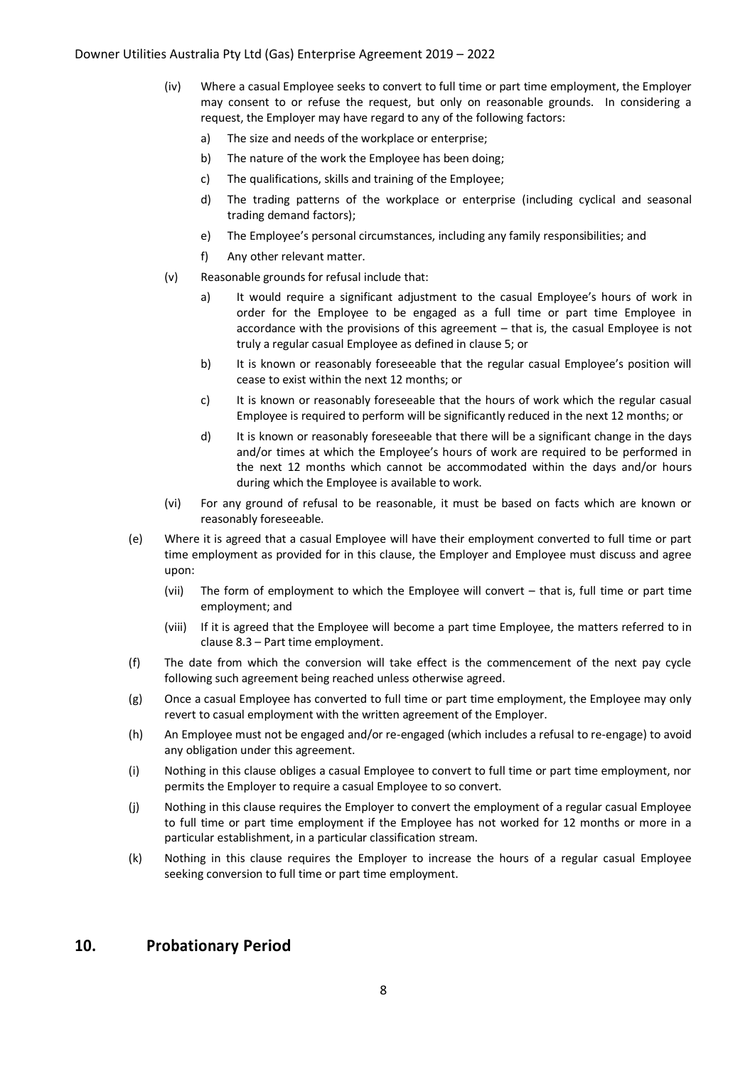(iv) Where a casual Employee seeks to convert to full time or part time employment, the Employer may consent to or refuse the request, but only on reasonable grounds. In considering a request, the Employer may have regard to any of the following factors:

a) The size and needs of the workplace or enterprise;

b) The nature of the work the Employee has been doing;

c) The qualifications, skills and training of the Employee;

d) The trading patterns of the workplace or enterprise (including cyclical and seasonal trading demand factors);

e) The Employee's personal circumstances, including any family responsibilities; and

f) Any other relevant matter.

(v) Reasonable grounds for refusal include that:

a) It would require a significant adjustment to the casual Employee's hours of work in order for the Employee to be engaged as a full time or part time Employee in accordance with the provisions of this agreement – that is, the casual Employee is not truly a regular casual Employee as defined in clause 5; or

b) It is known or reasonably foreseeable that the regular casual Employee's position will cease to exist within the next 12 months; or

c) It is known or reasonably foreseeable that the hours of work which the regular casual Employee is required to perform will be significantly reduced in the next 12 months; or

d) It is known or reasonably foreseeable that there will be a significant change in the days and/or times at which the Employee's hours of work are required to be performed in the next 12 months which cannot be accommodated within the days and/or hours during which the Employee is available to work.

(vi) For any ground of refusal to be reasonable, it must be based on facts which are known or reasonably foreseeable.

(e) Where it is agreed that a casual Employee will have their employment converted to full time or part time employment as provided for in this clause, the Employer and Employee must discuss and agree upon:

(vii) The form of employment to which the Employee will convert – that is, full time or part time employment; and

(viii) If it is agreed that the Employee will become a part time Employee, the matters referred to in clause 8.3 – Part time employment.

(f) The date from which the conversion will take effect is the commencement of the next pay cycle following such agreement being reached unless otherwise agreed.

(g) Once a casual Employee has converted to full time or part time employment, the Employee may only revert to casual employment with the written agreement of the Employer.

(h) An Employee must not be engaged and/or re-engaged (which includes a refusal to re-engage) to avoid any obligation under this agreement.

(i) Nothing in this clause obliges a casual Employee to convert to full time or part time employment, nor permits the Employer to require a casual Employee to so convert.

(j) Nothing in this clause requires the Employer to convert the employment of a regular casual Employee to full time or part time employment if the Employee has not worked for 12 months or more in a particular establishment, in a particular classification stream.

(k) Nothing in this clause requires the Employer to increase the hours of a regular casual Employee seeking conversion to full time or part time employment.

## 10. Probationary Period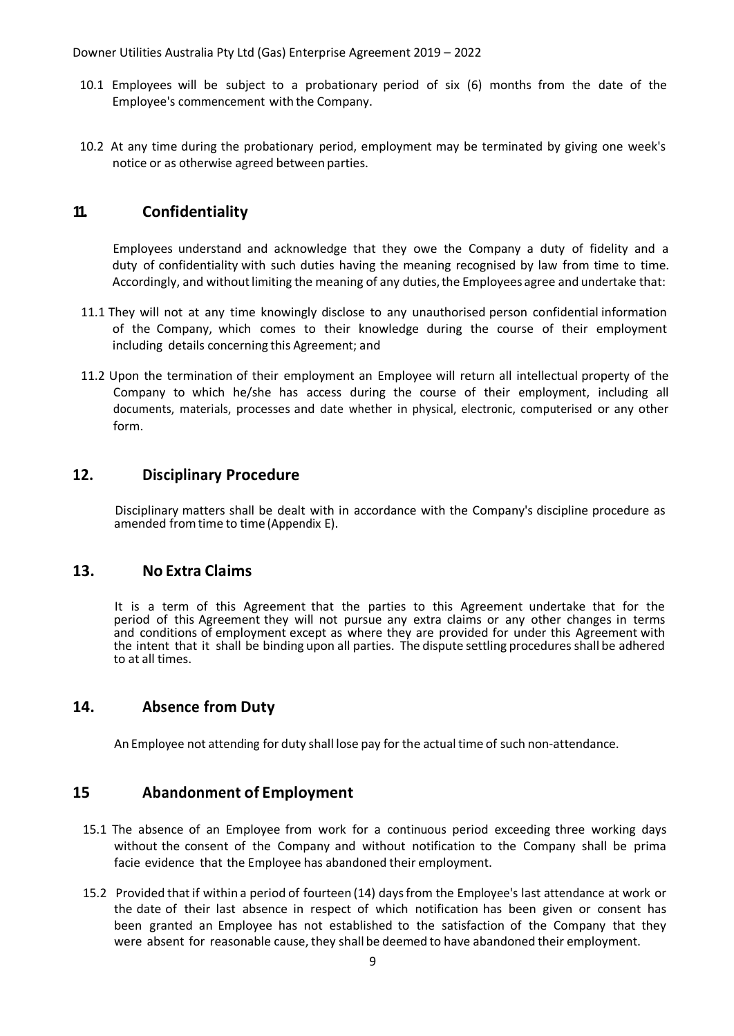10.1 Employees will be subject to a probationary period of six (6) months from the date of the Employee's commencement with the Company.

10.2 At any time during the probationary period, employment may be terminated by giving one week's notice or as otherwise agreed between parties.

## 11. Confidentiality

Employees understand and acknowledge that they owe the Company a duty of fidelity and a duty of confidentiality with such duties having the meaning recognised by law from time to time. Accordingly, and without limiting the meaning of any duties, the Employees agree and undertake that:

11.1 They will not at any time knowingly disclose to any unauthorised person confidential information of the Company, which comes to their knowledge during the course of their employment including details concerning this Agreement; and

11.2 Upon the termination of their employment an Employee will return all intellectual property of the Company to which he/she has access during the course of their employment, including all documents, materials, processes and date whether in physical, electronic, computerised or any other form.

## 12. Disciplinary Procedure

Disciplinary matters shall be dealt with in accordance with the Company's discipline procedure as amended from time to time (Appendix E).

## 13. No Extra Claims

It is a term of this Agreement that the parties to this Agreement undertake that for the period of this Agreement they will not pursue any extra claims or any other changes in terms and conditions of employment except as where they are provided for under this Agreement with the intent that it shall be binding upon all parties. The dispute settling procedures shall be adhered to at all times.

## 14. Absence from Duty

An Employee not attending for duty shall lose pay for the actual time of such non-attendance.

## 15 Abandonment of Employment

15.1 The absence of an Employee from work for a continuous period exceeding three working days without the consent of the Company and without notification to the Company shall be prima facie evidence that the Employee has abandoned their employment.

15.2 Provided that if within a period of fourteen (14) days from the Employee's last attendance at work or the date of their last absence in respect of which notification has been given or consent has been granted an Employee has not established to the satisfaction of the Company that they were absent for reasonable cause, they shall be deemed to have abandoned their employment.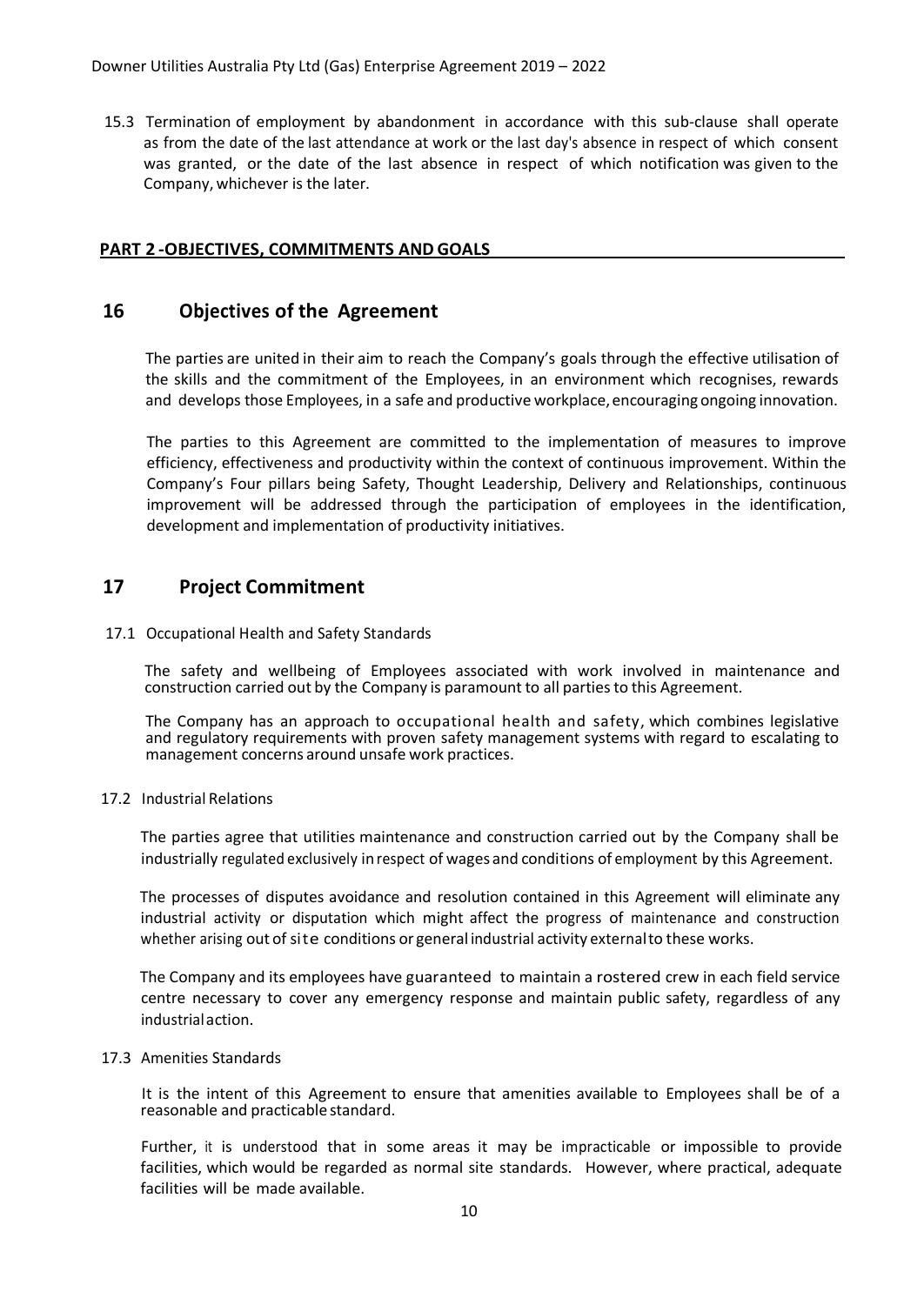15.3 Termination of employment by abandonment in accordance with this sub-clause shall operate as from the date of the last attendance at work or the last day's absence in respect of which consent was granted, or the date of the last absence in respect of which notification was given to the Company, whichever is the later.

**PART 2 -OBJECTIVES, COMMITMENTS AND GOALS**

## 16 Objectives of the Agreement

The parties are united in their aim to reach the Company's goals through the effective utilisation of the skills and the commitment of the Employees, in an environment which recognises, rewards and develops those Employees, in a safe and productive workplace, encouraging ongoing innovation.

The parties to this Agreement are committed to the implementation of measures to improve efficiency, effectiveness and productivity within the context of continuous improvement. Within the Company's Four pillars being Safety, Thought Leadership, Delivery and Relationships, continuous improvement will be addressed through the participation of employees in the identification, development and implementation of productivity initiatives.

## 17 Project Commitment

17.1 Occupational Health and Safety Standards

The safety and wellbeing of Employees associated with work involved in maintenance and construction carried out by the Company is paramount to all parties to this Agreement.

The Company has an approach to occupational health and safety, which combines legislative and regulatory requirements with proven safety management systems with regard to escalating to management concerns around unsafe work practices.

17.2 Industrial Relations

The parties agree that utilities maintenance and construction carried out by the Company shall be industrially regulated exclusively in respect of wages and conditions of employment by this Agreement.

The processes of disputes avoidance and resolution contained in this Agreement will eliminate any industrial activity or disputation which might affect the progress of maintenance and construction whether arising out of site conditions or general industrial activity external to these works.

The Company and its employees have guaranteed to maintain a rostered crew in each field service centre necessary to cover any emergency response and maintain public safety, regardless of any industrial action.

17.3 Amenities Standards

It is the intent of this Agreement to ensure that amenities available to Employees shall be of a reasonable and practicable standard.

Further, it is understood that in some areas it may be impracticable or impossible to provide facilities, which would be regarded as normal site standards. However, where practical, adequate facilities will be made available.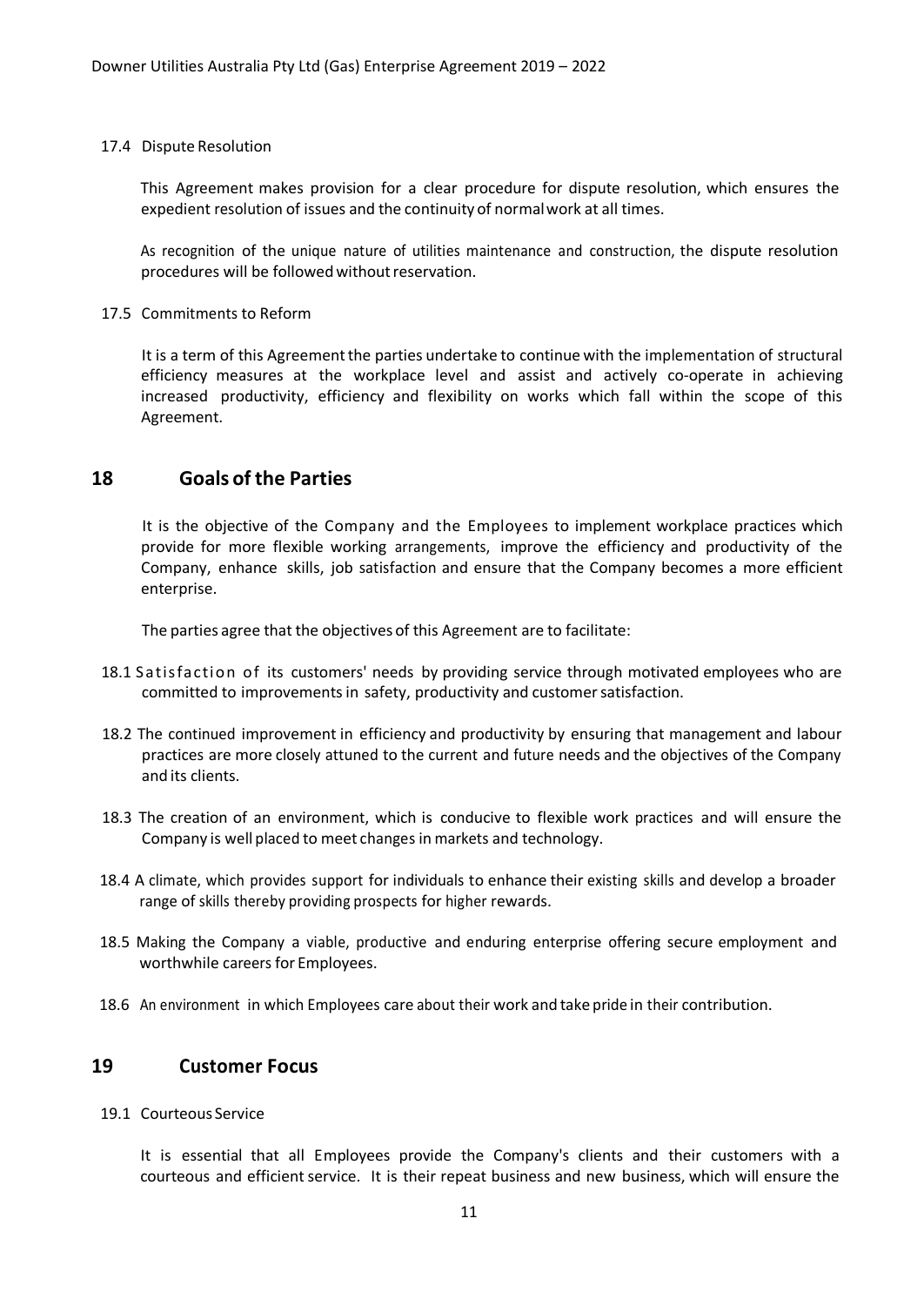17.4 Dispute Resolution

This Agreement makes provision for a clear procedure for dispute resolution, which ensures the expedient resolution of issues and the continuity of normal work at all times.

As recognition of the unique nature of utilities maintenance and construction, the dispute resolution procedures will be followed without reservation.

17.5 Commitments to Reform

It is a term of this Agreement the parties undertake to continue with the implementation of structural efficiency measures at the workplace level and assist and actively co-operate in achieving increased productivity, efficiency and flexibility on works which fall within the scope of this Agreement.

## 18 Goals of the Parties

It is the objective of the Company and the Employees to implement workplace practices which provide for more flexible working arrangements, improve the efficiency and productivity of the Company, enhance skills, job satisfaction and ensure that the Company becomes a more efficient enterprise.

The parties agree that the objectives of this Agreement are to facilitate:

18.1 Satisfaction of its customers' needs by providing service through motivated employees who are committed to improvements in safety, productivity and customer satisfaction.

18.2 The continued improvement in efficiency and productivity by ensuring that management and labour practices are more closely attuned to the current and future needs and the objectives of the Company and its clients.

18.3 The creation of an environment, which is conducive to flexible work practices and will ensure the Company is well placed to meet changes in markets and technology.

18.4 A climate, which provides support for individuals to enhance their existing skills and develop a broader range of skills thereby providing prospects for higher rewards.

18.5 Making the Company a viable, productive and enduring enterprise offering secure employment and worthwhile careers for Employees.

18.6 An environment in which Employees care about their work and take pride in their contribution.

## 19 Customer Focus

19.1 Courteous Service

It is essential that all Employees provide the Company's clients and their customers with a courteous and efficient service. It is their repeat business and new business, which will ensure the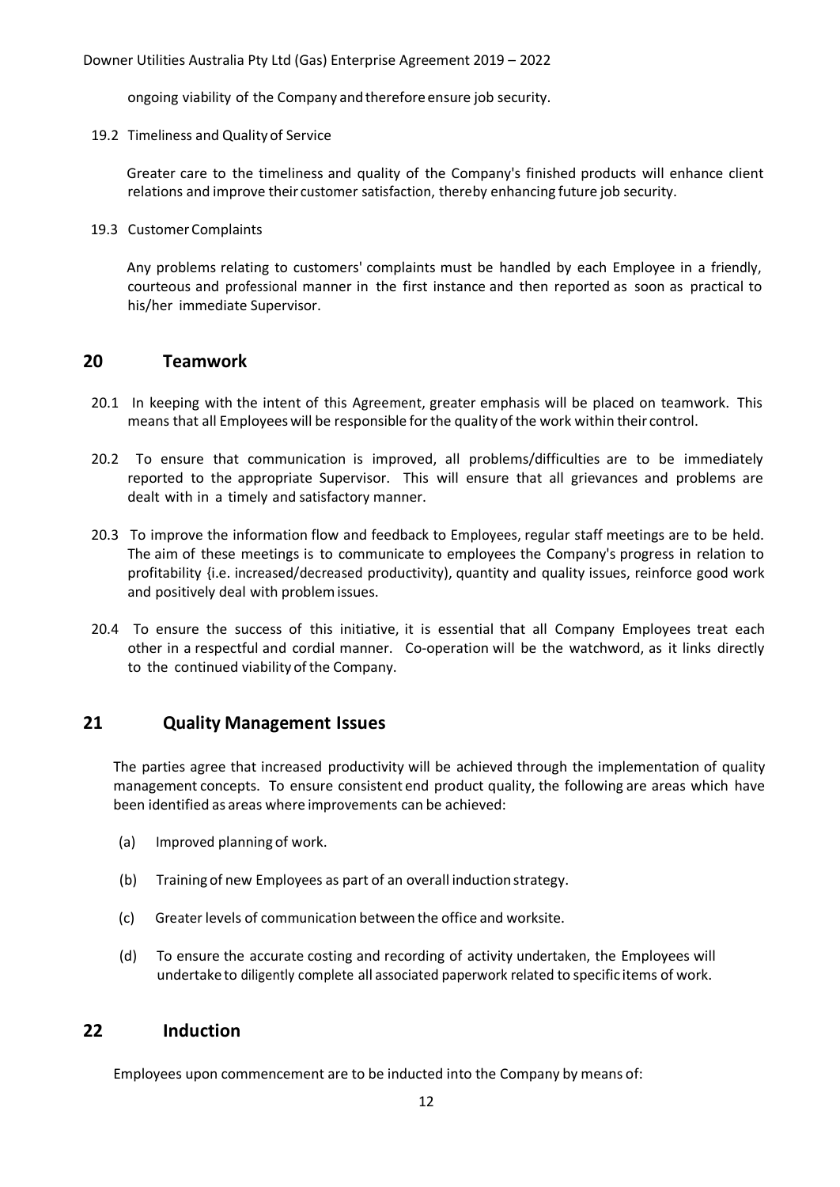ongoing viability of the Company and therefore ensure job security.

19.2 Timeliness and Quality of Service

Greater care to the timeliness and quality of the Company's finished products will enhance client relations and improve their customer satisfaction, thereby enhancing future job security.

19.3 Customer Complaints

Any problems relating to customers' complaints must be handled by each Employee in a friendly, courteous and professional manner in the first instance and then reported as soon as practical to his/her immediate Supervisor.

## 20 Teamwork

20.1 In keeping with the intent of this Agreement, greater emphasis will be placed on teamwork. This means that all Employees will be responsible for the quality of the work within their control.

20.2 To ensure that communication is improved, all problems/difficulties are to be immediately reported to the appropriate Supervisor. This will ensure that all grievances and problems are dealt with in a timely and satisfactory manner.

20.3 To improve the information flow and feedback to Employees, regular staff meetings are to be held. The aim of these meetings is to communicate to employees the Company's progress in relation to profitability {i.e. increased/decreased productivity), quantity and quality issues, reinforce good work and positively deal with problem issues.

20.4 To ensure the success of this initiative, it is essential that all Company Employees treat each other in a respectful and cordial manner. Co-operation will be the watchword, as it links directly to the continued viability of the Company.

## 21 Quality Management Issues

The parties agree that increased productivity will be achieved through the implementation of quality management concepts. To ensure consistent end product quality, the following are areas which have been identified as areas where improvements can be achieved:

(a) Improved planning of work.

(b) Training of new Employees as part of an overall induction strategy.

(c) Greater levels of communication between the office and worksite.

(d) To ensure the accurate costing and recording of activity undertaken, the Employees will undertake to diligently complete all associated paperwork related to specific items of work.

## 22 Induction

Employees upon commencement are to be inducted into the Company by means of: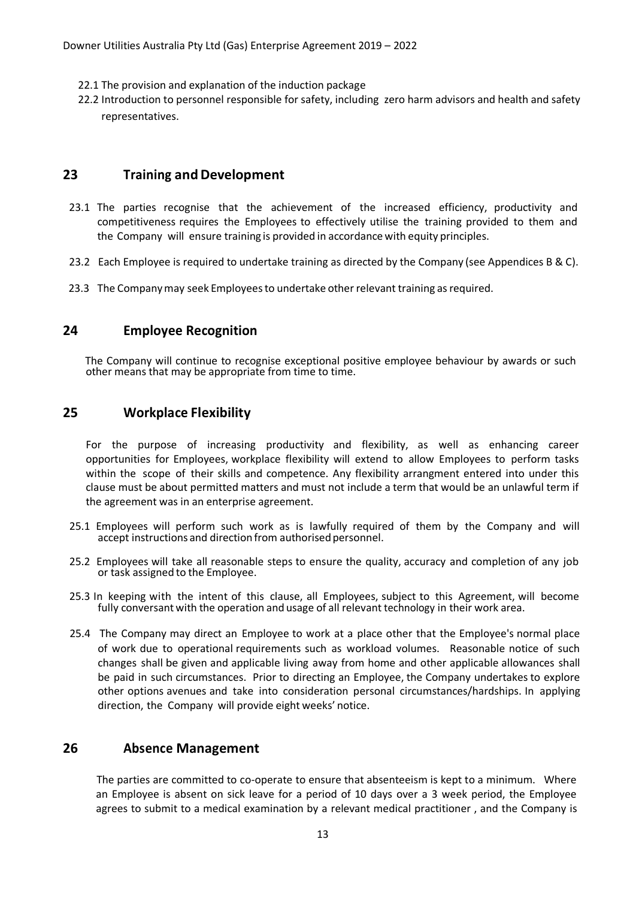22.1 The provision and explanation of the induction package

22.2 Introduction to personnel responsible for safety, including zero harm advisors and health and safety representatives.

## 23 Training and Development

23.1 The parties recognise that the achievement of the increased efficiency, productivity and competitiveness requires the Employees to effectively utilise the training provided to them and the Company will ensure training is provided in accordance with equity principles.

23.2 Each Employee is required to undertake training as directed by the Company (see Appendices B & C).

23.3 The Company may seek Employees to undertake other relevant training as required.

## 24 Employee Recognition

The Company will continue to recognise exceptional positive employee behaviour by awards or such other means that may be appropriate from time to time.

## 25 Workplace Flexibility

For the purpose of increasing productivity and flexibility, as well as enhancing career opportunities for Employees, workplace flexibility will extend to allow Employees to perform tasks within the scope of their skills and competence. Any flexibility arrangment entered into under this clause must be about permitted matters and must not include a term that would be an unlawful term if the agreement was in an enterprise agreement.

25.1 Employees will perform such work as is lawfully required of them by the Company and will accept instructions and direction from authorised personnel.

25.2 Employees will take all reasonable steps to ensure the quality, accuracy and completion of any job or task assigned to the Employee.

25.3 In keeping with the intent of this clause, all Employees, subject to this Agreement, will become fully conversant with the operation and usage of all relevant technology in their work area.

25.4 The Company may direct an Employee to work at a place other that the Employee's normal place of work due to operational requirements such as workload volumes. Reasonable notice of such changes shall be given and applicable living away from home and other applicable allowances shall be paid in such circumstances. Prior to directing an Employee, the Company undertakes to explore other options avenues and take into consideration personal circumstances/hardships. In applying direction, the Company will provide eight weeks' notice.

## 26 Absence Management

The parties are committed to co-operate to ensure that absenteeism is kept to a minimum. Where an Employee is absent on sick leave for a period of 10 days over a 3 week period, the Employee agrees to submit to a medical examination by a relevant medical practitioner , and the Company is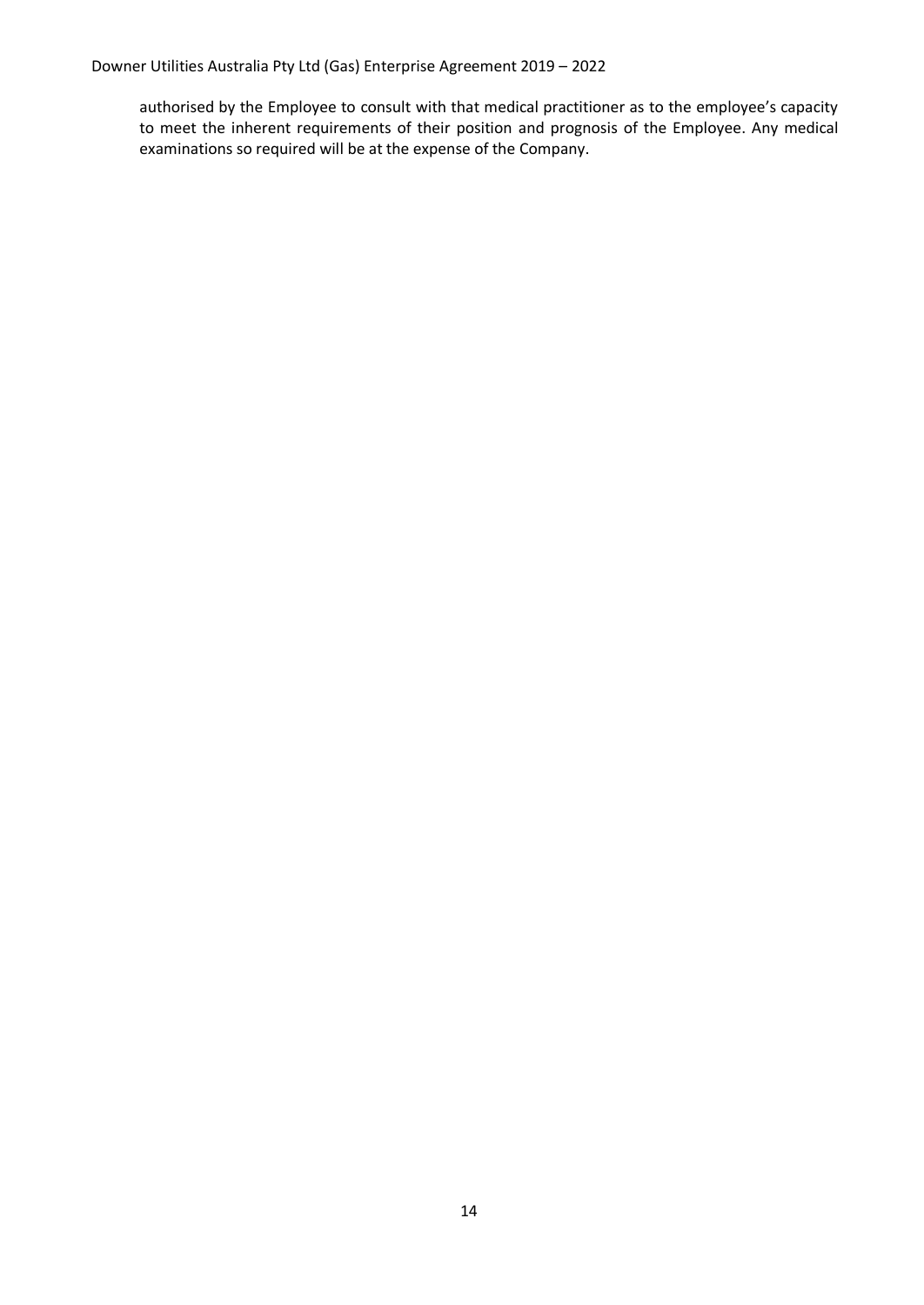authorised by the Employee to consult with that medical practitioner as to the employee's capacity to meet the inherent requirements of their position and prognosis of the Employee. Any medical examinations so required will be at the expense of the Company.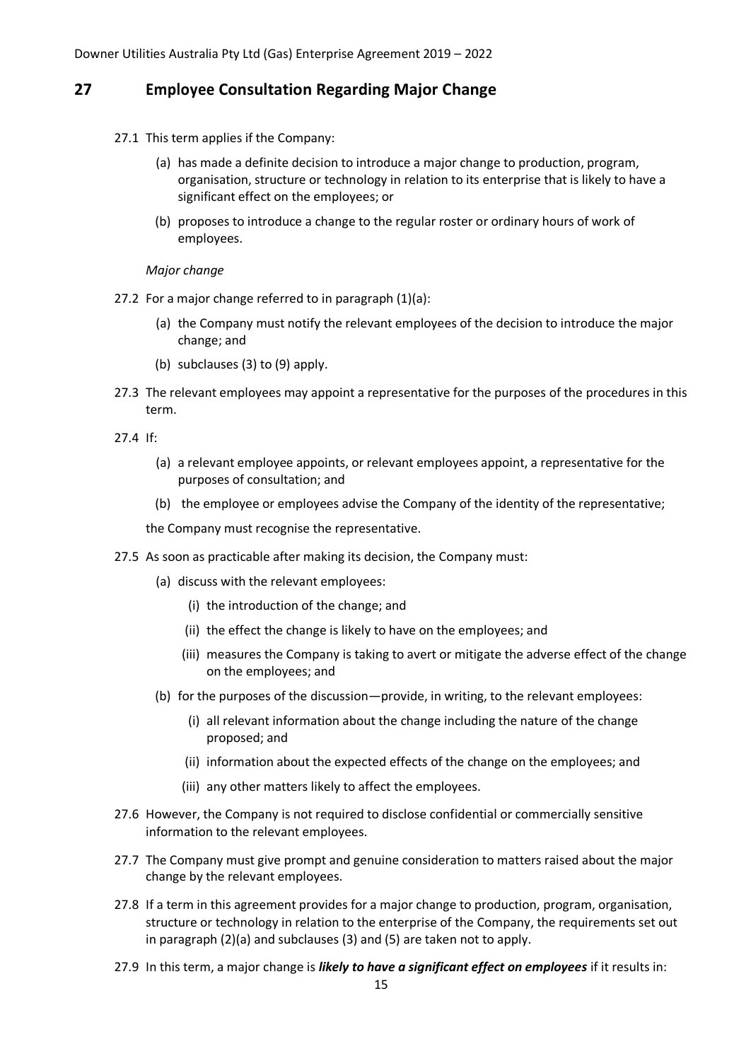## 27 Employee Consultation Regarding Major Change

27.1 This term applies if the Company:

(a) has made a definite decision to introduce a major change to production, program, organisation, structure or technology in relation to its enterprise that is likely to have a significant effect on the employees; or

(b) proposes to introduce a change to the regular roster or ordinary hours of work of employees.

*Major change*

27.2 For a major change referred to in paragraph (1)(a):

(a) the Company must notify the relevant employees of the decision to introduce the major change; and

(b) subclauses (3) to (9) apply.

27.3 The relevant employees may appoint a representative for the purposes of the procedures in this term.

27.4 If:

(a) a relevant employee appoints, or relevant employees appoint, a representative for the purposes of consultation; and

(b) the employee or employees advise the Company of the identity of the representative;

the Company must recognise the representative.

27.5 As soon as practicable after making its decision, the Company must:

(a) discuss with the relevant employees:

(i) the introduction of the change; and

(ii) the effect the change is likely to have on the employees; and

(iii) measures the Company is taking to avert or mitigate the adverse effect of the change on the employees; and

(b) for the purposes of the discussion—provide, in writing, to the relevant employees:

(i) all relevant information about the change including the nature of the change proposed; and

(ii) information about the expected effects of the change on the employees; and

(iii) any other matters likely to affect the employees.

27.6 However, the Company is not required to disclose confidential or commercially sensitive information to the relevant employees.

27.7 The Company must give prompt and genuine consideration to matters raised about the major change by the relevant employees.

27.8 If a term in this agreement provides for a major change to production, program, organisation, structure or technology in relation to the enterprise of the Company, the requirements set out in paragraph (2)(a) and subclauses (3) and (5) are taken not to apply.

27.9 In this term, a major change is ***likely to have a significant effect on employees*** if it results in: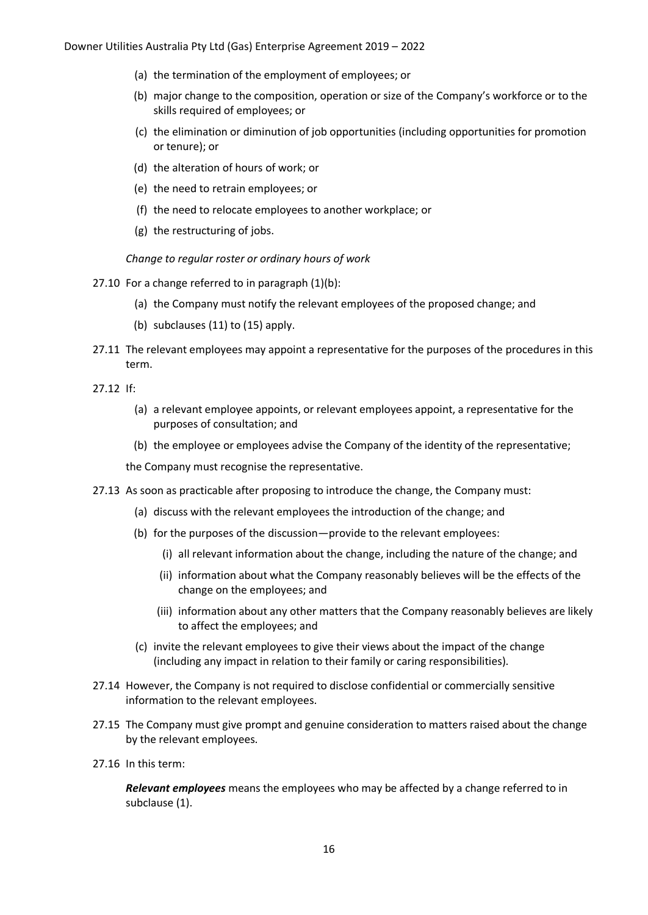(a) the termination of the employment of employees; or

(b) major change to the composition, operation or size of the Company's workforce or to the skills required of employees; or

(c) the elimination or diminution of job opportunities (including opportunities for promotion or tenure); or

(d) the alteration of hours of work; or

(e) the need to retrain employees; or

(f) the need to relocate employees to another workplace; or

(g) the restructuring of jobs.

*Change to regular roster or ordinary hours of work*

27.10 For a change referred to in paragraph (1)(b):

(a) the Company must notify the relevant employees of the proposed change; and

(b) subclauses (11) to (15) apply.

27.11 The relevant employees may appoint a representative for the purposes of the procedures in this term.

27.12 If:

(a) a relevant employee appoints, or relevant employees appoint, a representative for the purposes of consultation; and

(b) the employee or employees advise the Company of the identity of the representative;

the Company must recognise the representative.

27.13 As soon as practicable after proposing to introduce the change, the Company must:

(a) discuss with the relevant employees the introduction of the change; and

(b) for the purposes of the discussion—provide to the relevant employees:

(i) all relevant information about the change, including the nature of the change; and

(ii) information about what the Company reasonably believes will be the effects of the change on the employees; and

(iii) information about any other matters that the Company reasonably believes are likely to affect the employees; and

(c) invite the relevant employees to give their views about the impact of the change (including any impact in relation to their family or caring responsibilities).

27.14 However, the Company is not required to disclose confidential or commercially sensitive information to the relevant employees.

27.15 The Company must give prompt and genuine consideration to matters raised about the change by the relevant employees.

27.16 In this term:

***Relevant employees*** means the employees who may be affected by a change referred to in subclause (1).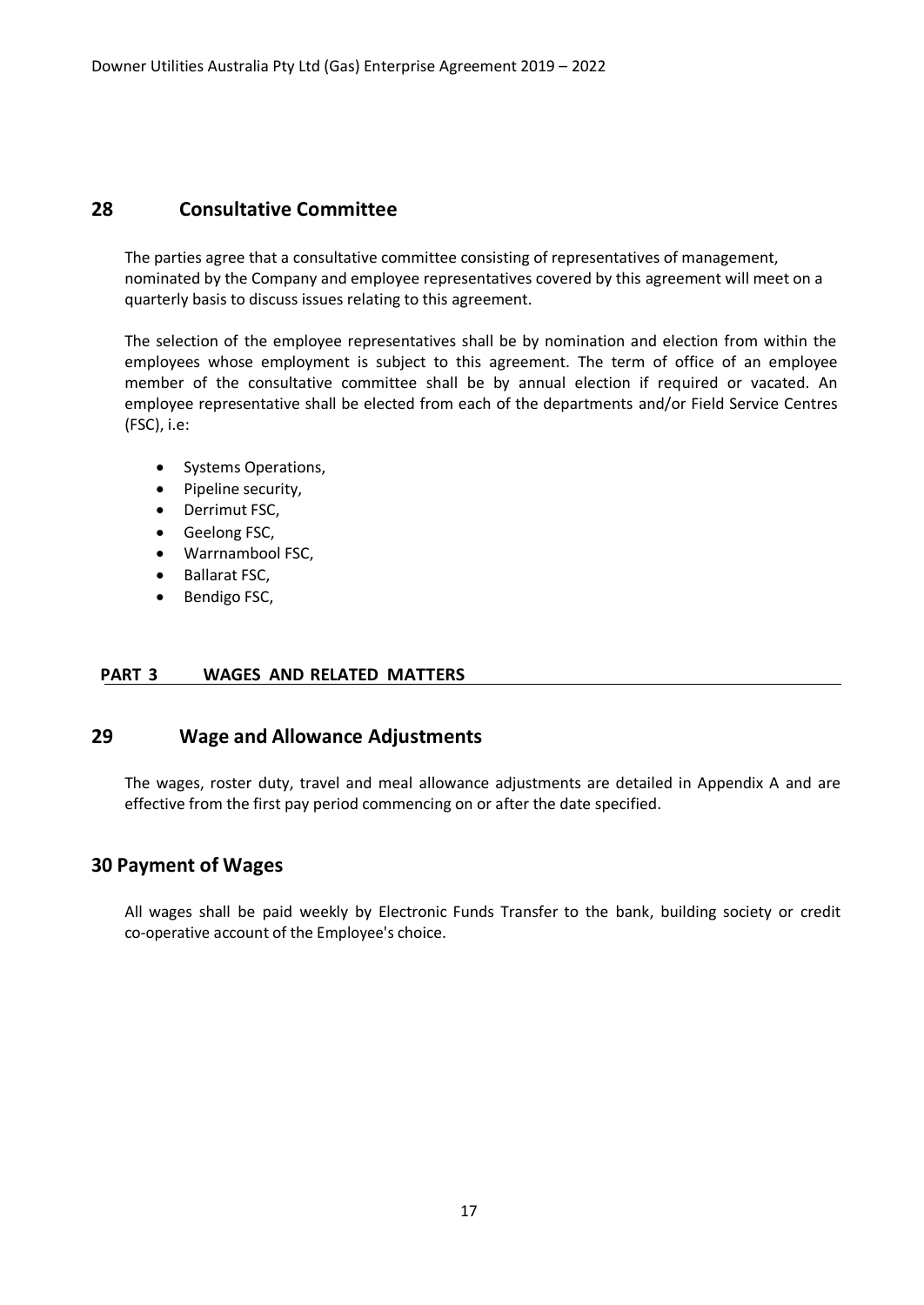## 28 Consultative Committee

The parties agree that a consultative committee consisting of representatives of management, nominated by the Company and employee representatives covered by this agreement will meet on a quarterly basis to discuss issues relating to this agreement.

The selection of the employee representatives shall be by nomination and election from within the employees whose employment is subject to this agreement. The term of office of an employee member of the consultative committee shall be by annual election if required or vacated. An employee representative shall be elected from each of the departments and/or Field Service Centres (FSC), i.e:

- Systems Operations,
- Pipeline security,
- Derrimut FSC,
- Geelong FSC,
- Warrnambool FSC,
- Ballarat FSC,
- Bendigo FSC,

# PART 3 WAGES AND RELATED MATTERS

## 29 Wage and Allowance Adjustments

The wages, roster duty, travel and meal allowance adjustments are detailed in Appendix A and are effective from the first pay period commencing on or after the date specified.

## 30 Payment of Wages

All wages shall be paid weekly by Electronic Funds Transfer to the bank, building society or credit co-operative account of the Employee's choice.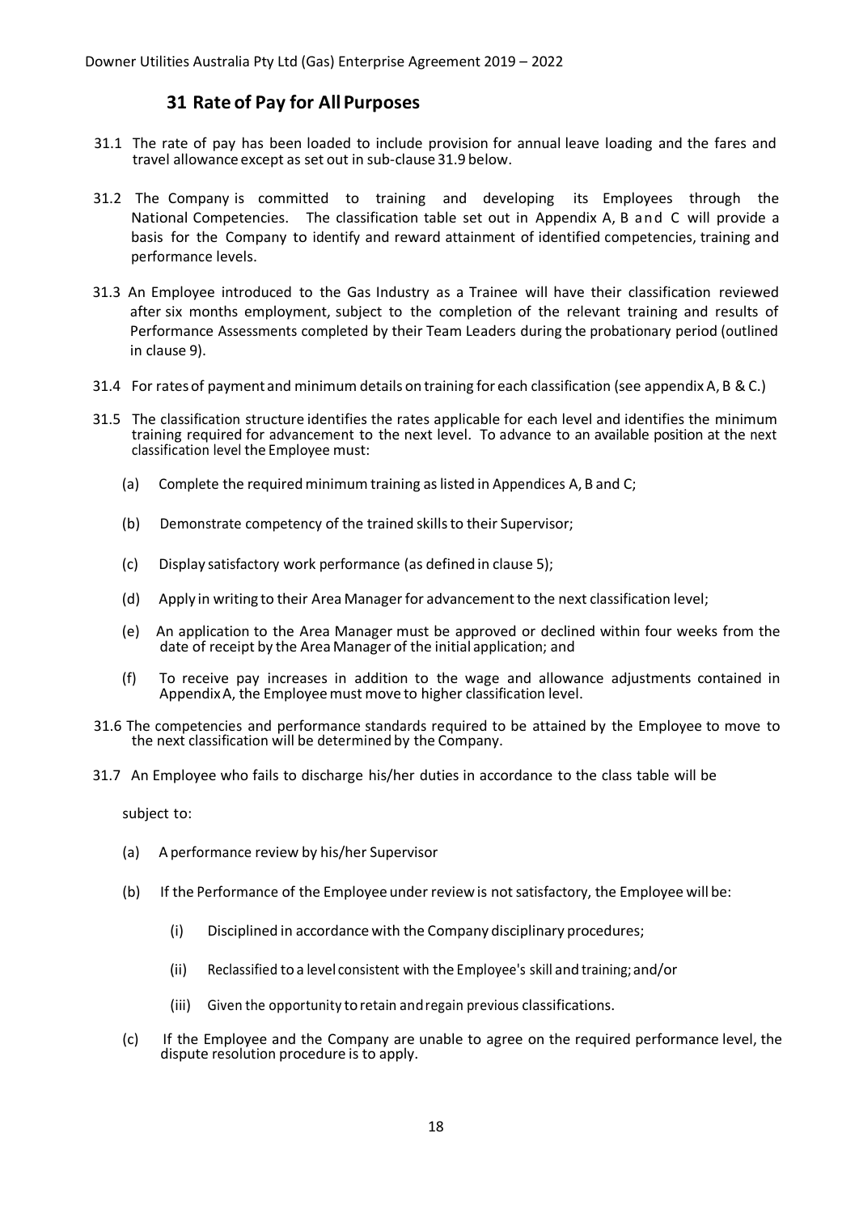## 31 Rate of Pay for All Purposes

31.1 The rate of pay has been loaded to include provision for annual leave loading and the fares and travel allowance except as set out in sub-clause 31.9 below.

31.2 The Company is committed to training and developing its Employees through the National Competencies. The classification table set out in Appendix A, B and C will provide a basis for the Company to identify and reward attainment of identified competencies, training and performance levels.

31.3 An Employee introduced to the Gas Industry as a Trainee will have their classification reviewed after six months employment, subject to the completion of the relevant training and results of Performance Assessments completed by their Team Leaders during the probationary period (outlined in clause 9).

31.4 For rates of payment and minimum details on training for each classification (see appendix A, B & C.)

31.5 The classification structure identifies the rates applicable for each level and identifies the minimum training required for advancement to the next level. To advance to an available position at the next classification level the Employee must:

(a) Complete the required minimum training as listed in Appendices A, B and C;

(b) Demonstrate competency of the trained skills to their Supervisor;

(c) Display satisfactory work performance (as defined in clause 5);

(d) Apply in writing to their Area Manager for advancement to the next classification level;

(e) An application to the Area Manager must be approved or declined within four weeks from the date of receipt by the Area Manager of the initial application; and

(f) To receive pay increases in addition to the wage and allowance adjustments contained in Appendix A, the Employee must move to higher classification level.

31.6 The competencies and performance standards required to be attained by the Employee to move to the next classification will be determined by the Company.

31.7 An Employee who fails to discharge his/her duties in accordance to the class table will be

subject to:

(a) A performance review by his/her Supervisor

(b) If the Performance of the Employee under review is not satisfactory, the Employee will be:

(i) Disciplined in accordance with the Company disciplinary procedures;

(ii) Reclassified to a level consistent with the Employee's skill and training; and/or

(iii) Given the opportunity to retain and regain previous classifications.

(c) If the Employee and the Company are unable to agree on the required performance level, the dispute resolution procedure is to apply.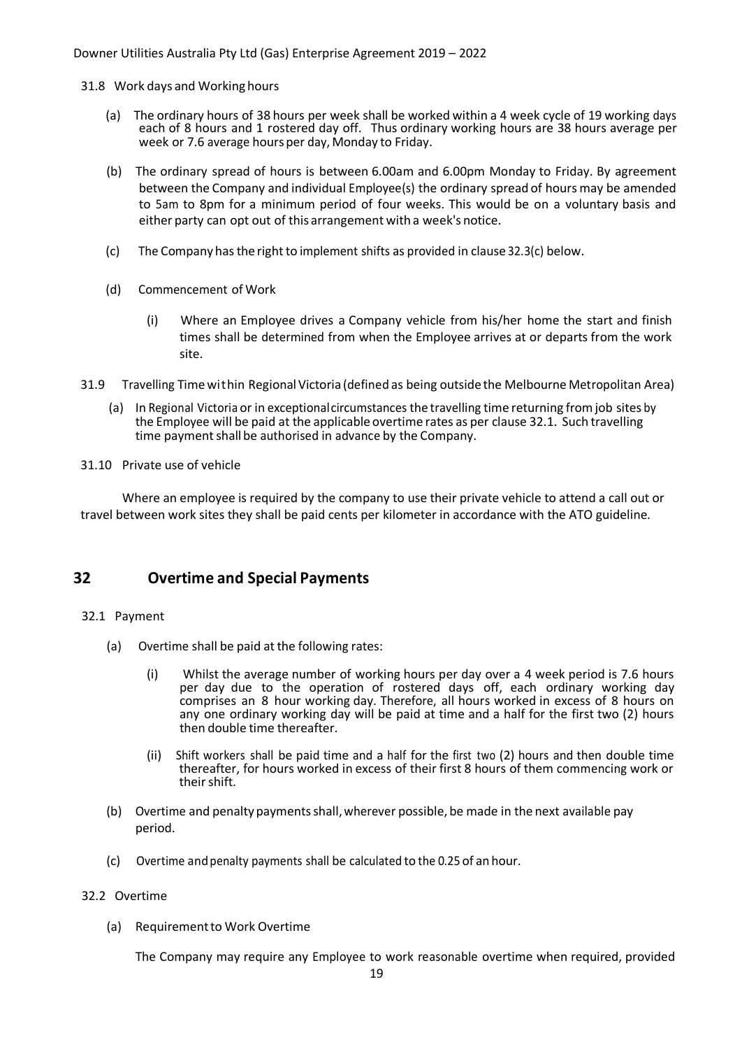31.8 Work days and Working hours

(a) The ordinary hours of 38 hours per week shall be worked within a 4 week cycle of 19 working days each of 8 hours and 1 rostered day off. Thus ordinary working hours are 38 hours average per week or 7.6 average hours per day, Monday to Friday.

(b) The ordinary spread of hours is between 6.00am and 6.00pm Monday to Friday. By agreement between the Company and individual Employee(s) the ordinary spread of hours may be amended to 5am to 8pm for a minimum period of four weeks. This would be on a voluntary basis and either party can opt out of this arrangement with a week's notice.

(c) The Company has the right to implement shifts as provided in clause 32.3(c) below.

(d) Commencement of Work

(i) Where an Employee drives a Company vehicle from his/her home the start and finish times shall be determined from when the Employee arrives at or departs from the work site.

31.9 Travelling Time within Regional Victoria (defined as being outside the Melbourne Metropolitan Area)

(a) In Regional Victoria or in exceptional circumstances the travelling time returning from job sites by the Employee will be paid at the applicable overtime rates as per clause 32.1. Such travelling time payment shall be authorised in advance by the Company.

31.10 Private use of vehicle

Where an employee is required by the company to use their private vehicle to attend a call out or travel between work sites they shall be paid cents per kilometer in accordance with the ATO guideline.

## 32 Overtime and Special Payments

32.1 Payment

(a) Overtime shall be paid at the following rates:

(i) Whilst the average number of working hours per day over a 4 week period is 7.6 hours per day due to the operation of rostered days off, each ordinary working day comprises an 8 hour working day. Therefore, all hours worked in excess of 8 hours on any one ordinary working day will be paid at time and a half for the first two (2) hours then double time thereafter.

(ii) Shift workers shall be paid time and a half for the first two (2) hours and then double time thereafter, for hours worked in excess of their first 8 hours of them commencing work or their shift.

(b) Overtime and penalty payments shall, wherever possible, be made in the next available pay period.

(c) Overtime and penalty payments shall be calculated to the 0.25 of an hour.

32.2 Overtime

(a) Requirement to Work Overtime

The Company may require any Employee to work reasonable overtime when required, provided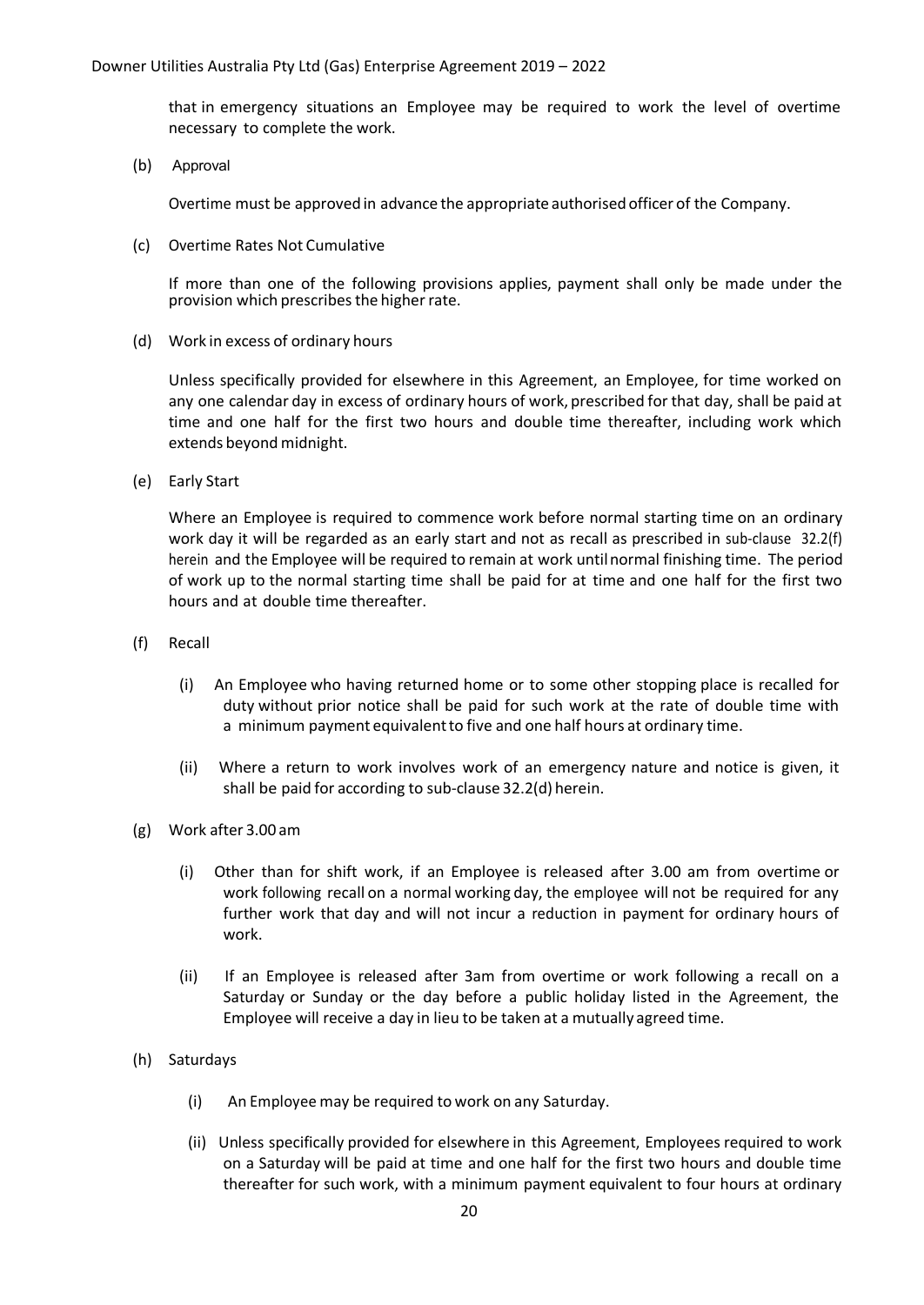that in emergency situations an Employee may be required to work the level of overtime necessary to complete the work.

(b) Approval

Overtime must be approved in advance the appropriate authorised officer of the Company.

(c) Overtime Rates Not Cumulative

If more than one of the following provisions applies, payment shall only be made under the provision which prescribes the higher rate.

(d) Work in excess of ordinary hours

Unless specifically provided for elsewhere in this Agreement, an Employee, for time worked on any one calendar day in excess of ordinary hours of work, prescribed for that day, shall be paid at time and one half for the first two hours and double time thereafter, including work which extends beyond midnight.

(e) Early Start

Where an Employee is required to commence work before normal starting time on an ordinary work day it will be regarded as an early start and not as recall as prescribed in sub-clause 32.2(f) herein and the Employee will be required to remain at work until normal finishing time. The period of work up to the normal starting time shall be paid for at time and one half for the first two hours and at double time thereafter.

(f) Recall

(i) An Employee who having returned home or to some other stopping place is recalled for duty without prior notice shall be paid for such work at the rate of double time with a minimum payment equivalent to five and one half hours at ordinary time.

(ii) Where a return to work involves work of an emergency nature and notice is given, it shall be paid for according to sub-clause 32.2(d) herein.

(g) Work after 3.00 am

(i) Other than for shift work, if an Employee is released after 3.00 am from overtime or work following recall on a normal working day, the employee will not be required for any further work that day and will not incur a reduction in payment for ordinary hours of work.

(ii) If an Employee is released after 3am from overtime or work following a recall on a Saturday or Sunday or the day before a public holiday listed in the Agreement, the Employee will receive a day in lieu to be taken at a mutually agreed time.

(h) Saturdays

(i) An Employee may be required to work on any Saturday.

(ii) Unless specifically provided for elsewhere in this Agreement, Employees required to work on a Saturday will be paid at time and one half for the first two hours and double time thereafter for such work, with a minimum payment equivalent to four hours at ordinary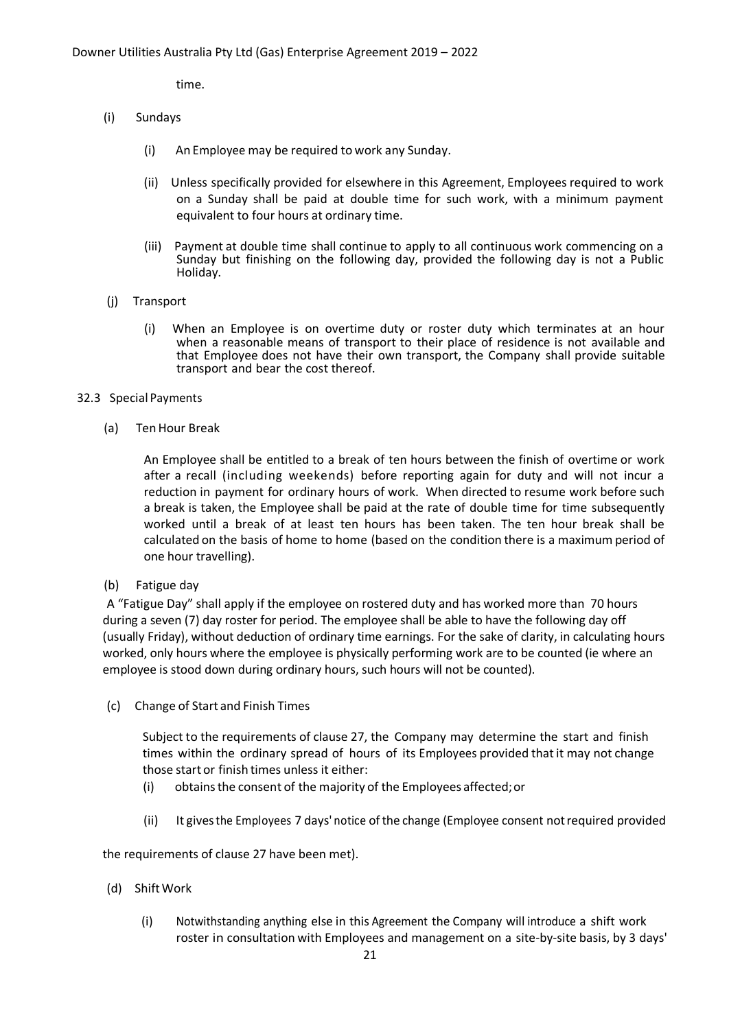time.

(i) Sundays

(i) An Employee may be required to work any Sunday.

(ii) Unless specifically provided for elsewhere in this Agreement, Employees required to work on a Sunday shall be paid at double time for such work, with a minimum payment equivalent to four hours at ordinary time.

(iii) Payment at double time shall continue to apply to all continuous work commencing on a Sunday but finishing on the following day, provided the following day is not a Public Holiday.

(j) Transport

(i) When an Employee is on overtime duty or roster duty which terminates at an hour when a reasonable means of transport to their place of residence is not available and that Employee does not have their own transport, the Company shall provide suitable transport and bear the cost thereof.

32.3 Special Payments

(a) Ten Hour Break

An Employee shall be entitled to a break of ten hours between the finish of overtime or work after a recall (including weekends) before reporting again for duty and will not incur a reduction in payment for ordinary hours of work. When directed to resume work before such a break is taken, the Employee shall be paid at the rate of double time for time subsequently worked until a break of at least ten hours has been taken. The ten hour break shall be calculated on the basis of home to home (based on the condition there is a maximum period of one hour travelling).

(b) Fatigue day

A "Fatigue Day" shall apply if the employee on rostered duty and has worked more than 70 hours during a seven (7) day roster for period. The employee shall be able to have the following day off (usually Friday), without deduction of ordinary time earnings. For the sake of clarity, in calculating hours worked, only hours where the employee is physically performing work are to be counted (ie where an employee is stood down during ordinary hours, such hours will not be counted).

(c) Change of Start and Finish Times

Subject to the requirements of clause 27, the Company may determine the start and finish times within the ordinary spread of hours of its Employees provided that it may not change those start or finish times unless it either:

(i) obtains the consent of the majority of the Employees affected; or

(ii) It gives the Employees 7 days' notice of the change (Employee consent not required provided the requirements of clause 27 have been met).

(d) Shift Work

(i) Notwithstanding anything else in this Agreement the Company will introduce a shift work roster in consultation with Employees and management on a site-by-site basis, by 3 days'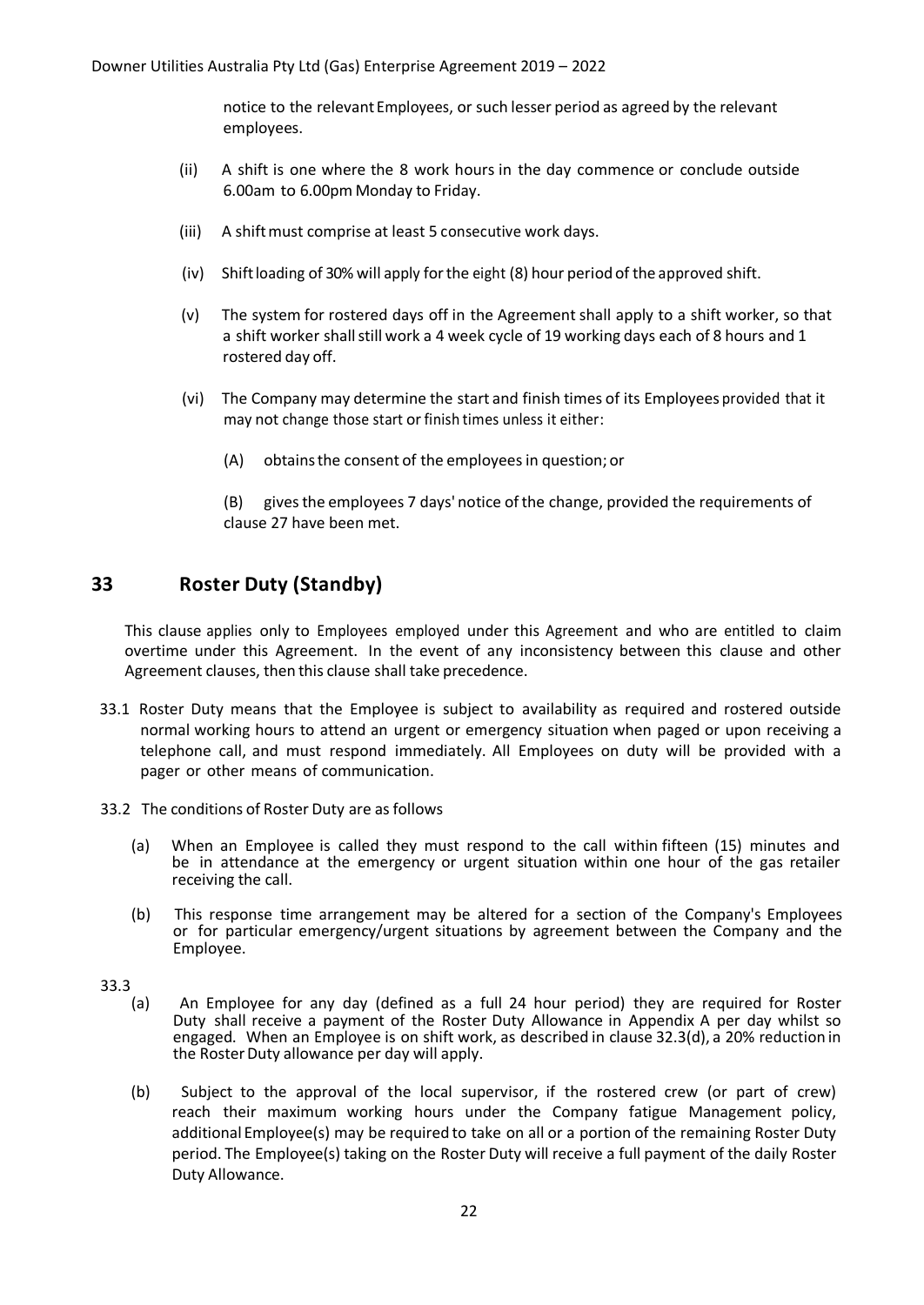notice to the relevant Employees, or such lesser period as agreed by the relevant employees.

(ii) A shift is one where the 8 work hours in the day commence or conclude outside 6.00am to 6.00pm Monday to Friday.

(iii) A shift must comprise at least 5 consecutive work days.

(iv) Shift loading of 30% will apply for the eight (8) hour period of the approved shift.

(v) The system for rostered days off in the Agreement shall apply to a shift worker, so that a shift worker shall still work a 4 week cycle of 19 working days each of 8 hours and 1 rostered day off.

(vi) The Company may determine the start and finish times of its Employees provided that it may not change those start or finish times unless it either:

(A) obtains the consent of the employees in question; or

(B) gives the employees 7 days' notice of the change, provided the requirements of clause 27 have been met.

## 33 Roster Duty (Standby)

This clause applies only to Employees employed under this Agreement and who are entitled to claim overtime under this Agreement. In the event of any inconsistency between this clause and other Agreement clauses, then this clause shall take precedence.

33.1 Roster Duty means that the Employee is subject to availability as required and rostered outside normal working hours to attend an urgent or emergency situation when paged or upon receiving a telephone call, and must respond immediately. All Employees on duty will be provided with a pager or other means of communication.

33.2 The conditions of Roster Duty are as follows

(a) When an Employee is called they must respond to the call within fifteen (15) minutes and be in attendance at the emergency or urgent situation within one hour of the gas retailer receiving the call.

(b) This response time arrangement may be altered for a section of the Company's Employees or for particular emergency/urgent situations by agreement between the Company and the Employee.

33.3

(a) An Employee for any day (defined as a full 24 hour period) they are required for Roster Duty shall receive a payment of the Roster Duty Allowance in Appendix A per day whilst so engaged. When an Employee is on shift work, as described in clause 32.3(d), a 20% reduction in the Roster Duty allowance per day will apply.

(b) Subject to the approval of the local supervisor, if the rostered crew (or part of crew) reach their maximum working hours under the Company fatigue Management policy, additional Employee(s) may be required to take on all or a portion of the remaining Roster Duty period. The Employee(s) taking on the Roster Duty will receive a full payment of the daily Roster Duty Allowance.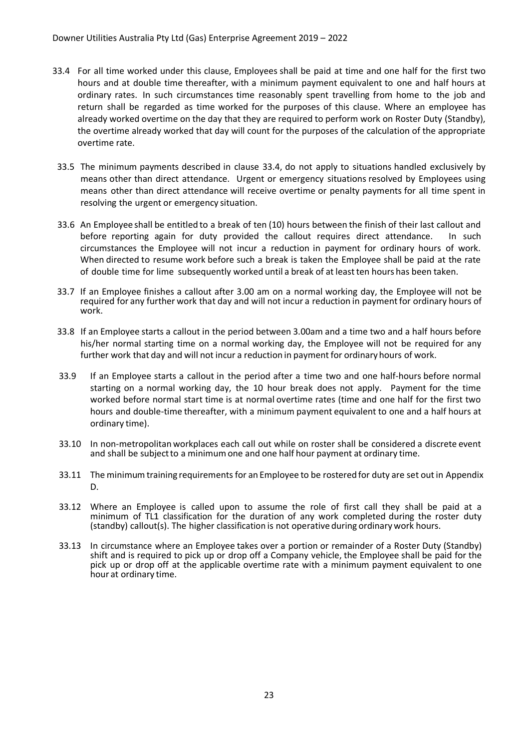33.4 For all time worked under this clause, Employees shall be paid at time and one half for the first two hours and at double time thereafter, with a minimum payment equivalent to one and half hours at ordinary rates. In such circumstances time reasonably spent travelling from home to the job and return shall be regarded as time worked for the purposes of this clause. Where an employee has already worked overtime on the day that they are required to perform work on Roster Duty (Standby), the overtime already worked that day will count for the purposes of the calculation of the appropriate overtime rate.

33.5 The minimum payments described in clause 33.4, do not apply to situations handled exclusively by means other than direct attendance. Urgent or emergency situations resolved by Employees using means other than direct attendance will receive overtime or penalty payments for all time spent in resolving the urgent or emergency situation.

33.6 An Employee shall be entitled to a break of ten (10) hours between the finish of their last callout and before reporting again for duty provided the callout requires direct attendance. In such circumstances the Employee will not incur a reduction in payment for ordinary hours of work. When directed to resume work before such a break is taken the Employee shall be paid at the rate of double time for lime subsequently worked until a break of at least ten hours has been taken.

33.7 If an Employee finishes a callout after 3.00 am on a normal working day, the Employee will not be required for any further work that day and will not incur a reduction in payment for ordinary hours of work.

33.8 If an Employee starts a callout in the period between 3.00am and a time two and a half hours before his/her normal starting time on a normal working day, the Employee will not be required for any further work that day and will not incur a reduction in payment for ordinary hours of work.

33.9 If an Employee starts a callout in the period after a time two and one half-hours before normal starting on a normal working day, the 10 hour break does not apply. Payment for the time worked before normal start time is at normal overtime rates (time and one half for the first two hours and double-time thereafter, with a minimum payment equivalent to one and a half hours at ordinary time).

33.10 In non-metropolitan workplaces each call out while on roster shall be considered a discrete event and shall be subject to a minimum one and one half hour payment at ordinary time.

33.11 The minimum training requirements for an Employee to be rostered for duty are set out in Appendix D.

33.12 Where an Employee is called upon to assume the role of first call they shall be paid at a minimum of TL1 classification for the duration of any work completed during the roster duty (standby) callout(s). The higher classification is not operative during ordinary work hours.

33.13 In circumstance where an Employee takes over a portion or remainder of a Roster Duty (Standby) shift and is required to pick up or drop off a Company vehicle, the Employee shall be paid for the pick up or drop off at the applicable overtime rate with a minimum payment equivalent to one hour at ordinary time.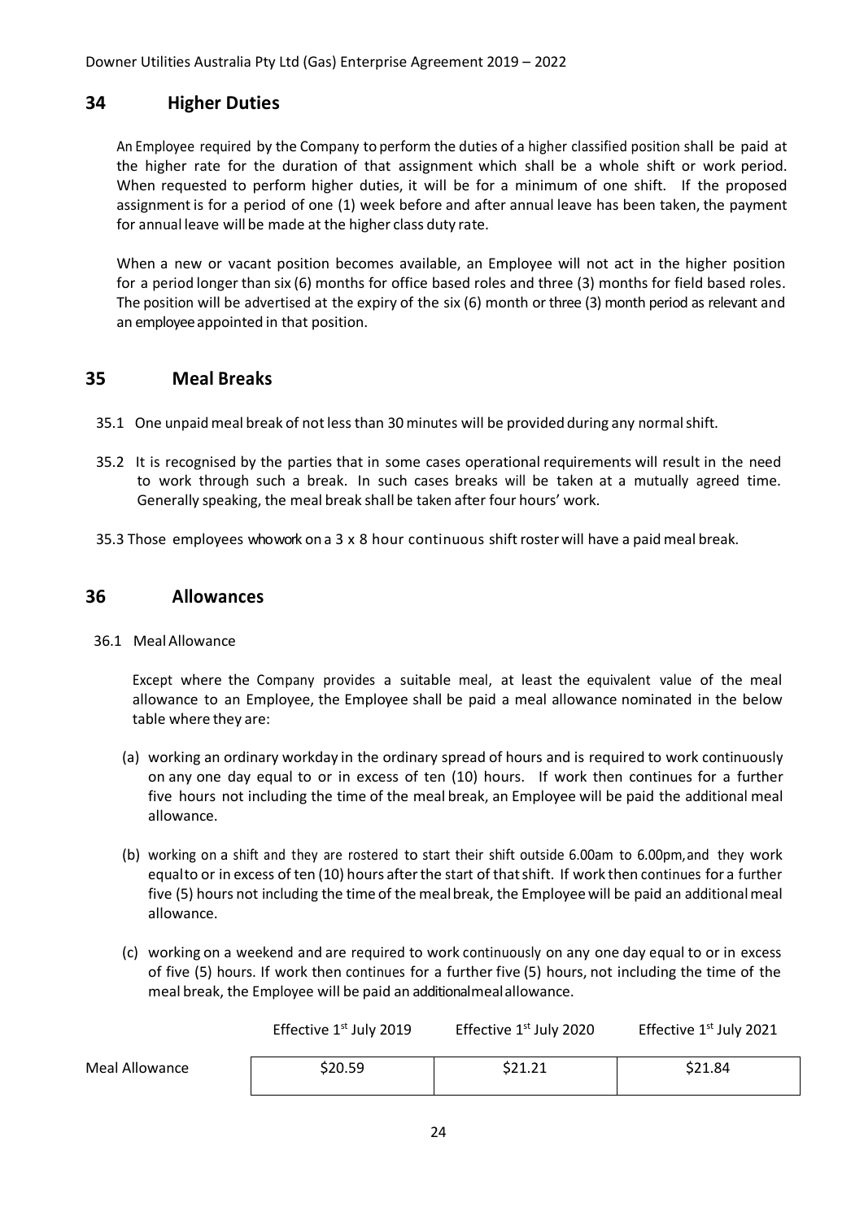## 34 Higher Duties

An Employee required by the Company to perform the duties of a higher classified position shall be paid at the higher rate for the duration of that assignment which shall be a whole shift or work period. When requested to perform higher duties, it will be for a minimum of one shift. If the proposed assignment is for a period of one (1) week before and after annual leave has been taken, the payment for annual leave will be made at the higher class duty rate.

When a new or vacant position becomes available, an Employee will not act in the higher position for a period longer than six (6) months for office based roles and three (3) months for field based roles. The position will be advertised at the expiry of the six (6) month or three (3) month period as relevant and an employee appointed in that position.

## 35 Meal Breaks

35.1 One unpaid meal break of not less than 30 minutes will be provided during any normal shift.

35.2 It is recognised by the parties that in some cases operational requirements will result in the need to work through such a break. In such cases breaks will be taken at a mutually agreed time. Generally speaking, the meal break shall be taken after four hours' work.

35.3 Those employees whowork on a 3 x 8 hour continuous shift roster will have a paid meal break.

## 36 Allowances

36.1 Meal Allowance

Except where the Company provides a suitable meal, at least the equivalent value of the meal allowance to an Employee, the Employee shall be paid a meal allowance nominated in the below table where they are:

(a) working an ordinary workday in the ordinary spread of hours and is required to work continuously on any one day equal to or in excess of ten (10) hours. If work then continues for a further five hours not including the time of the meal break, an Employee will be paid the additional meal allowance.

(b) working on a shift and they are rostered to start their shift outside 6.00am to 6.00pm, and they work equal to or in excess of ten (10) hours after the start of that shift. If work then continues for a further five (5) hours not including the time of the meal break, the Employee will be paid an additional meal allowance.

(c) working on a weekend and are required to work continuously on any one day equal to or in excess of five (5) hours. If work then continues for a further five (5) hours, not including the time of the meal break, the Employee will be paid an additional meal allowance.

| | Effective 1st July 2019 | Effective 1st July 2020 | Effective 1st July 2021 |
|---|---|---|---|
| Meal Allowance | $20.59 | $21.21 | $21.84 |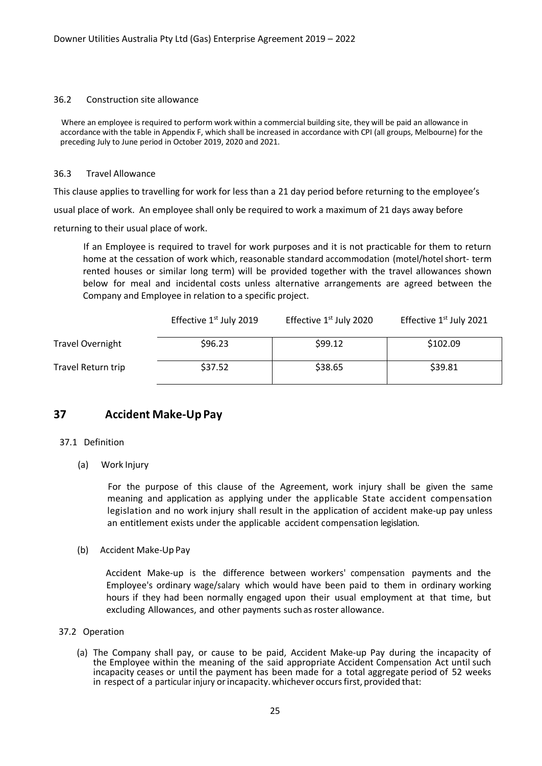### 36.2 Construction site allowance

Where an employee is required to perform work within a commercial building site, they will be paid an allowance in accordance with the table in Appendix F, which shall be increased in accordance with CPI (all groups, Melbourne) for the preceding July to June period in October 2019, 2020 and 2021.

### 36.3 Travel Allowance

This clause applies to travelling for work for less than a 21 day period before returning to the employee's usual place of work. An employee shall only be required to work a maximum of 21 days away before returning to their usual place of work.

If an Employee is required to travel for work purposes and it is not practicable for them to return home at the cessation of work which, reasonable standard accommodation (motel/hotel short- term rented houses or similar long term) will be provided together with the travel allowances shown below for meal and incidental costs unless alternative arrangements are agreed between the Company and Employee in relation to a specific project.

| | Effective 1st July 2019 | Effective 1st July 2020 | Effective 1st July 2021 |
|---|---|---|---|
| Travel Overnight | $96.23 | $99.12 | $102.09 |
| Travel Return trip | $37.52 | $38.65 | $39.81 |

## 37 Accident Make-Up Pay

### 37.1 Definition

(a) Work Injury

For the purpose of this clause of the Agreement, work injury shall be given the same meaning and application as applying under the applicable State accident compensation legislation and no work injury shall result in the application of accident make-up pay unless an entitlement exists under the applicable accident compensation legislation.

(b) Accident Make-Up Pay

Accident Make-up is the difference between workers' compensation payments and the Employee's ordinary wage/salary which would have been paid to them in ordinary working hours if they had been normally engaged upon their usual employment at that time, but excluding Allowances, and other payments such as roster allowance.

### 37.2 Operation

(a) The Company shall pay, or cause to be paid, Accident Make-up Pay during the incapacity of the Employee within the meaning of the said appropriate Accident Compensation Act until such incapacity ceases or until the payment has been made for a total aggregate period of 52 weeks in respect of a particular injury or incapacity. whichever occurs first, provided that: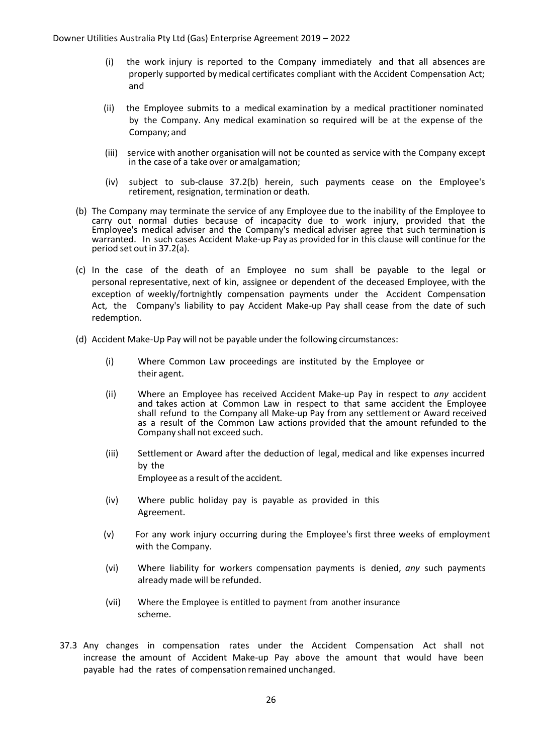(i) the work injury is reported to the Company immediately and that all absences are properly supported by medical certificates compliant with the Accident Compensation Act; and

(ii) the Employee submits to a medical examination by a medical practitioner nominated by the Company. Any medical examination so required will be at the expense of the Company; and

(iii) service with another organisation will not be counted as service with the Company except in the case of a take over or amalgamation;

(iv) subject to sub-clause 37.2(b) herein, such payments cease on the Employee's retirement, resignation, termination or death.

(b) The Company may terminate the service of any Employee due to the inability of the Employee to carry out normal duties because of incapacity due to work injury, provided that the Employee's medical adviser and the Company's medical adviser agree that such termination is warranted. In such cases Accident Make-up Pay as provided for in this clause will continue for the period set out in 37.2(a).

(c) In the case of the death of an Employee no sum shall be payable to the legal or personal representative, next of kin, assignee or dependent of the deceased Employee, with the exception of weekly/fortnightly compensation payments under the Accident Compensation Act, the Company's liability to pay Accident Make-up Pay shall cease from the date of such redemption.

(d) Accident Make-Up Pay will not be payable under the following circumstances:

(i) Where Common Law proceedings are instituted by the Employee or their agent.

(ii) Where an Employee has received Accident Make-up Pay in respect to *any* accident and takes action at Common Law in respect to that same accident the Employee shall refund to the Company all Make-up Pay from any settlement or Award received as a result of the Common Law actions provided that the amount refunded to the Company shall not exceed such.

(iii) Settlement or Award after the deduction of legal, medical and like expenses incurred by the Employee as a result of the accident.

(iv) Where public holiday pay is payable as provided in this Agreement.

(v) For any work injury occurring during the Employee's first three weeks of employment with the Company.

(vi) Where liability for workers compensation payments is denied, *any* such payments already made will be refunded.

(vii) Where the Employee is entitled to payment from another insurance scheme.

37.3 Any changes in compensation rates under the Accident Compensation Act shall not increase the amount of Accident Make-up Pay above the amount that would have been payable had the rates of compensation remained unchanged.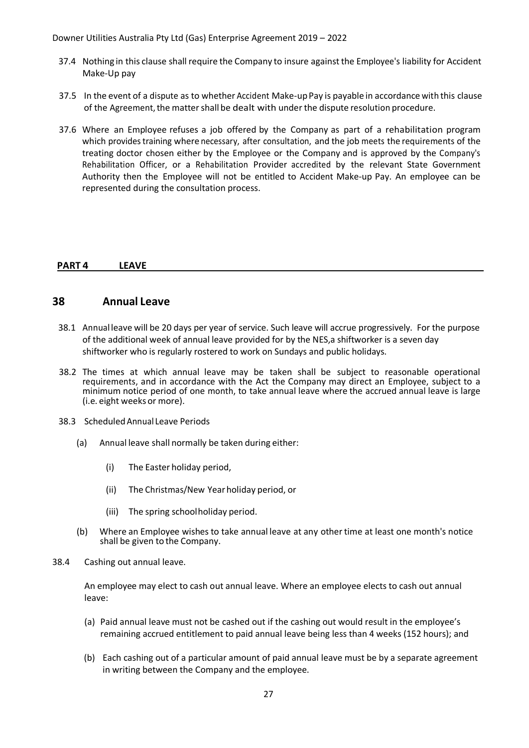37.4 Nothing in this clause shall require the Company to insure against the Employee's liability for Accident Make-Up pay

37.5 In the event of a dispute as to whether Accident Make-up Pay is payable in accordance with this clause of the Agreement, the matter shall be dealt with under the dispute resolution procedure.

37.6 Where an Employee refuses a job offered by the Company as part of a rehabilitation program which provides training where necessary, after consultation, and the job meets the requirements of the treating doctor chosen either by the Employee or the Company and is approved by the Company's Rehabilitation Officer, or a Rehabilitation Provider accredited by the relevant State Government Authority then the Employee will not be entitled to Accident Make-up Pay. An employee can be represented during the consultation process.

**PART 4 LEAVE**

## 38 Annual Leave

38.1 Annual leave will be 20 days per year of service. Such leave will accrue progressively. For the purpose of the additional week of annual leave provided for by the NES,a shiftworker is a seven day shiftworker who is regularly rostered to work on Sundays and public holidays.

38.2 The times at which annual leave may be taken shall be subject to reasonable operational requirements, and in accordance with the Act the Company may direct an Employee, subject to a minimum notice period of one month, to take annual leave where the accrued annual leave is large (i.e. eight weeks or more).

38.3 Scheduled Annual Leave Periods

(a) Annual leave shall normally be taken during either:

(i) The Easter holiday period,

(ii) The Christmas/New Year holiday period, or

(iii) The spring school holiday period.

(b) Where an Employee wishes to take annual leave at any other time at least one month's notice shall be given to the Company.

38.4 Cashing out annual leave.

An employee may elect to cash out annual leave. Where an employee elects to cash out annual leave:

(a) Paid annual leave must not be cashed out if the cashing out would result in the employee's remaining accrued entitlement to paid annual leave being less than 4 weeks (152 hours); and

(b) Each cashing out of a particular amount of paid annual leave must be by a separate agreement in writing between the Company and the employee.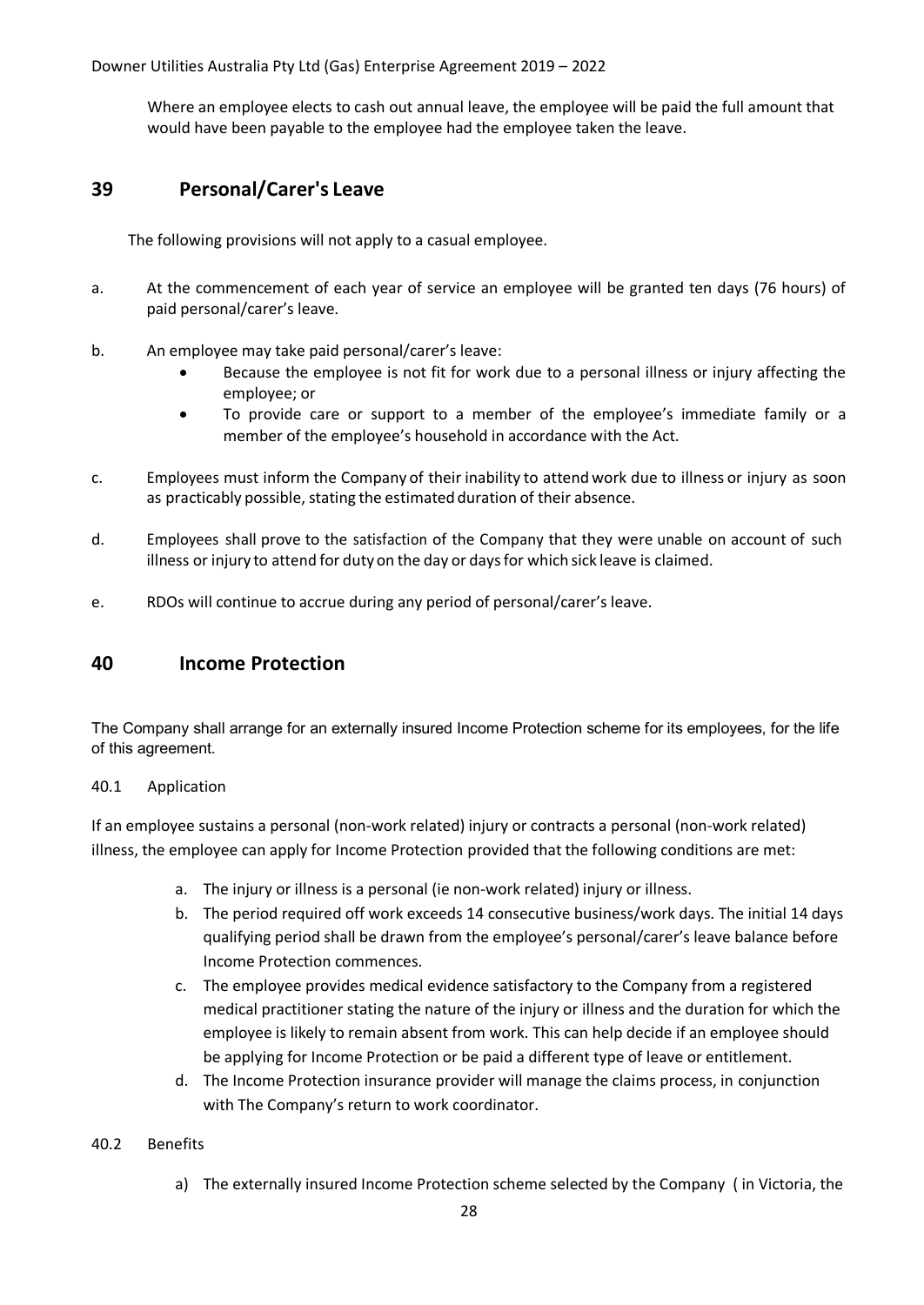Where an employee elects to cash out annual leave, the employee will be paid the full amount that would have been payable to the employee had the employee taken the leave.

## 39 Personal/Carer's Leave

The following provisions will not apply to a casual employee.

a. At the commencement of each year of service an employee will be granted ten days (76 hours) of paid personal/carer's leave.

b. An employee may take paid personal/carer's leave:
   - Because the employee is not fit for work due to a personal illness or injury affecting the employee; or
   - To provide care or support to a member of the employee's immediate family or a member of the employee's household in accordance with the Act.

c. Employees must inform the Company of their inability to attend work due to illness or injury as soon as practicably possible, stating the estimated duration of their absence.

d. Employees shall prove to the satisfaction of the Company that they were unable on account of such illness or injury to attend for duty on the day or days for which sick leave is claimed.

e. RDOs will continue to accrue during any period of personal/carer's leave.

## 40 Income Protection

The Company shall arrange for an externally insured Income Protection scheme for its employees, for the life of this agreement.

40.1 Application

If an employee sustains a personal (non-work related) injury or contracts a personal (non-work related) illness, the employee can apply for Income Protection provided that the following conditions are met:

a. The injury or illness is a personal (ie non-work related) injury or illness.
b. The period required off work exceeds 14 consecutive business/work days. The initial 14 days qualifying period shall be drawn from the employee's personal/carer's leave balance before Income Protection commences.
c. The employee provides medical evidence satisfactory to the Company from a registered medical practitioner stating the nature of the injury or illness and the duration for which the employee is likely to remain absent from work. This can help decide if an employee should be applying for Income Protection or be paid a different type of leave or entitlement.
d. The Income Protection insurance provider will manage the claims process, in conjunction with The Company's return to work coordinator.

40.2 Benefits

a) The externally insured Income Protection scheme selected by the Company ( in Victoria, the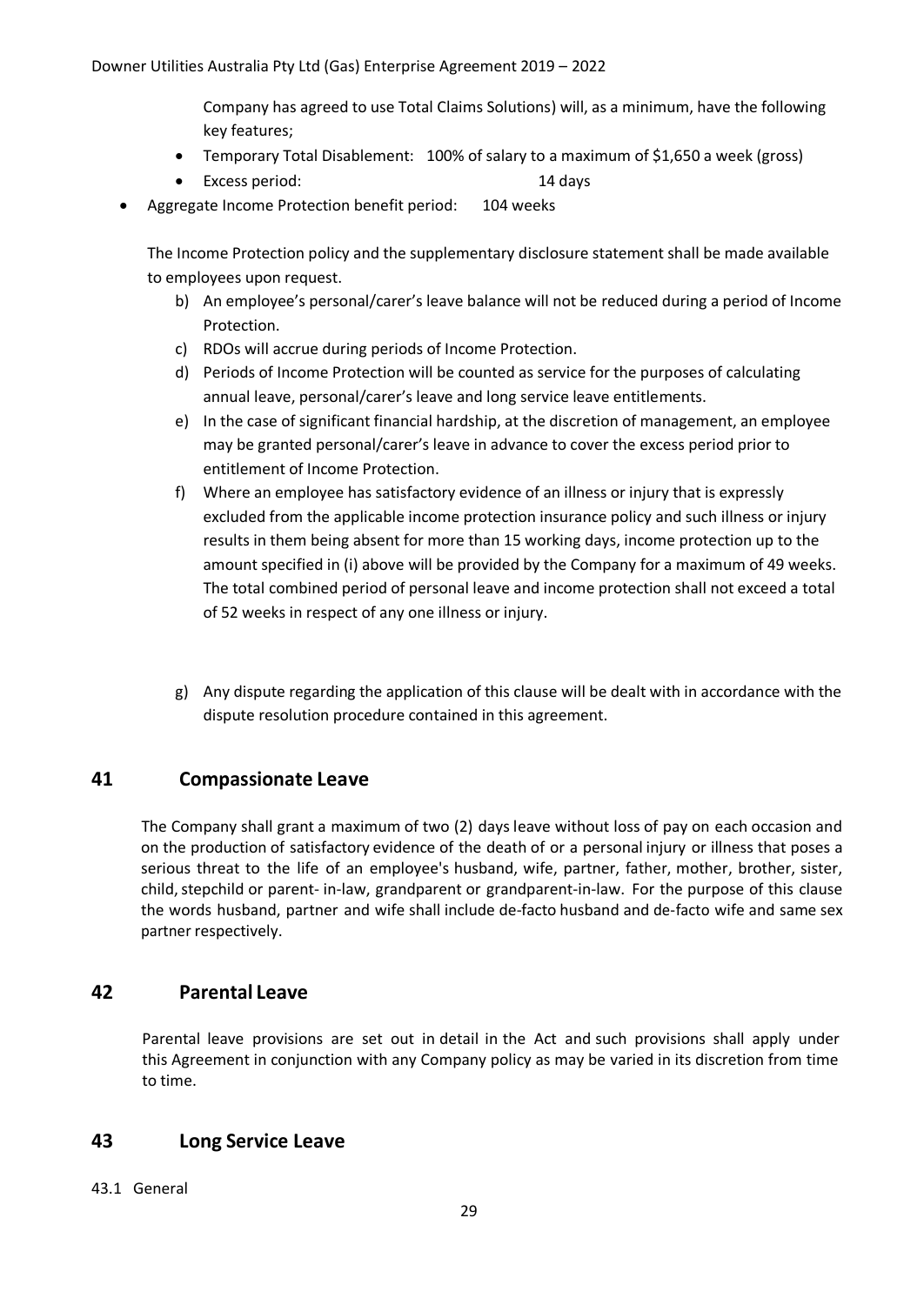Company has agreed to use Total Claims Solutions) will, as a minimum, have the following key features;

- Temporary Total Disablement: 100% of salary to a maximum of $1,650 a week (gross)
- Excess period: 14 days
- Aggregate Income Protection benefit period: 104 weeks

The Income Protection policy and the supplementary disclosure statement shall be made available to employees upon request.

b) An employee's personal/carer's leave balance will not be reduced during a period of Income Protection.

c) RDOs will accrue during periods of Income Protection.

d) Periods of Income Protection will be counted as service for the purposes of calculating annual leave, personal/carer's leave and long service leave entitlements.

e) In the case of significant financial hardship, at the discretion of management, an employee may be granted personal/carer's leave in advance to cover the excess period prior to entitlement of Income Protection.

f) Where an employee has satisfactory evidence of an illness or injury that is expressly excluded from the applicable income protection insurance policy and such illness or injury results in them being absent for more than 15 working days, income protection up to the amount specified in (i) above will be provided by the Company for a maximum of 49 weeks. The total combined period of personal leave and income protection shall not exceed a total of 52 weeks in respect of any one illness or injury.

g) Any dispute regarding the application of this clause will be dealt with in accordance with the dispute resolution procedure contained in this agreement.

## 41 Compassionate Leave

The Company shall grant a maximum of two (2) days leave without loss of pay on each occasion and on the production of satisfactory evidence of the death of or a personal injury or illness that poses a serious threat to the life of an employee's husband, wife, partner, father, mother, brother, sister, child, stepchild or parent- in-law, grandparent or grandparent-in-law. For the purpose of this clause the words husband, partner and wife shall include de-facto husband and de-facto wife and same sex partner respectively.

## 42 Parental Leave

Parental leave provisions are set out in detail in the Act and such provisions shall apply under this Agreement in conjunction with any Company policy as may be varied in its discretion from time to time.

## 43 Long Service Leave

43.1 General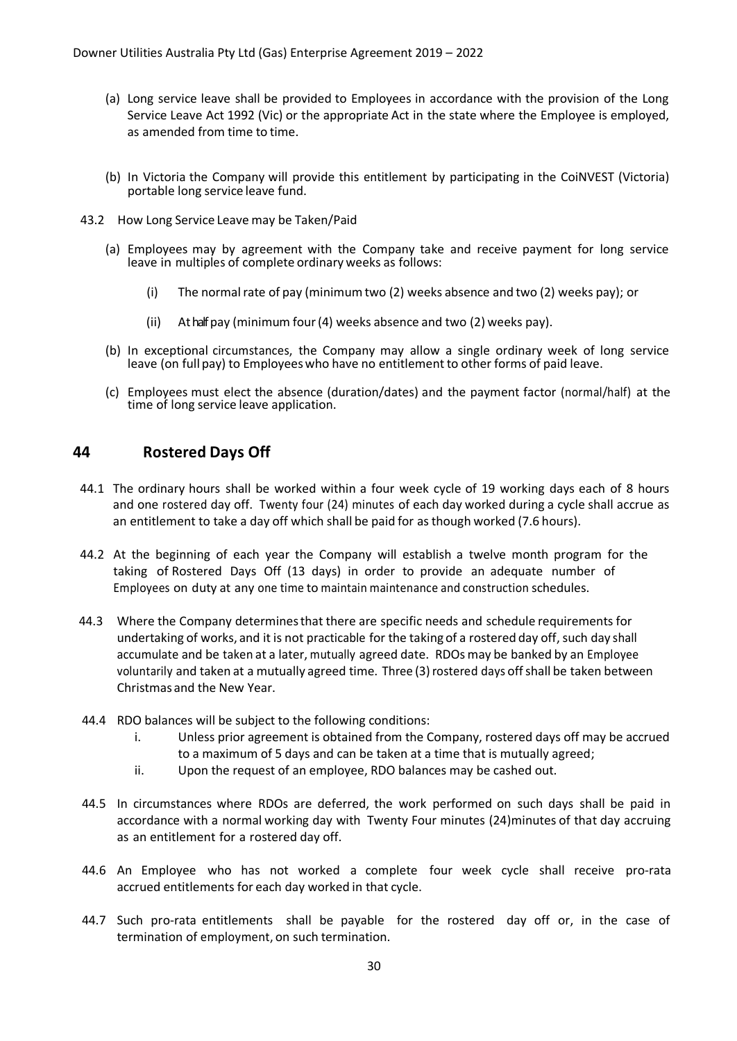(a) Long service leave shall be provided to Employees in accordance with the provision of the Long Service Leave Act 1992 (Vic) or the appropriate Act in the state where the Employee is employed, as amended from time to time.

(b) In Victoria the Company will provide this entitlement by participating in the CoiNVEST (Victoria) portable long service leave fund.

43.2 How Long Service Leave may be Taken/Paid

(a) Employees may by agreement with the Company take and receive payment for long service leave in multiples of complete ordinary weeks as follows:

(i) The normal rate of pay (minimum two (2) weeks absence and two (2) weeks pay); or

(ii) At half pay (minimum four (4) weeks absence and two (2) weeks pay).

(b) In exceptional circumstances, the Company may allow a single ordinary week of long service leave (on full pay) to Employees who have no entitlement to other forms of paid leave.

(c) Employees must elect the absence (duration/dates) and the payment factor (normal/half) at the time of long service leave application.

## 44 Rostered Days Off

44.1 The ordinary hours shall be worked within a four week cycle of 19 working days each of 8 hours and one rostered day off. Twenty four (24) minutes of each day worked during a cycle shall accrue as an entitlement to take a day off which shall be paid for as though worked (7.6 hours).

44.2 At the beginning of each year the Company will establish a twelve month program for the taking of Rostered Days Off (13 days) in order to provide an adequate number of Employees on duty at any one time to maintain maintenance and construction schedules.

44.3 Where the Company determines that there are specific needs and schedule requirements for undertaking of works, and it is not practicable for the taking of a rostered day off, such day shall accumulate and be taken at a later, mutually agreed date. RDOs may be banked by an Employee voluntarily and taken at a mutually agreed time. Three (3) rostered days off shall be taken between Christmas and the New Year.

44.4 RDO balances will be subject to the following conditions:

i. Unless prior agreement is obtained from the Company, rostered days off may be accrued to a maximum of 5 days and can be taken at a time that is mutually agreed;

ii. Upon the request of an employee, RDO balances may be cashed out.

44.5 In circumstances where RDOs are deferred, the work performed on such days shall be paid in accordance with a normal working day with Twenty Four minutes (24)minutes of that day accruing as an entitlement for a rostered day off.

44.6 An Employee who has not worked a complete four week cycle shall receive pro-rata accrued entitlements for each day worked in that cycle.

44.7 Such pro-rata entitlements shall be payable for the rostered day off or, in the case of termination of employment, on such termination.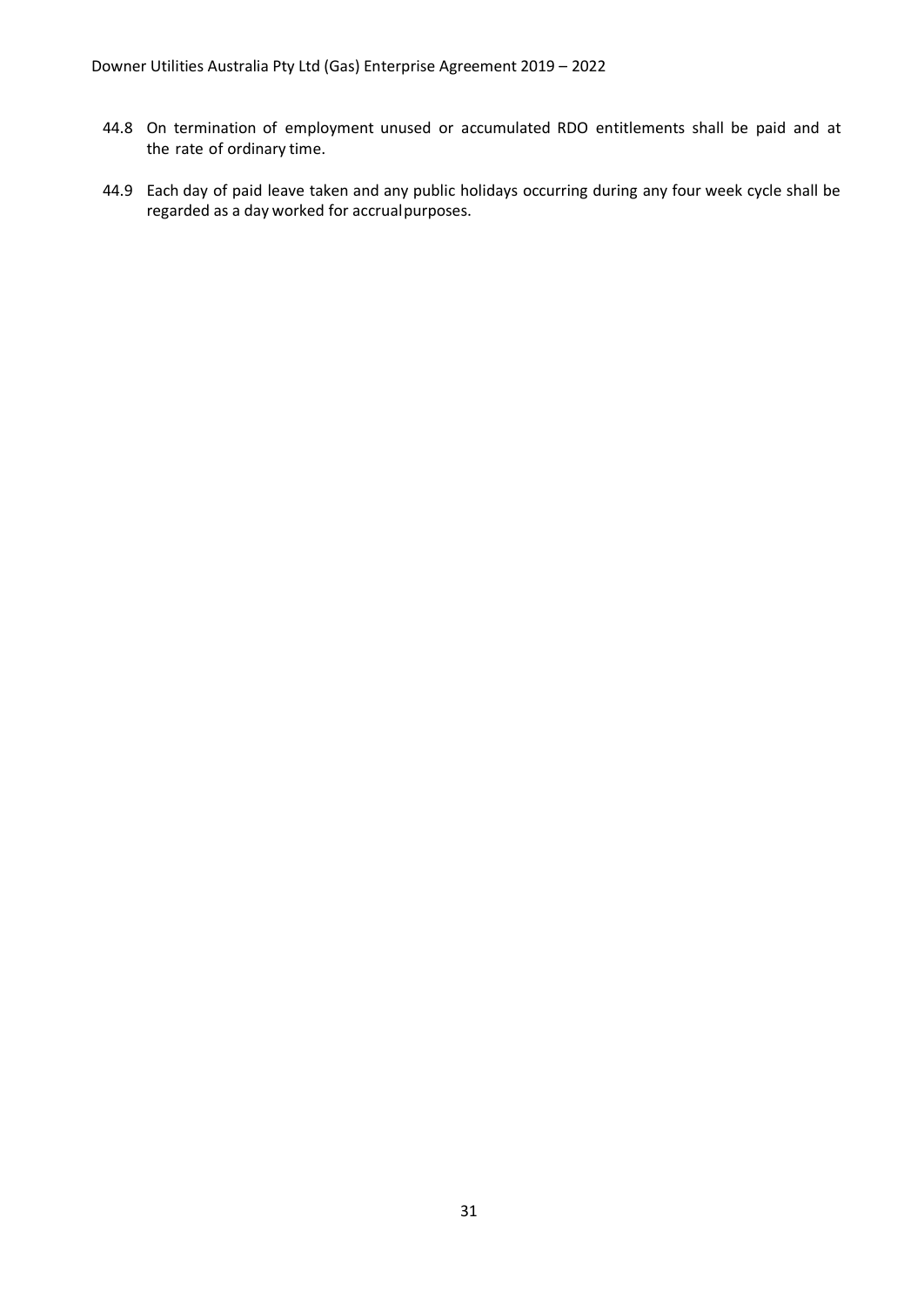44.8 On termination of employment unused or accumulated RDO entitlements shall be paid and at the rate of ordinary time.

44.9 Each day of paid leave taken and any public holidays occurring during any four week cycle shall be regarded as a day worked for accrual purposes.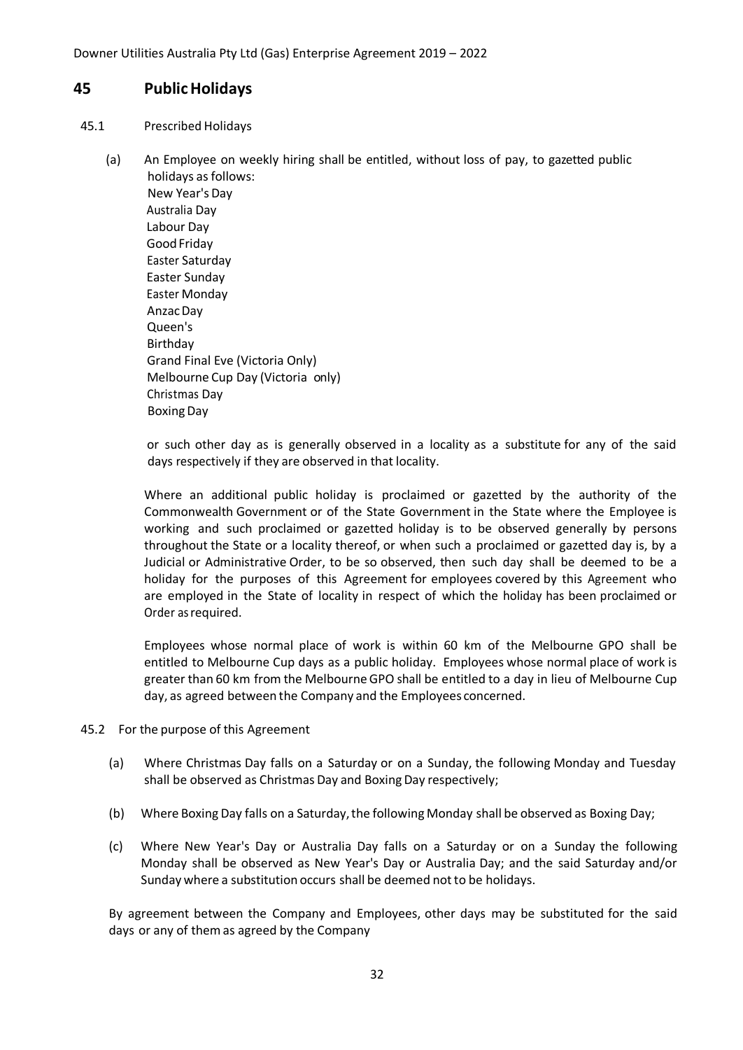## 45 Public Holidays

45.1 Prescribed Holidays

(a) An Employee on weekly hiring shall be entitled, without loss of pay, to gazetted public holidays as follows:

New Year's Day
Australia Day
Labour Day
Good Friday
Easter Saturday
Easter Sunday
Easter Monday
Anzac Day
Queen's
Birthday
Grand Final Eve (Victoria Only)
Melbourne Cup Day (Victoria only)
Christmas Day
Boxing Day

or such other day as is generally observed in a locality as a substitute for any of the said days respectively if they are observed in that locality.

Where an additional public holiday is proclaimed or gazetted by the authority of the Commonwealth Government or of the State Government in the State where the Employee is working and such proclaimed or gazetted holiday is to be observed generally by persons throughout the State or a locality thereof, or when such a proclaimed or gazetted day is, by a Judicial or Administrative Order, to be so observed, then such day shall be deemed to be a holiday for the purposes of this Agreement for employees covered by this Agreement who are employed in the State of locality in respect of which the holiday has been proclaimed or Order as required.

Employees whose normal place of work is within 60 km of the Melbourne GPO shall be entitled to Melbourne Cup days as a public holiday. Employees whose normal place of work is greater than 60 km from the Melbourne GPO shall be entitled to a day in lieu of Melbourne Cup day, as agreed between the Company and the Employees concerned.

45.2 For the purpose of this Agreement

(a) Where Christmas Day falls on a Saturday or on a Sunday, the following Monday and Tuesday shall be observed as Christmas Day and Boxing Day respectively;

(b) Where Boxing Day falls on a Saturday, the following Monday shall be observed as Boxing Day;

(c) Where New Year's Day or Australia Day falls on a Saturday or on a Sunday the following Monday shall be observed as New Year's Day or Australia Day; and the said Saturday and/or Sunday where a substitution occurs shall be deemed not to be holidays.

By agreement between the Company and Employees, other days may be substituted for the said days or any of them as agreed by the Company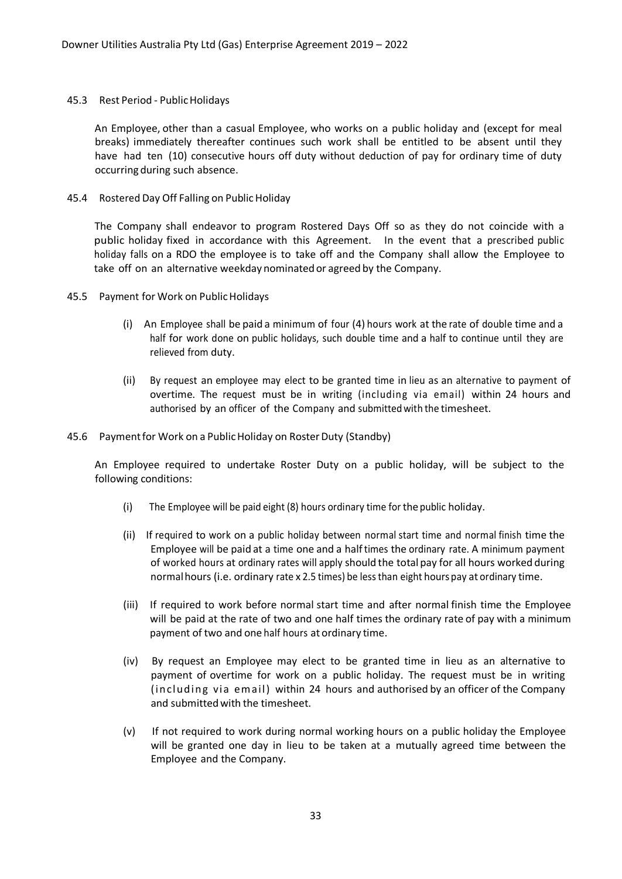### 45.3 Rest Period - Public Holidays

An Employee, other than a casual Employee, who works on a public holiday and (except for meal breaks) immediately thereafter continues such work shall be entitled to be absent until they have had ten (10) consecutive hours off duty without deduction of pay for ordinary time of duty occurring during such absence.

### 45.4 Rostered Day Off Falling on Public Holiday

The Company shall endeavor to program Rostered Days Off so as they do not coincide with a public holiday fixed in accordance with this Agreement. In the event that a prescribed public holiday falls on a RDO the employee is to take off and the Company shall allow the Employee to take off on an alternative weekday nominated or agreed by the Company.

### 45.5 Payment for Work on Public Holidays

(i) An Employee shall be paid a minimum of four (4) hours work at the rate of double time and a half for work done on public holidays, such double time and a half to continue until they are relieved from duty.

(ii) By request an employee may elect to be granted time in lieu as an alternative to payment of overtime. The request must be in writing (including via email) within 24 hours and authorised by an officer of the Company and submitted with the timesheet.

### 45.6 Payment for Work on a Public Holiday on Roster Duty (Standby)

An Employee required to undertake Roster Duty on a public holiday, will be subject to the following conditions:

(i) The Employee will be paid eight (8) hours ordinary time for the public holiday.

(ii) If required to work on a public holiday between normal start time and normal finish time the Employee will be paid at a time one and a half times the ordinary rate. A minimum payment of worked hours at ordinary rates will apply should the total pay for all hours worked during normal hours (i.e. ordinary rate x 2.5 times) be less than eight hours pay at ordinary time.

(iii) If required to work before normal start time and after normal finish time the Employee will be paid at the rate of two and one half times the ordinary rate of pay with a minimum payment of two and one half hours at ordinary time.

(iv) By request an Employee may elect to be granted time in lieu as an alternative to payment of overtime for work on a public holiday. The request must be in writing (including via email) within 24 hours and authorised by an officer of the Company and submitted with the timesheet.

(v) If not required to work during normal working hours on a public holiday the Employee will be granted one day in lieu to be taken at a mutually agreed time between the Employee and the Company.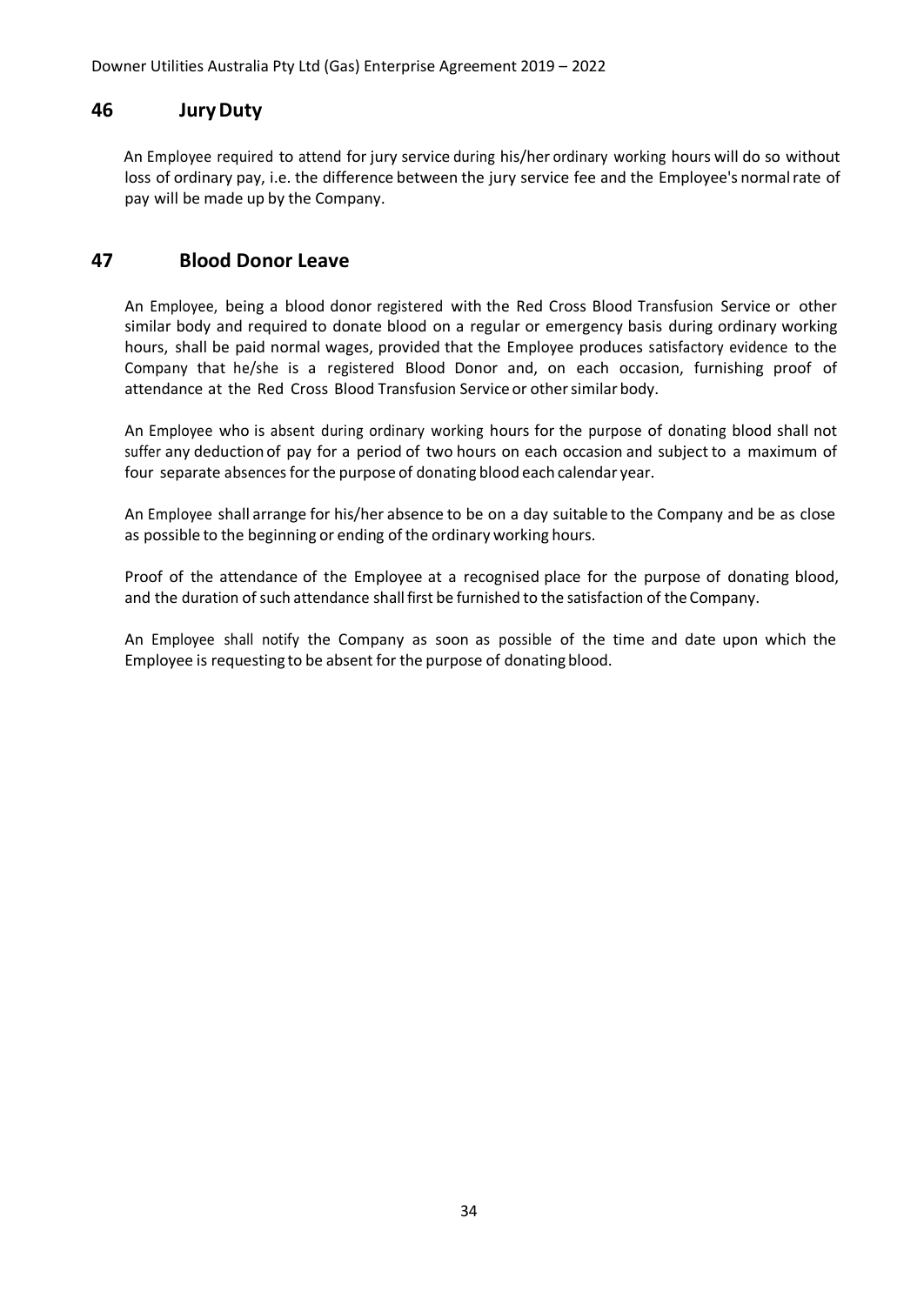## 46 Jury Duty

An Employee required to attend for jury service during his/her ordinary working hours will do so without loss of ordinary pay, i.e. the difference between the jury service fee and the Employee's normal rate of pay will be made up by the Company.

## 47 Blood Donor Leave

An Employee, being a blood donor registered with the Red Cross Blood Transfusion Service or other similar body and required to donate blood on a regular or emergency basis during ordinary working hours, shall be paid normal wages, provided that the Employee produces satisfactory evidence to the Company that he/she is a registered Blood Donor and, on each occasion, furnishing proof of attendance at the Red Cross Blood Transfusion Service or other similar body.

An Employee who is absent during ordinary working hours for the purpose of donating blood shall not suffer any deduction of pay for a period of two hours on each occasion and subject to a maximum of four separate absences for the purpose of donating blood each calendar year.

An Employee shall arrange for his/her absence to be on a day suitable to the Company and be as close as possible to the beginning or ending of the ordinary working hours.

Proof of the attendance of the Employee at a recognised place for the purpose of donating blood, and the duration of such attendance shall first be furnished to the satisfaction of the Company.

An Employee shall notify the Company as soon as possible of the time and date upon which the Employee is requesting to be absent for the purpose of donating blood.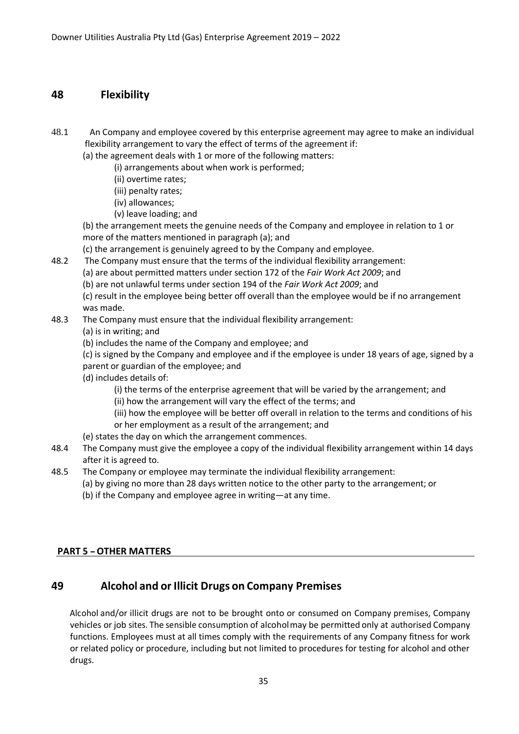## 48 Flexibility

48.1 An Company and employee covered by this enterprise agreement may agree to make an individual flexibility arrangement to vary the effect of terms of the agreement if:

(a) the agreement deals with 1 or more of the following matters:

(i) arrangements about when work is performed;

(ii) overtime rates;

(iii) penalty rates;

(iv) allowances;

(v) leave loading; and

(b) the arrangement meets the genuine needs of the Company and employee in relation to 1 or more of the matters mentioned in paragraph (a); and

(c) the arrangement is genuinely agreed to by the Company and employee.

48.2 The Company must ensure that the terms of the individual flexibility arrangement:

(a) are about permitted matters under section 172 of the *Fair Work Act 2009*; and

(b) are not unlawful terms under section 194 of the *Fair Work Act 2009*; and

(c) result in the employee being better off overall than the employee would be if no arrangement was made.

48.3 The Company must ensure that the individual flexibility arrangement:

(a) is in writing; and

(b) includes the name of the Company and employee; and

(c) is signed by the Company and employee and if the employee is under 18 years of age, signed by a parent or guardian of the employee; and

(d) includes details of:

(i) the terms of the enterprise agreement that will be varied by the arrangement; and

(ii) how the arrangement will vary the effect of the terms; and

(iii) how the employee will be better off overall in relation to the terms and conditions of his or her employment as a result of the arrangement; and

(e) states the day on which the arrangement commences.

48.4 The Company must give the employee a copy of the individual flexibility arrangement within 14 days after it is agreed to.

48.5 The Company or employee may terminate the individual flexibility arrangement:

(a) by giving no more than 28 days written notice to the other party to the arrangement; or

(b) if the Company and employee agree in writing—at any time.

**PART 5 – OTHER MATTERS**

## 49 Alcohol and or Illicit Drugs on Company Premises

Alcohol and/or illicit drugs are not to be brought onto or consumed on Company premises, Company vehicles or job sites. The sensible consumption of alcohol may be permitted only at authorised Company functions. Employees must at all times comply with the requirements of any Company fitness for work or related policy or procedure, including but not limited to procedures for testing for alcohol and other drugs.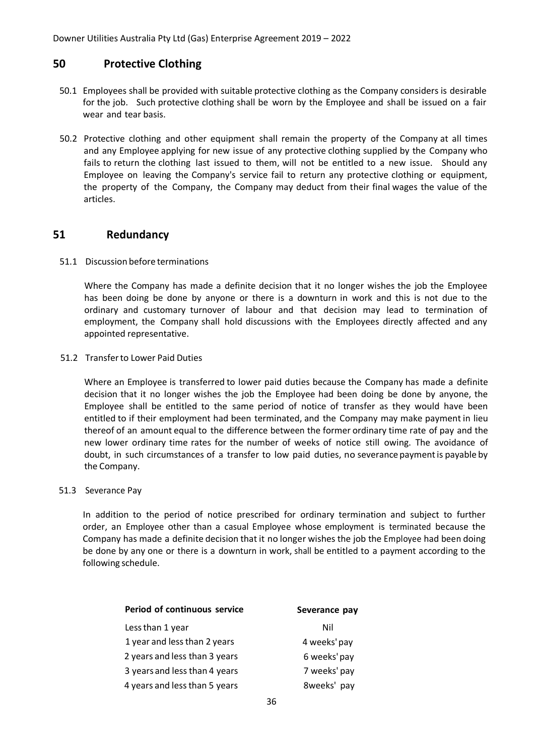## 50 Protective Clothing

50.1 Employees shall be provided with suitable protective clothing as the Company considers is desirable for the job. Such protective clothing shall be worn by the Employee and shall be issued on a fair wear and tear basis.

50.2 Protective clothing and other equipment shall remain the property of the Company at all times and any Employee applying for new issue of any protective clothing supplied by the Company who fails to return the clothing last issued to them, will not be entitled to a new issue. Should any Employee on leaving the Company's service fail to return any protective clothing or equipment, the property of the Company, the Company may deduct from their final wages the value of the articles.

## 51 Redundancy

51.1 Discussion before terminations

Where the Company has made a definite decision that it no longer wishes the job the Employee has been doing be done by anyone or there is a downturn in work and this is not due to the ordinary and customary turnover of labour and that decision may lead to termination of employment, the Company shall hold discussions with the Employees directly affected and any appointed representative.

51.2 Transfer to Lower Paid Duties

Where an Employee is transferred to lower paid duties because the Company has made a definite decision that it no longer wishes the job the Employee had been doing be done by anyone, the Employee shall be entitled to the same period of notice of transfer as they would have been entitled to if their employment had been terminated, and the Company may make payment in lieu thereof of an amount equal to the difference between the former ordinary time rate of pay and the new lower ordinary time rates for the number of weeks of notice still owing. The avoidance of doubt, in such circumstances of a transfer to low paid duties, no severance payment is payable by the Company.

51.3 Severance Pay

In addition to the period of notice prescribed for ordinary termination and subject to further order, an Employee other than a casual Employee whose employment is terminated because the Company has made a definite decision that it no longer wishes the job the Employee had been doing be done by any one or there is a downturn in work, shall be entitled to a payment according to the following schedule.

| Period of continuous service | Severance pay |
|---|---|
| Less than 1 year | Nil |
| 1 year and less than 2 years | 4 weeks' pay |
| 2 years and less than 3 years | 6 weeks' pay |
| 3 years and less than 4 years | 7 weeks' pay |
| 4 years and less than 5 years | 8weeks' pay |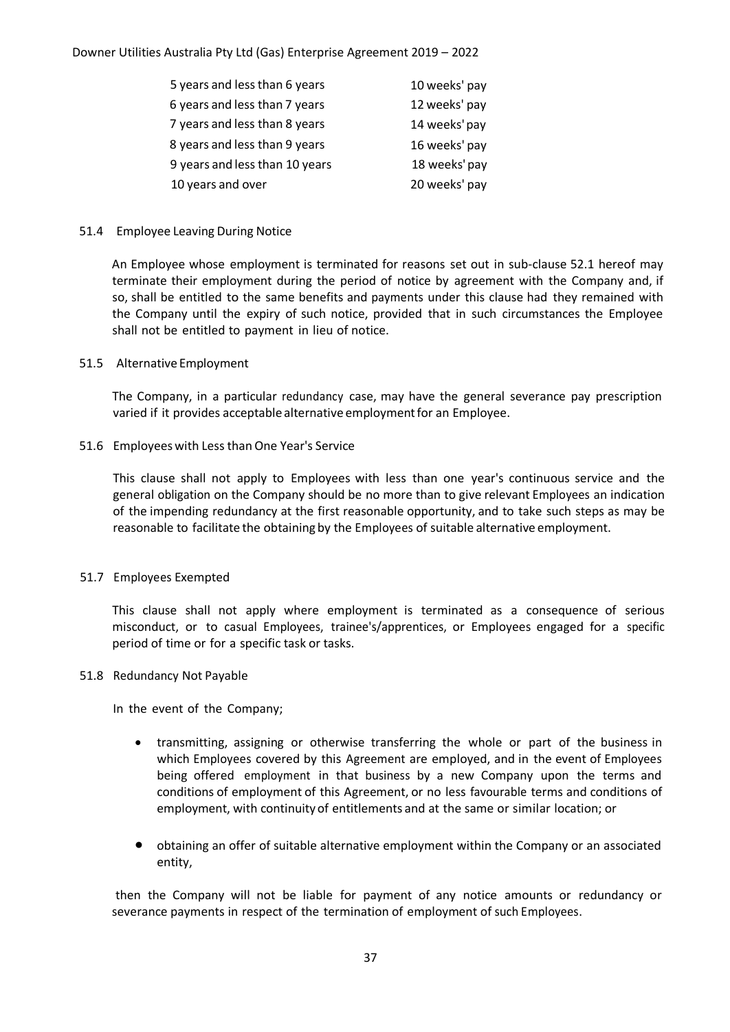| | |
|---|---|
| 5 years and less than 6 years | 10 weeks' pay |
| 6 years and less than 7 years | 12 weeks' pay |
| 7 years and less than 8 years | 14 weeks' pay |
| 8 years and less than 9 years | 16 weeks' pay |
| 9 years and less than 10 years | 18 weeks' pay |
| 10 years and over | 20 weeks' pay |

### 51.4 Employee Leaving During Notice

An Employee whose employment is terminated for reasons set out in sub-clause 52.1 hereof may terminate their employment during the period of notice by agreement with the Company and, if so, shall be entitled to the same benefits and payments under this clause had they remained with the Company until the expiry of such notice, provided that in such circumstances the Employee shall not be entitled to payment in lieu of notice.

### 51.5 Alternative Employment

The Company, in a particular redundancy case, may have the general severance pay prescription varied if it provides acceptable alternative employment for an Employee.

### 51.6 Employees with Less than One Year's Service

This clause shall not apply to Employees with less than one year's continuous service and the general obligation on the Company should be no more than to give relevant Employees an indication of the impending redundancy at the first reasonable opportunity, and to take such steps as may be reasonable to facilitate the obtaining by the Employees of suitable alternative employment.

### 51.7 Employees Exempted

This clause shall not apply where employment is terminated as a consequence of serious misconduct, or to casual Employees, trainee's/apprentices, or Employees engaged for a specific period of time or for a specific task or tasks.

### 51.8 Redundancy Not Payable

In the event of the Company;

- transmitting, assigning or otherwise transferring the whole or part of the business in which Employees covered by this Agreement are employed, and in the event of Employees being offered employment in that business by a new Company upon the terms and conditions of employment of this Agreement, or no less favourable terms and conditions of employment, with continuity of entitlements and at the same or similar location; or
- obtaining an offer of suitable alternative employment within the Company or an associated entity,

then the Company will not be liable for payment of any notice amounts or redundancy or severance payments in respect of the termination of employment of such Employees.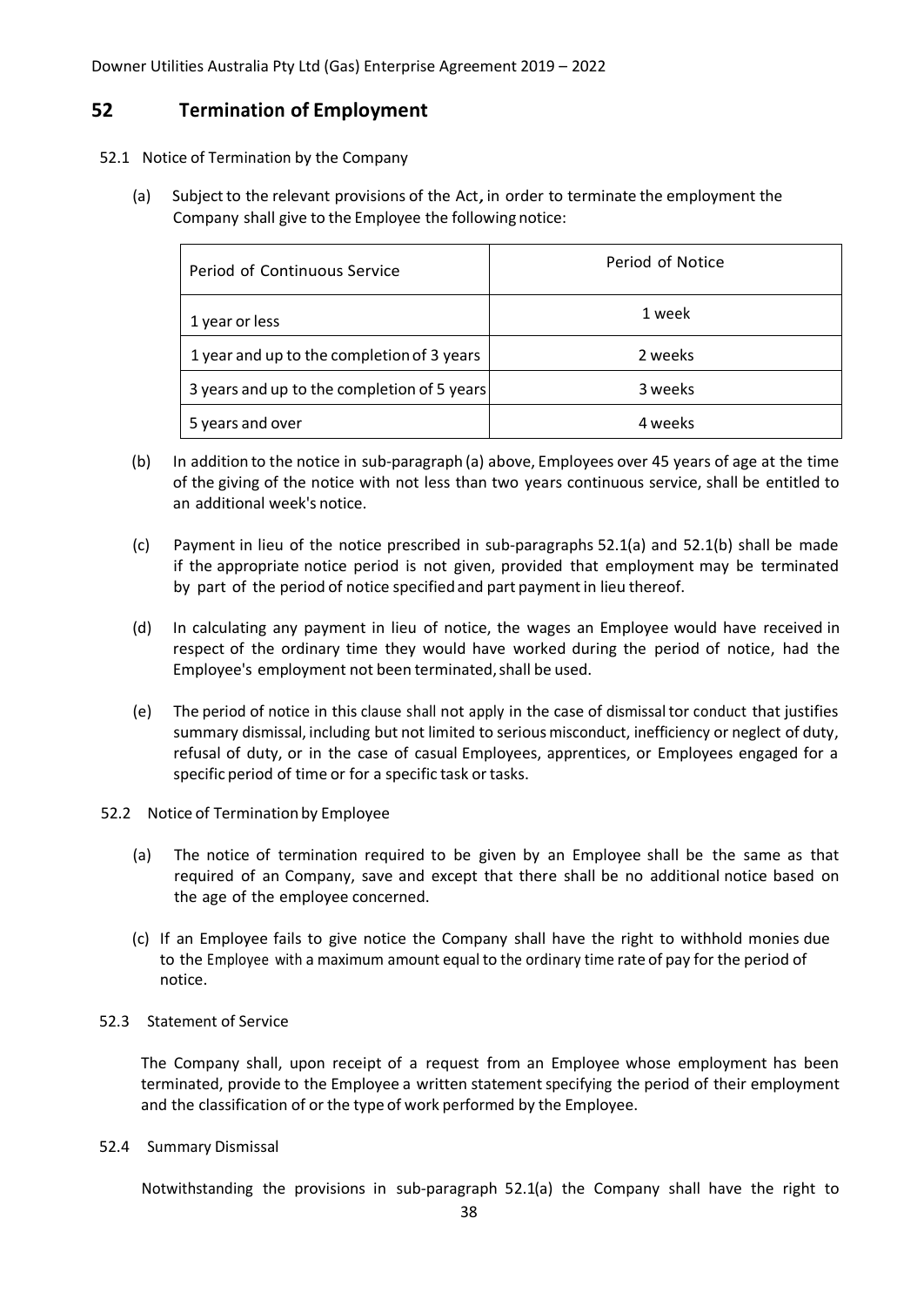## 52 Termination of Employment

52.1 Notice of Termination by the Company

(a) Subject to the relevant provisions of the Act, in order to terminate the employment the Company shall give to the Employee the following notice:

| Period of Continuous Service | Period of Notice |
|---|---|
| 1 year or less | 1 week |
| 1 year and up to the completion of 3 years | 2 weeks |
| 3 years and up to the completion of 5 years | 3 weeks |
| 5 years and over | 4 weeks |

(b) In addition to the notice in sub-paragraph (a) above, Employees over 45 years of age at the time of the giving of the notice with not less than two years continuous service, shall be entitled to an additional week's notice.

(c) Payment in lieu of the notice prescribed in sub-paragraphs 52.1(a) and 52.1(b) shall be made if the appropriate notice period is not given, provided that employment may be terminated by part of the period of notice specified and part payment in lieu thereof.

(d) In calculating any payment in lieu of notice, the wages an Employee would have received in respect of the ordinary time they would have worked during the period of notice, had the Employee's employment not been terminated, shall be used.

(e) The period of notice in this clause shall not apply in the case of dismissal tor conduct that justifies summary dismissal, including but not limited to serious misconduct, inefficiency or neglect of duty, refusal of duty, or in the case of casual Employees, apprentices, or Employees engaged for a specific period of time or for a specific task or tasks.

52.2 Notice of Termination by Employee

(a) The notice of termination required to be given by an Employee shall be the same as that required of an Company, save and except that there shall be no additional notice based on the age of the employee concerned.

(c) If an Employee fails to give notice the Company shall have the right to withhold monies due to the Employee with a maximum amount equal to the ordinary time rate of pay for the period of notice.

52.3 Statement of Service

The Company shall, upon receipt of a request from an Employee whose employment has been terminated, provide to the Employee a written statement specifying the period of their employment and the classification of or the type of work performed by the Employee.

52.4 Summary Dismissal

Notwithstanding the provisions in sub-paragraph 52.1(a) the Company shall have the right to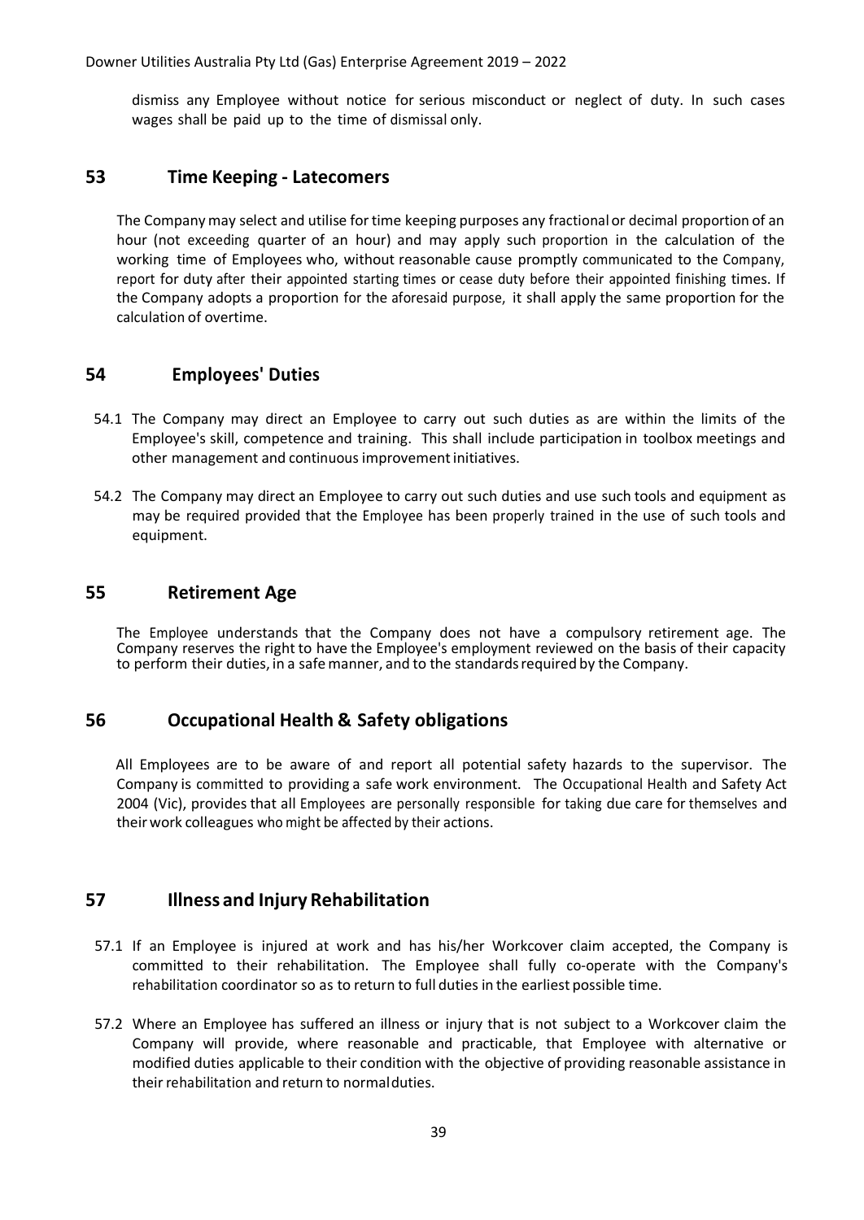dismiss any Employee without notice for serious misconduct or neglect of duty. In such cases wages shall be paid up to the time of dismissal only.

## 53 Time Keeping - Latecomers

The Company may select and utilise for time keeping purposes any fractional or decimal proportion of an hour (not exceeding quarter of an hour) and may apply such proportion in the calculation of the working time of Employees who, without reasonable cause promptly communicated to the Company, report for duty after their appointed starting times or cease duty before their appointed finishing times. If the Company adopts a proportion for the aforesaid purpose, it shall apply the same proportion for the calculation of overtime.

## 54 Employees' Duties

54.1 The Company may direct an Employee to carry out such duties as are within the limits of the Employee's skill, competence and training. This shall include participation in toolbox meetings and other management and continuous improvement initiatives.

54.2 The Company may direct an Employee to carry out such duties and use such tools and equipment as may be required provided that the Employee has been properly trained in the use of such tools and equipment.

## 55 Retirement Age

The Employee understands that the Company does not have a compulsory retirement age. The Company reserves the right to have the Employee's employment reviewed on the basis of their capacity to perform their duties, in a safe manner, and to the standards required by the Company.

## 56 Occupational Health & Safety obligations

All Employees are to be aware of and report all potential safety hazards to the supervisor. The Company is committed to providing a safe work environment. The Occupational Health and Safety Act 2004 (Vic), provides that all Employees are personally responsible for taking due care for themselves and their work colleagues who might be affected by their actions.

## 57 Illness and Injury Rehabilitation

57.1 If an Employee is injured at work and has his/her Workcover claim accepted, the Company is committed to their rehabilitation. The Employee shall fully co-operate with the Company's rehabilitation coordinator so as to return to full duties in the earliest possible time.

57.2 Where an Employee has suffered an illness or injury that is not subject to a Workcover claim the Company will provide, where reasonable and practicable, that Employee with alternative or modified duties applicable to their condition with the objective of providing reasonable assistance in their rehabilitation and return to normal duties.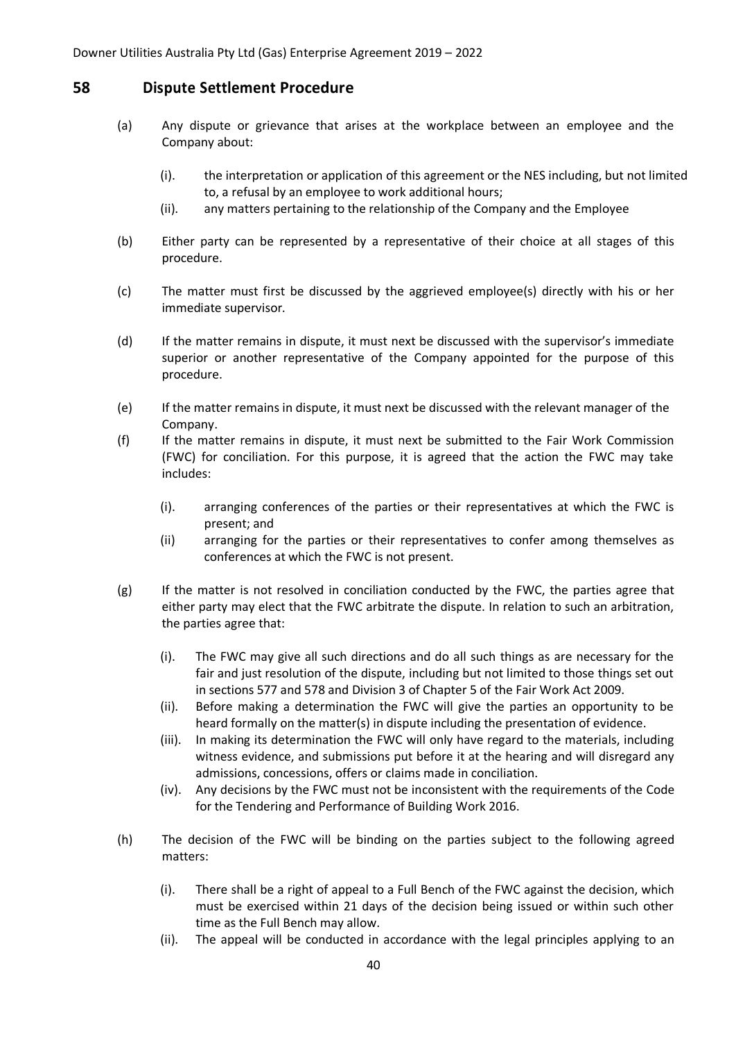## 58 Dispute Settlement Procedure

(a) Any dispute or grievance that arises at the workplace between an employee and the Company about:

(i). the interpretation or application of this agreement or the NES including, but not limited to, a refusal by an employee to work additional hours;

(ii). any matters pertaining to the relationship of the Company and the Employee

(b) Either party can be represented by a representative of their choice at all stages of this procedure.

(c) The matter must first be discussed by the aggrieved employee(s) directly with his or her immediate supervisor.

(d) If the matter remains in dispute, it must next be discussed with the supervisor's immediate superior or another representative of the Company appointed for the purpose of this procedure.

(e) If the matter remains in dispute, it must next be discussed with the relevant manager of the Company.

(f) If the matter remains in dispute, it must next be submitted to the Fair Work Commission (FWC) for conciliation. For this purpose, it is agreed that the action the FWC may take includes:

(i). arranging conferences of the parties or their representatives at which the FWC is present; and

(ii) arranging for the parties or their representatives to confer among themselves as conferences at which the FWC is not present.

(g) If the matter is not resolved in conciliation conducted by the FWC, the parties agree that either party may elect that the FWC arbitrate the dispute. In relation to such an arbitration, the parties agree that:

(i). The FWC may give all such directions and do all such things as are necessary for the fair and just resolution of the dispute, including but not limited to those things set out in sections 577 and 578 and Division 3 of Chapter 5 of the Fair Work Act 2009.

(ii). Before making a determination the FWC will give the parties an opportunity to be heard formally on the matter(s) in dispute including the presentation of evidence.

(iii). In making its determination the FWC will only have regard to the materials, including witness evidence, and submissions put before it at the hearing and will disregard any admissions, concessions, offers or claims made in conciliation.

(iv). Any decisions by the FWC must not be inconsistent with the requirements of the Code for the Tendering and Performance of Building Work 2016.

(h) The decision of the FWC will be binding on the parties subject to the following agreed matters:

(i). There shall be a right of appeal to a Full Bench of the FWC against the decision, which must be exercised within 21 days of the decision being issued or within such other time as the Full Bench may allow.

(ii). The appeal will be conducted in accordance with the legal principles applying to an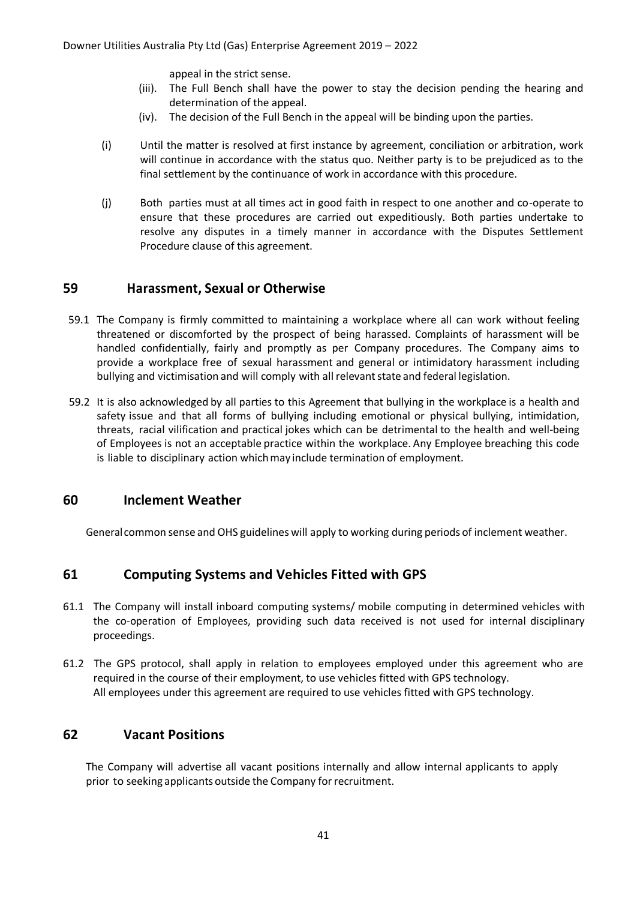appeal in the strict sense.

(iii). The Full Bench shall have the power to stay the decision pending the hearing and determination of the appeal.

(iv). The decision of the Full Bench in the appeal will be binding upon the parties.

(i) Until the matter is resolved at first instance by agreement, conciliation or arbitration, work will continue in accordance with the status quo. Neither party is to be prejudiced as to the final settlement by the continuance of work in accordance with this procedure.

(j) Both parties must at all times act in good faith in respect to one another and co-operate to ensure that these procedures are carried out expeditiously. Both parties undertake to resolve any disputes in a timely manner in accordance with the Disputes Settlement Procedure clause of this agreement.

## 59 Harassment, Sexual or Otherwise

59.1 The Company is firmly committed to maintaining a workplace where all can work without feeling threatened or discomforted by the prospect of being harassed. Complaints of harassment will be handled confidentially, fairly and promptly as per Company procedures. The Company aims to provide a workplace free of sexual harassment and general or intimidatory harassment including bullying and victimisation and will comply with all relevant state and federal legislation.

59.2 It is also acknowledged by all parties to this Agreement that bullying in the workplace is a health and safety issue and that all forms of bullying including emotional or physical bullying, intimidation, threats, racial vilification and practical jokes which can be detrimental to the health and well-being of Employees is not an acceptable practice within the workplace. Any Employee breaching this code is liable to disciplinary action which may include termination of employment.

## 60 Inclement Weather

General common sense and OHS guidelines will apply to working during periods of inclement weather.

## 61 Computing Systems and Vehicles Fitted with GPS

61.1 The Company will install inboard computing systems/ mobile computing in determined vehicles with the co-operation of Employees, providing such data received is not used for internal disciplinary proceedings.

61.2 The GPS protocol, shall apply in relation to employees employed under this agreement who are required in the course of their employment, to use vehicles fitted with GPS technology.
All employees under this agreement are required to use vehicles fitted with GPS technology.

## 62 Vacant Positions

The Company will advertise all vacant positions internally and allow internal applicants to apply prior to seeking applicants outside the Company for recruitment.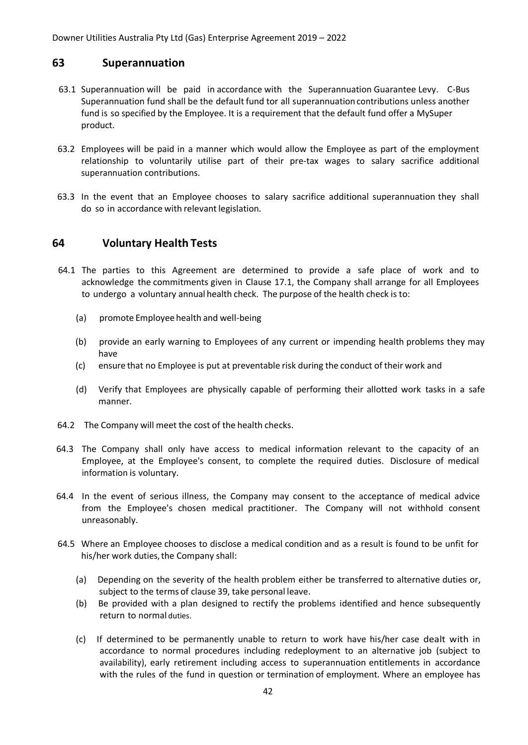## 63 Superannuation

63.1 Superannuation will be paid in accordance with the Superannuation Guarantee Levy. C-Bus Superannuation fund shall be the default fund tor all superannuation contributions unless another fund is so specified by the Employee. It is a requirement that the default fund offer a MySuper product.

63.2 Employees will be paid in a manner which would allow the Employee as part of the employment relationship to voluntarily utilise part of their pre-tax wages to salary sacrifice additional superannuation contributions.

63.3 In the event that an Employee chooses to salary sacrifice additional superannuation they shall do so in accordance with relevant legislation.

## 64 Voluntary Health Tests

64.1 The parties to this Agreement are determined to provide a safe place of work and to acknowledge the commitments given in Clause 17.1, the Company shall arrange for all Employees to undergo a voluntary annual health check. The purpose of the health check is to:

(a) promote Employee health and well-being

(b) provide an early warning to Employees of any current or impending health problems they may have

(c) ensure that no Employee is put at preventable risk during the conduct of their work and

(d) Verify that Employees are physically capable of performing their allotted work tasks in a safe manner.

64.2 The Company will meet the cost of the health checks.

64.3 The Company shall only have access to medical information relevant to the capacity of an Employee, at the Employee's consent, to complete the required duties. Disclosure of medical information is voluntary.

64.4 In the event of serious illness, the Company may consent to the acceptance of medical advice from the Employee's chosen medical practitioner. The Company will not withhold consent unreasonably.

64.5 Where an Employee chooses to disclose a medical condition and as a result is found to be unfit for his/her work duties, the Company shall:

(a) Depending on the severity of the health problem either be transferred to alternative duties or, subject to the terms of clause 39, take personal leave.

(b) Be provided with a plan designed to rectify the problems identified and hence subsequently return to normal duties.

(c) If determined to be permanently unable to return to work have his/her case dealt with in accordance to normal procedures including redeployment to an alternative job (subject to availability), early retirement including access to superannuation entitlements in accordance with the rules of the fund in question or termination of employment. Where an employee has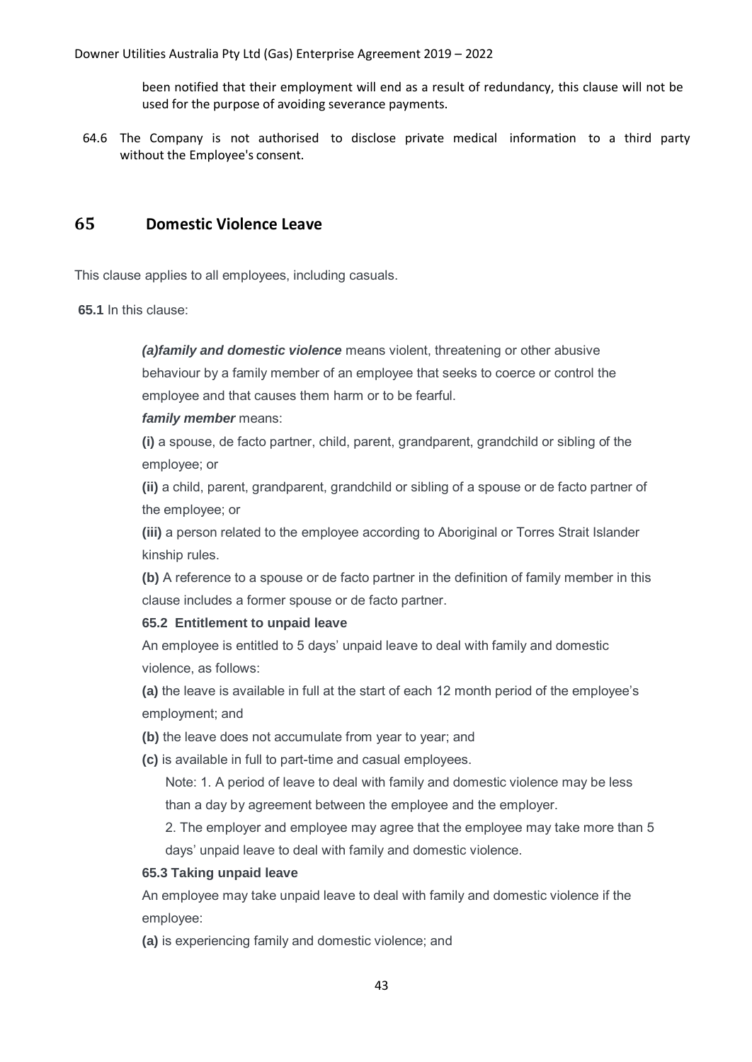been notified that their employment will end as a result of redundancy, this clause will not be used for the purpose of avoiding severance payments.

64.6 The Company is not authorised to disclose private medical information to a third party without the Employee's consent.

## 65 Domestic Violence Leave

This clause applies to all employees, including casuals.

**65.1** In this clause:

***(a)family and domestic violence*** means violent, threatening or other abusive behaviour by a family member of an employee that seeks to coerce or control the employee and that causes them harm or to be fearful.

***family member*** means:

**(i)** a spouse, de facto partner, child, parent, grandparent, grandchild or sibling of the employee; or

**(ii)** a child, parent, grandparent, grandchild or sibling of a spouse or de facto partner of the employee; or

**(iii)** a person related to the employee according to Aboriginal or Torres Strait Islander kinship rules.

**(b)** A reference to a spouse or de facto partner in the definition of family member in this clause includes a former spouse or de facto partner.

**65.2 Entitlement to unpaid leave**

An employee is entitled to 5 days' unpaid leave to deal with family and domestic violence, as follows:

**(a)** the leave is available in full at the start of each 12 month period of the employee's employment; and

**(b)** the leave does not accumulate from year to year; and

**(c)** is available in full to part-time and casual employees.

Note: 1. A period of leave to deal with family and domestic violence may be less than a day by agreement between the employee and the employer.

2. The employer and employee may agree that the employee may take more than 5 days' unpaid leave to deal with family and domestic violence.

**65.3 Taking unpaid leave**

An employee may take unpaid leave to deal with family and domestic violence if the employee:

**(a)** is experiencing family and domestic violence; and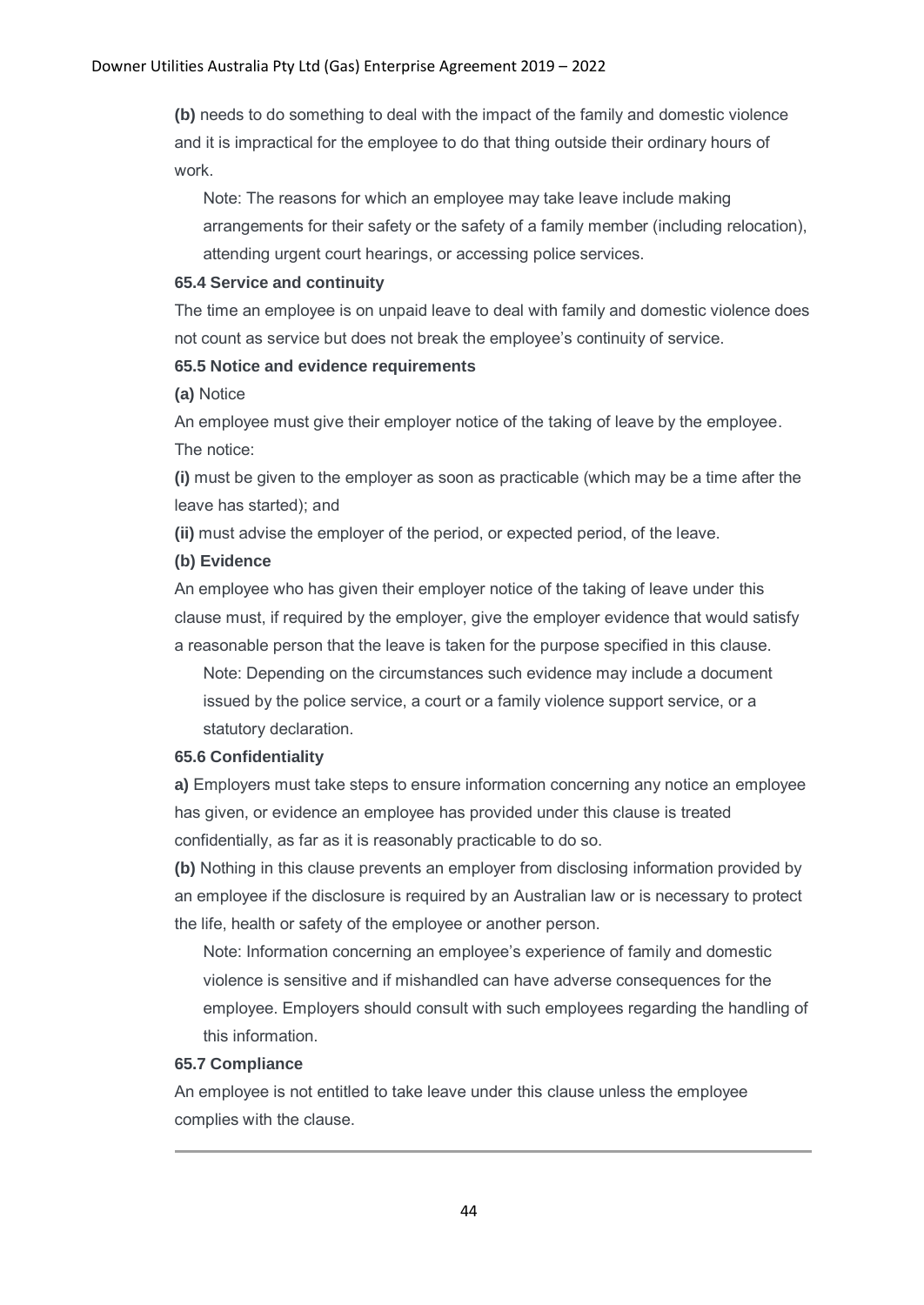**(b)** needs to do something to deal with the impact of the family and domestic violence and it is impractical for the employee to do that thing outside their ordinary hours of work.

Note: The reasons for which an employee may take leave include making arrangements for their safety or the safety of a family member (including relocation), attending urgent court hearings, or accessing police services.

**65.4 Service and continuity**

The time an employee is on unpaid leave to deal with family and domestic violence does not count as service but does not break the employee's continuity of service.

**65.5 Notice and evidence requirements**

**(a)** Notice

An employee must give their employer notice of the taking of leave by the employee. The notice:

**(i)** must be given to the employer as soon as practicable (which may be a time after the leave has started); and

**(ii)** must advise the employer of the period, or expected period, of the leave.

**(b) Evidence**

An employee who has given their employer notice of the taking of leave under this clause must, if required by the employer, give the employer evidence that would satisfy a reasonable person that the leave is taken for the purpose specified in this clause.

Note: Depending on the circumstances such evidence may include a document issued by the police service, a court or a family violence support service, or a statutory declaration.

**65.6 Confidentiality**

**a)** Employers must take steps to ensure information concerning any notice an employee has given, or evidence an employee has provided under this clause is treated confidentially, as far as it is reasonably practicable to do so.

**(b)** Nothing in this clause prevents an employer from disclosing information provided by an employee if the disclosure is required by an Australian law or is necessary to protect the life, health or safety of the employee or another person.

Note: Information concerning an employee's experience of family and domestic violence is sensitive and if mishandled can have adverse consequences for the employee. Employers should consult with such employees regarding the handling of this information.

**65.7 Compliance**

An employee is not entitled to take leave under this clause unless the employee complies with the clause.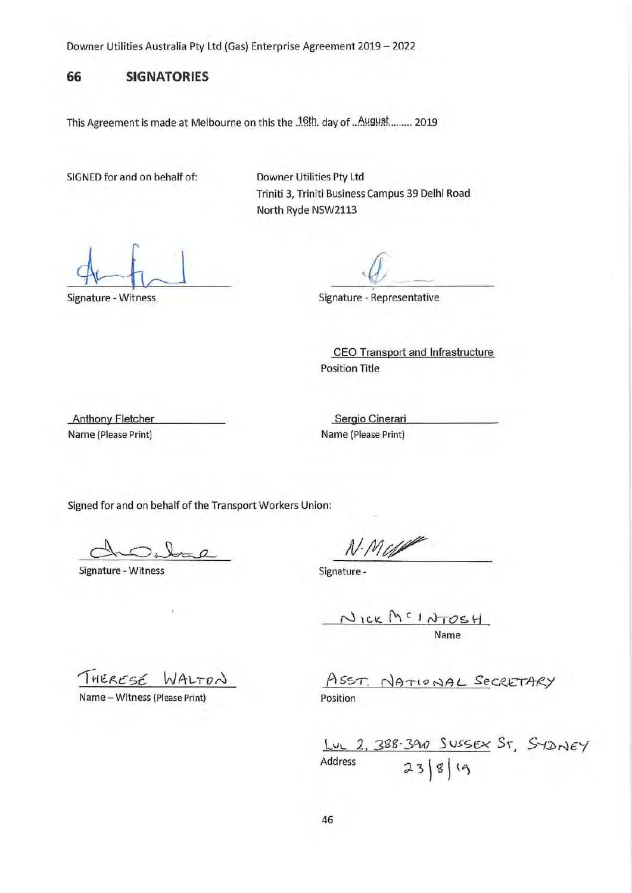## 66 SIGNATORIES

This Agreement is made at Melbourne on this the 16th. day of August ........ 2019

SIGNED for and on behalf of:

Downer Utilities Pty Ltd
Triniti 3, Triniti Business Campus 39 Delhi Road
North Ryde NSW2113

Signature - Witness

Signature - Representative

CEO Transport and Infrastructure
Position Title

Anthony Fletcher
Name (Please Print)

Sergio Cinerari
Name (Please Print)

Signed for and on behalf of the Transport Workers Union:

Signature - Witness

Signature -

NICK MCINTOSH
Name

THERESE WALTON
Name – Witness (Please Print)

ASST. NATIONAL SECRETARY
Position

LVL 2, 388-390 SUSSEX ST, SYDNEY
Address 23/8/19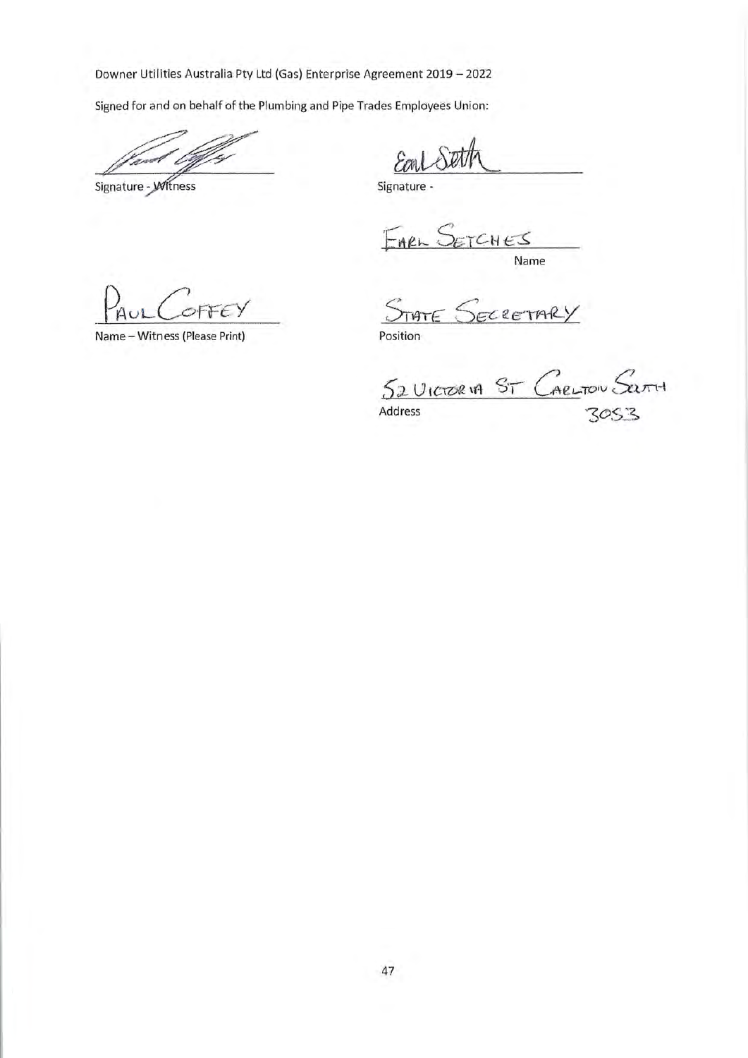Downer Utilities Australia Pty Ltd (Gas) Enterprise Agreement 2019 – 2022

Signed for and on behalf of the Plumbing and Pipe Trades Employees Union:

Signature - Witness

PAUL COFFEY

Name – Witness (Please Print)

Signature -

EARL SETCHES

Name

STATE SECRETARY

Position

52 VICTORIA ST CARLTON SOUTH 3053

Address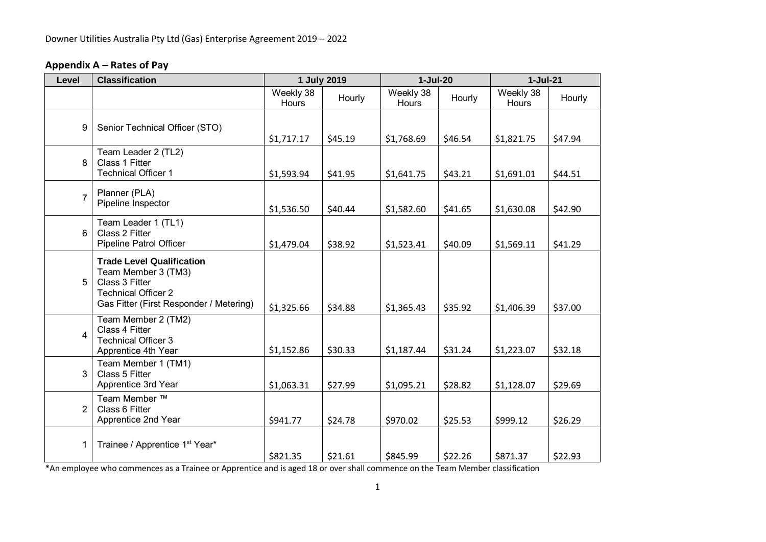## Appendix A – Rates of Pay

| Level | Classification | 1 July 2019 | | 1-Jul-20 | | 1-Jul-21 | |
|---|---|---|---|---|---|---|---|
| | | Weekly 38 Hours | Hourly | Weekly 38 Hours | Hourly | Weekly 38 Hours | Hourly |
| 9 | Senior Technical Officer (STO) | $1,717.17 | $45.19 | $1,768.69 | $46.54 | $1,821.75 | $47.94 |
| 8 | Team Leader 2 (TL2)<br>Class 1 Fitter<br>Technical Officer 1 | $1,593.94 | $41.95 | $1,641.75 | $43.21 | $1,691.01 | $44.51 |
| 7 | Planner (PLA)<br>Pipeline Inspector | $1,536.50 | $40.44 | $1,582.60 | $41.65 | $1,630.08 | $42.90 |
| 6 | Team Leader 1 (TL1)<br>Class 2 Fitter<br>Pipeline Patrol Officer | $1,479.04 | $38.92 | $1,523.41 | $40.09 | $1,569.11 | $41.29 |
| 5 | **Trade Level Qualification**<br>Team Member 3 (TM3)<br>Class 3 Fitter<br>Technical Officer 2<br>Gas Fitter (First Responder / Metering) | $1,325.66 | $34.88 | $1,365.43 | $35.92 | $1,406.39 | $37.00 |
| 4 | Team Member 2 (TM2)<br>Class 4 Fitter<br>Technical Officer 3<br>Apprentice 4th Year | $1,152.86 | $30.33 | $1,187.44 | $31.24 | $1,223.07 | $32.18 |
| 3 | Team Member 1 (TM1)<br>Class 5 Fitter<br>Apprentice 3rd Year | $1,063.31 | $27.99 | $1,095.21 | $28.82 | $1,128.07 | $29.69 |
| 2 | Team Member ™<br>Class 6 Fitter<br>Apprentice 2nd Year | $941.77 | $24.78 | $970.02 | $25.53 | $999.12 | $26.29 |
| 1 | Trainee / Apprentice 1st Year* | $821.35 | $21.61 | $845.99 | $22.26 | $871.37 | $22.93 |

*An employee who commences as a Trainee or Apprentice and is aged 18 or over shall commence on the Team Member classification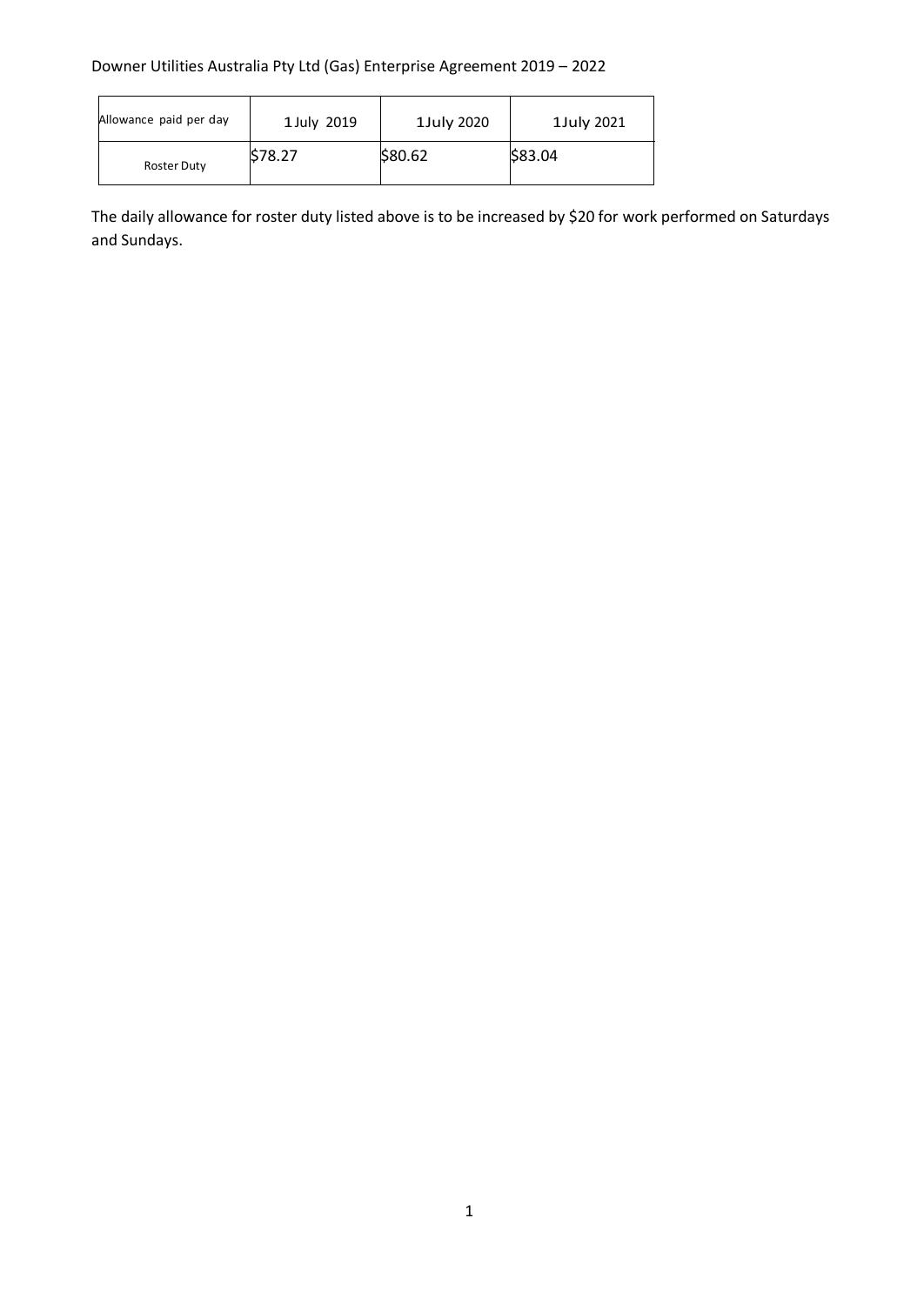| Allowance paid per day | 1 July 2019 | 1July 2020 | 1July 2021 |
| --- | --- | --- | --- |
| Roster Duty | $78.27 | $80.62 | $83.04 |

The daily allowance for roster duty listed above is to be increased by $20 for work performed on Saturdays and Sundays.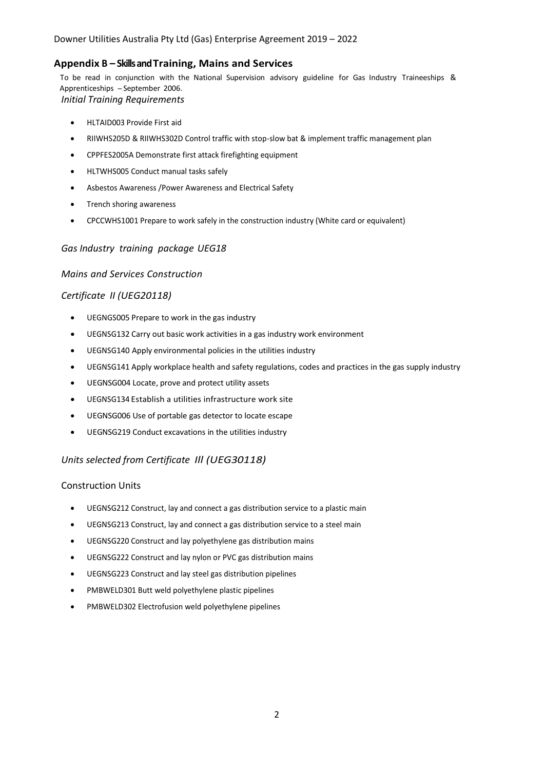## Appendix B – Skills and Training, Mains and Services

To be read in conjunction with the National Supervision advisory guideline for Gas Industry Traineeships & Apprenticeships – September 2006.

*Initial Training Requirements*

- HLTAID003 Provide First aid
- RIIWHS205D & RIIWHS302D Control traffic with stop-slow bat & implement traffic management plan
- CPPFES2005A Demonstrate first attack firefighting equipment
- HLTWHS005 Conduct manual tasks safely
- Asbestos Awareness /Power Awareness and Electrical Safety
- Trench shoring awareness
- CPCCWHS1001 Prepare to work safely in the construction industry (White card or equivalent)

*Gas Industry training package UEG18*

*Mains and Services Construction*

*Certificate II (UEG20118)*

- UEGNGS005 Prepare to work in the gas industry
- UEGNSG132 Carry out basic work activities in a gas industry work environment
- UEGNSG140 Apply environmental policies in the utilities industry
- UEGNSG141 Apply workplace health and safety regulations, codes and practices in the gas supply industry
- UEGNSG004 Locate, prove and protect utility assets
- UEGNSG134 Establish a utilities infrastructure work site
- UEGNSG006 Use of portable gas detector to locate escape
- UEGNSG219 Conduct excavations in the utilities industry

*Units selected from Certificate III (UEG30118)*

Construction Units

- UEGNSG212 Construct, lay and connect a gas distribution service to a plastic main
- UEGNSG213 Construct, lay and connect a gas distribution service to a steel main
- UEGNSG220 Construct and lay polyethylene gas distribution mains
- UEGNSG222 Construct and lay nylon or PVC gas distribution mains
- UEGNSG223 Construct and lay steel gas distribution pipelines
- PMBWELD301 Butt weld polyethylene plastic pipelines
- PMBWELD302 Electrofusion weld polyethylene pipelines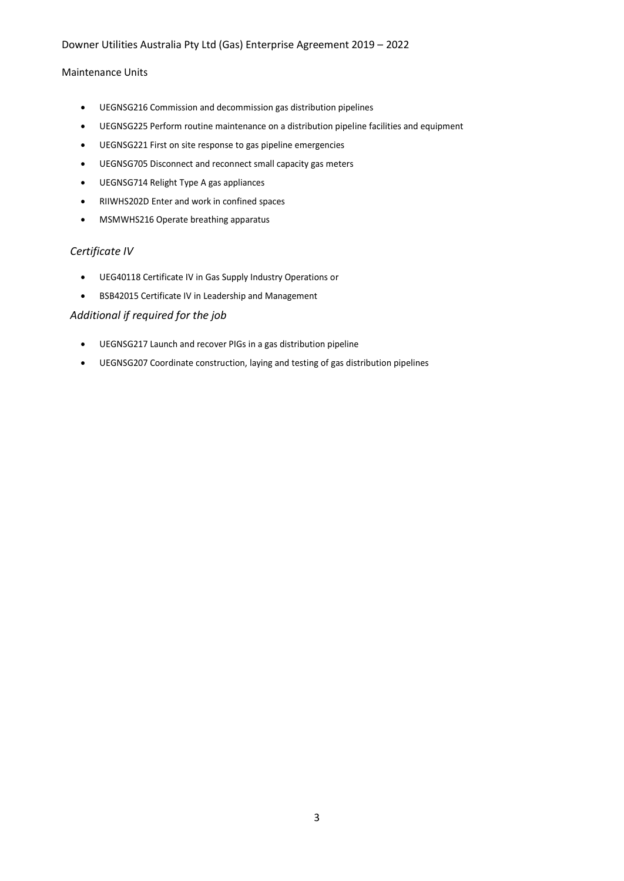Maintenance Units

- UEGNSG216 Commission and decommission gas distribution pipelines
- UEGNSG225 Perform routine maintenance on a distribution pipeline facilities and equipment
- UEGNSG221 First on site response to gas pipeline emergencies
- UEGNSG705 Disconnect and reconnect small capacity gas meters
- UEGNSG714 Relight Type A gas appliances
- RIIWHS202D Enter and work in confined spaces
- MSMWHS216 Operate breathing apparatus

*Certificate IV*

- UEG40118 Certificate IV in Gas Supply Industry Operations or
- BSB42015 Certificate IV in Leadership and Management

*Additional if required for the job*

- UEGNSG217 Launch and recover PIGs in a gas distribution pipeline
- UEGNSG207 Coordinate construction, laying and testing of gas distribution pipelines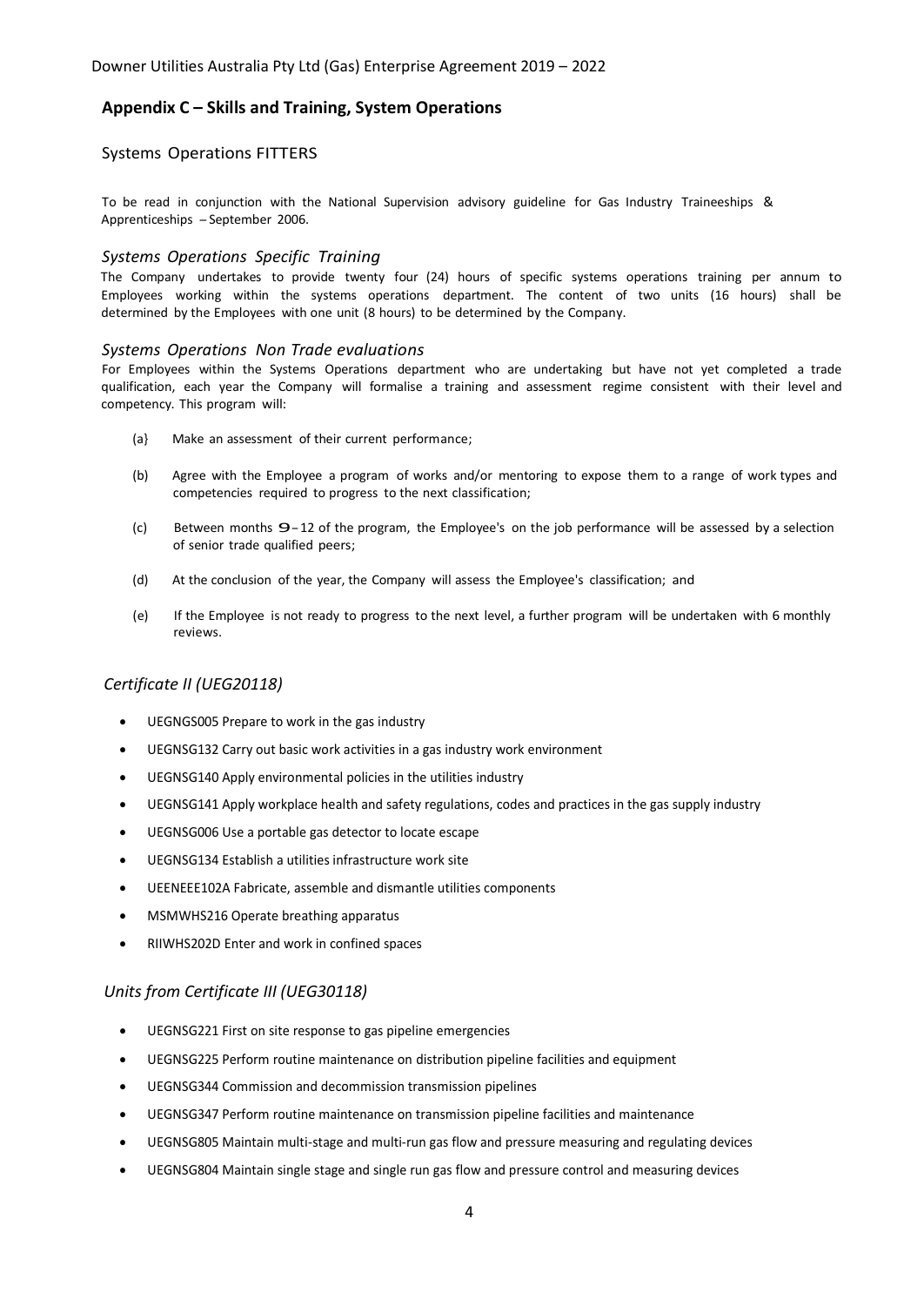## Appendix C – Skills and Training, System Operations

### Systems Operations FITTERS

To be read in conjunction with the National Supervision advisory guideline for Gas Industry Traineeships & Apprenticeships – September 2006.

#### *Systems Operations Specific Training*

The Company undertakes to provide twenty four (24) hours of specific systems operations training per annum to Employees working within the systems operations department. The content of two units (16 hours) shall be determined by the Employees with one unit (8 hours) to be determined by the Company.

#### *Systems Operations Non Trade evaluations*

For Employees within the Systems Operations department who are undertaking but have not yet completed a trade qualification, each year the Company will formalise a training and assessment regime consistent with their level and competency. This program will:

(a) Make an assessment of their current performance;

(b) Agree with the Employee a program of works and/or mentoring to expose them to a range of work types and competencies required to progress to the next classification;

(c) Between months 9 – 12 of the program, the Employee's on the job performance will be assessed by a selection of senior trade qualified peers;

(d) At the conclusion of the year, the Company will assess the Employee's classification; and

(e) If the Employee is not ready to progress to the next level, a further program will be undertaken with 6 monthly reviews.

#### *Certificate II (UEG20118)*

- UEGNGS005 Prepare to work in the gas industry
- UEGNSG132 Carry out basic work activities in a gas industry work environment
- UEGNSG140 Apply environmental policies in the utilities industry
- UEGNSG141 Apply workplace health and safety regulations, codes and practices in the gas supply industry
- UEGNSG006 Use a portable gas detector to locate escape
- UEGNSG134 Establish a utilities infrastructure work site
- UEENEEE102A Fabricate, assemble and dismantle utilities components
- MSMWHS216 Operate breathing apparatus
- RIIWHS202D Enter and work in confined spaces

#### *Units from Certificate III (UEG30118)*

- UEGNSG221 First on site response to gas pipeline emergencies
- UEGNSG225 Perform routine maintenance on distribution pipeline facilities and equipment
- UEGNSG344 Commission and decommission transmission pipelines
- UEGNSG347 Perform routine maintenance on transmission pipeline facilities and maintenance
- UEGNSG805 Maintain multi-stage and multi-run gas flow and pressure measuring and regulating devices
- UEGNSG804 Maintain single stage and single run gas flow and pressure control and measuring devices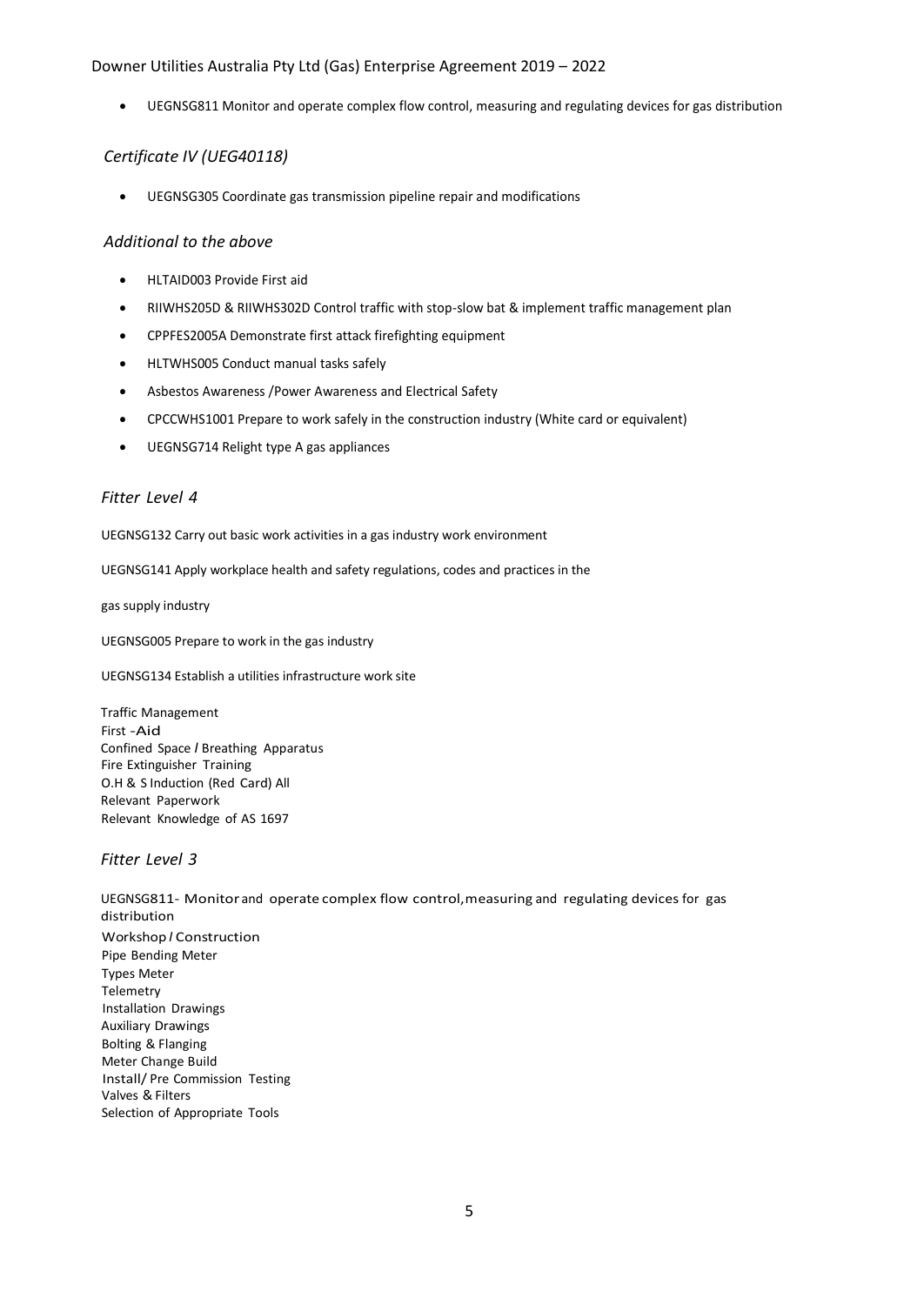- UEGNSG811 Monitor and operate complex flow control, measuring and regulating devices for gas distribution

### *Certificate IV (UEG40118)*

- UEGNSG305 Coordinate gas transmission pipeline repair and modifications

### *Additional to the above*

- HLTAID003 Provide First aid
- RIIWHS205D & RIIWHS302D Control traffic with stop-slow bat & implement traffic management plan
- CPPFES2005A Demonstrate first attack firefighting equipment
- HLTWHS005 Conduct manual tasks safely
- Asbestos Awareness /Power Awareness and Electrical Safety
- CPCCWHS1001 Prepare to work safely in the construction industry (White card or equivalent)
- UEGNSG714 Relight type A gas appliances

### *Fitter Level 4*

UEGNSG132 Carry out basic work activities in a gas industry work environment

UEGNSG141 Apply workplace health and safety regulations, codes and practices in the

gas supply industry

UEGNSG005 Prepare to work in the gas industry

UEGNSG134 Establish a utilities infrastructure work site

Traffic Management
First -Aid
Confined Space / Breathing Apparatus
Fire Extinguisher Training
O.H & S Induction (Red Card) All
Relevant Paperwork
Relevant Knowledge of AS 1697

### *Fitter Level 3*

UEGNSG811- Monitor and operate complex flow control, measuring and regulating devices for gas distribution
Workshop / Construction
Pipe Bending Meter
Types Meter
Telemetry
Installation Drawings
Auxiliary Drawings
Bolting & Flanging
Meter Change Build
Install/ Pre Commission Testing
Valves & Filters
Selection of Appropriate Tools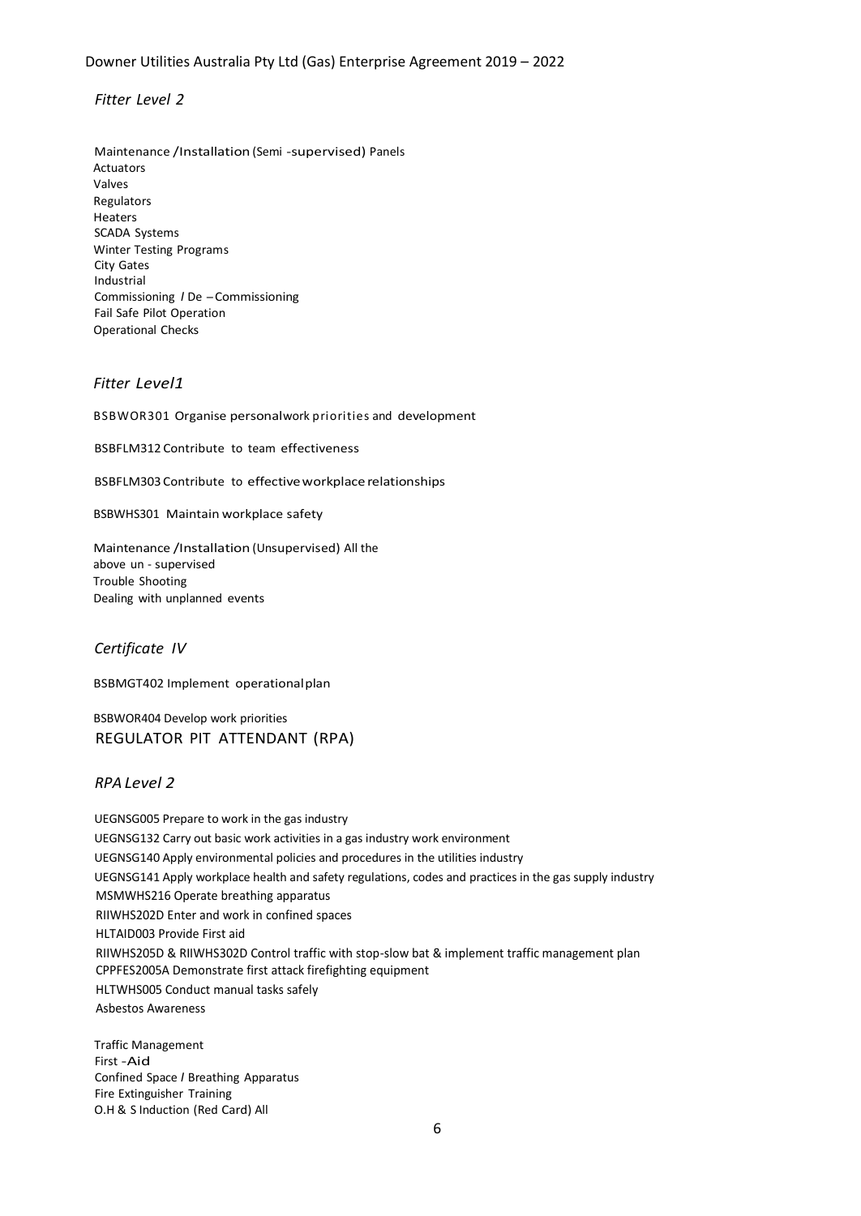### *Fitter Level 2*

Maintenance /Installation (Semi -supervised) Panels
Actuators
Valves
Regulators
Heaters
SCADA Systems
Winter Testing Programs
City Gates
Industrial
Commissioning / De – Commissioning
Fail Safe Pilot Operation
Operational Checks

### *Fitter Level1*

BSBWOR301 Organise personal work priorities and development

BSBFLM312 Contribute to team effectiveness

BSBFLM303 Contribute to effective workplace relationships

BSBWHS301 Maintain workplace safety

Maintenance /Installation (Unsupervised) All the above un - supervised
Trouble Shooting
Dealing with unplanned events

### *Certificate IV*

BSBMGT402 Implement operational plan

BSBWOR404 Develop work priorities

## REGULATOR PIT ATTENDANT (RPA)

### *RPA Level 2*

UEGNSG005 Prepare to work in the gas industry
UEGNSG132 Carry out basic work activities in a gas industry work environment
UEGNSG140 Apply environmental policies and procedures in the utilities industry
UEGNSG141 Apply workplace health and safety regulations, codes and practices in the gas supply industry
MSMWHS216 Operate breathing apparatus
RIIWHS202D Enter and work in confined spaces
HLTAID003 Provide First aid
RIIWHS205D & RIIWHS302D Control traffic with stop-slow bat & implement traffic management plan
CPPFES2005A Demonstrate first attack firefighting equipment
HLTWHS005 Conduct manual tasks safely
Asbestos Awareness

Traffic Management
First -Aid
Confined Space / Breathing Apparatus
Fire Extinguisher Training
O.H & S Induction (Red Card) All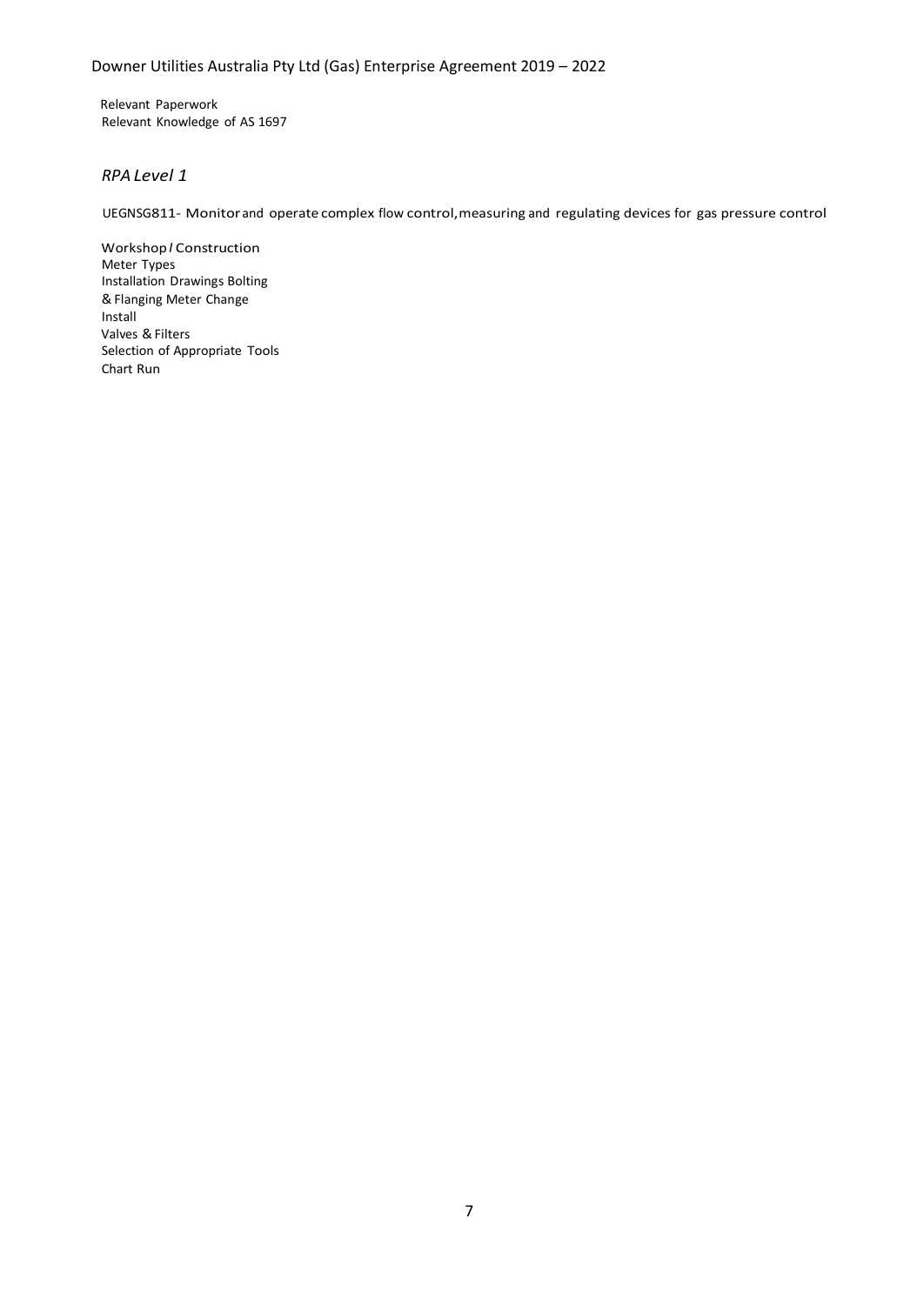Relevant Paperwork
Relevant Knowledge of AS 1697

### *RPA Level 1*

UEGNSG811- Monitor and operate complex flow control, measuring and regulating devices for gas pressure control

Workshop / Construction
Meter Types
Installation Drawings Bolting
& Flanging Meter Change
Install
Valves & Filters
Selection of Appropriate Tools
Chart Run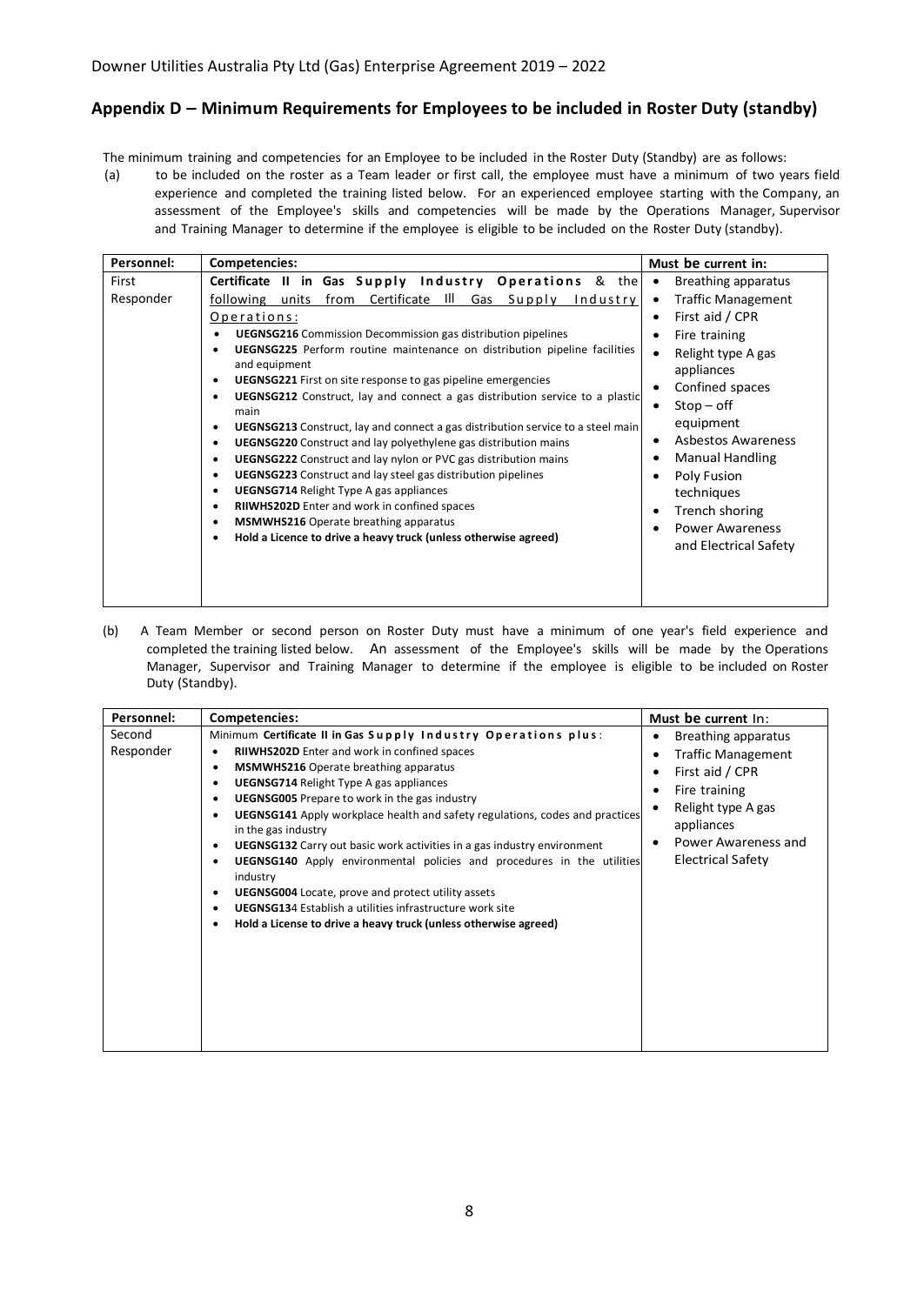## Appendix D – Minimum Requirements for Employees to be included in Roster Duty (standby)

The minimum training and competencies for an Employee to be included in the Roster Duty (Standby) are as follows:

(a) to be included on the roster as a Team leader or first call, the employee must have a minimum of two years field experience and completed the training listed below. For an experienced employee starting with the Company, an assessment of the Employee's skills and competencies will be made by the Operations Manager, Supervisor and Training Manager to determine if the employee is eligible to be included on the Roster Duty (standby).

| Personnel: | Competencies: | Must be current in: |
|---|---|---|
| First Responder | **Certificate II in Gas Supply Industry Operations** & the following units from Certificate III Gas Supply Industry Operations:<br>• **UEGNSG216** Commission Decommission gas distribution pipelines<br>• **UEGNSG225** Perform routine maintenance on distribution pipeline facilities and equipment<br>• **UEGNSG221** First on site response to gas pipeline emergencies<br>• **UEGNSG212** Construct, lay and connect a gas distribution service to a plastic main<br>• **UEGNSG213** Construct, lay and connect a gas distribution service to a steel main<br>• **UEGNSG220** Construct and lay polyethylene gas distribution mains<br>• **UEGNSG222** Construct and lay nylon or PVC gas distribution mains<br>• **UEGNSG223** Construct and lay steel gas distribution pipelines<br>• **UEGNSG714** Relight Type A gas appliances<br>• **RIIWHS202D** Enter and work in confined spaces<br>• **MSMWHS216** Operate breathing apparatus<br>• **Hold a Licence to drive a heavy truck (unless otherwise agreed)** | • Breathing apparatus<br>• Traffic Management<br>• First aid / CPR<br>• Fire training<br>• Relight type A gas appliances<br>• Confined spaces<br>• Stop – off equipment<br>• Asbestos Awareness<br>• Manual Handling<br>• Poly Fusion techniques<br>• Trench shoring<br>• Power Awareness and Electrical Safety |

(b) A Team Member or second person on Roster Duty must have a minimum of one year's field experience and completed the training listed below. An assessment of the Employee's skills will be made by the Operations Manager, Supervisor and Training Manager to determine if the employee is eligible to be included on Roster Duty (Standby).

| Personnel: | Competencies: | Must be current In: |
|---|---|---|
| Second Responder | Minimum **Certificate II in Gas Supply Industry Operations plus**:<br>• **RIIWHS202D** Enter and work in confined spaces<br>• **MSMWHS216** Operate breathing apparatus<br>• **UEGNSG714** Relight Type A gas appliances<br>• **UEGNSG005** Prepare to work in the gas industry<br>• **UEGNSG141** Apply workplace health and safety regulations, codes and practices in the gas industry<br>• **UEGNSG132** Carry out basic work activities in a gas industry environment<br>• **UEGNSG140** Apply environmental policies and procedures in the utilities industry<br>• **UEGNSG004** Locate, prove and protect utility assets<br>• **UEGNSG134** Establish a utilities infrastructure work site<br>• **Hold a License to drive a heavy truck (unless otherwise agreed)** | • Breathing apparatus<br>• Traffic Management<br>• First aid / CPR<br>• Fire training<br>• Relight type A gas appliances<br>• Power Awareness and Electrical Safety |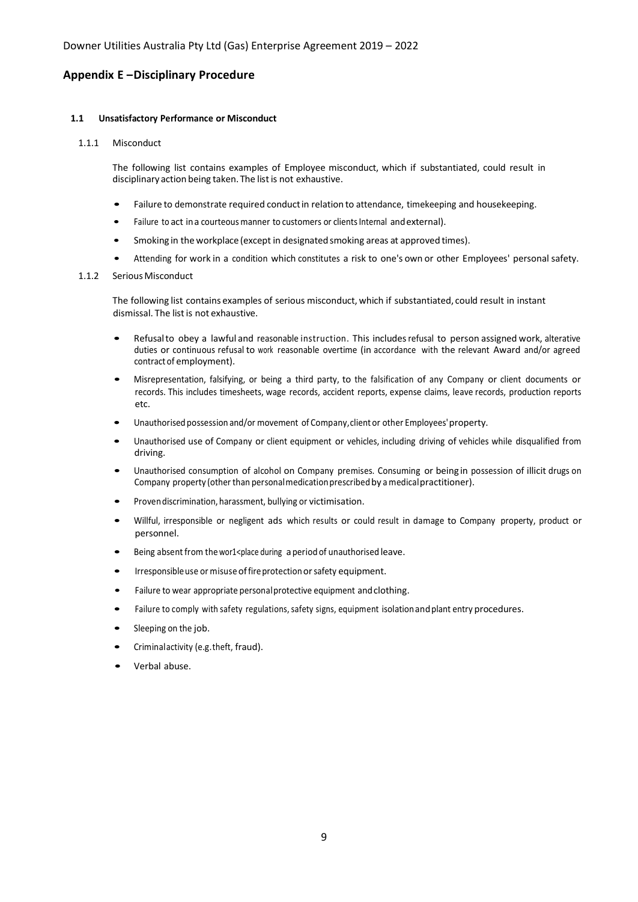## Appendix E –Disciplinary Procedure

### 1.1 Unsatisfactory Performance or Misconduct

#### 1.1.1 Misconduct

The following list contains examples of Employee misconduct, which if substantiated, could result in disciplinary action being taken. The list is not exhaustive.

- Failure to demonstrate required conduct in relation to attendance, timekeeping and housekeeping.
- Failure to act in a courteous manner to customers or clients Internal and external).
- Smoking in the workplace (except in designated smoking areas at approved times).
- Attending for work in a condition which constitutes a risk to one's own or other Employees' personal safety.

#### 1.1.2 Serious Misconduct

The following list contains examples of serious misconduct, which if substantiated, could result in instant dismissal. The list is not exhaustive.

- Refusal to obey a lawful and reasonable instruction. This includes refusal to person assigned work, alterative duties or continuous refusal to work reasonable overtime (in accordance with the relevant Award and/or agreed contract of employment).
- Misrepresentation, falsifying, or being a third party, to the falsification of any Company or client documents or records. This includes timesheets, wage records, accident reports, expense claims, leave records, production reports etc.
- Unauthorised possession and/or movement of Company, client or other Employees' property.
- Unauthorised use of Company or client equipment or vehicles, including driving of vehicles while disqualified from driving.
- Unauthorised consumption of alcohol on Company premises. Consuming or being in possession of illicit drugs on Company property (other than personal medication prescribed by a medical practitioner).
- Proven discrimination, harassment, bullying or victimisation.
- Willful, irresponsible or negligent ads which results or could result in damage to Company property, product or personnel.
- Being absent from the wor1<place during a period of unauthorised leave.
- Irresponsible use or misuse of fire protection or safety equipment.
- Failure to wear appropriate personal protective equipment and clothing.
- Failure to comply with safety regulations, safety signs, equipment isolation and plant entry procedures.
- Sleeping on the job.
- Criminal activity (e.g. theft, fraud).
- Verbal abuse.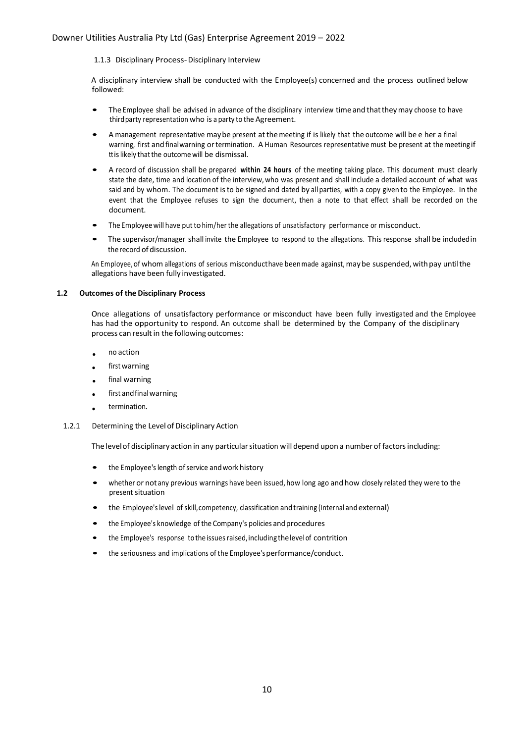#### 1.1.3 Disciplinary Process- Disciplinary Interview

A disciplinary interview shall be conducted with the Employee(s) concerned and the process outlined below followed:

- The Employee shall be advised in advance of the disciplinary interview time and that they may choose to have third party representation who is a party to the Agreement.
- A management representative may be present at the meeting if is likely that the outcome will be e her a final warning, first and final warning or termination. A Human Resources representative must be present at the meeting if tt is likely that the outcome will be dismissal.
- A record of discussion shall be prepared **within 24 hours** of the meeting taking place. This document must clearly state the date, time and location of the interview, who was present and shall include a detailed account of what was said and by whom. The document is to be signed and dated by all parties, with a copy given to the Employee. In the event that the Employee refuses to sign the document, then a note to that effect shall be recorded on the document.
- The Employee will have put to him/her the allegations of unsatisfactory performance or misconduct.
- The supervisor/manager shall invite the Employee to respond to the allegations. This response shall be included in the record of discussion.

An Employee, of whom allegations of serious misconduct have been made against, may be suspended, with pay until the allegations have been fully investigated.

### 1.2 Outcomes of the Disciplinary Process

Once allegations of unsatisfactory performance or misconduct have been fully investigated and the Employee has had the opportunity to respond. An outcome shall be determined by the Company of the disciplinary process can result in the following outcomes:

- no action
- first warning
- final warning
- first and final warning
- termination.

#### 1.2.1 Determining the Level of Disciplinary Action

The level of disciplinary action in any particular situation will depend upon a number of factors including:

- the Employee's length of service and work history
- whether or not any previous warnings have been issued, how long ago and how closely related they were to the present situation
- the Employee's level of skill, competency, classification and training (Internal and external)
- the Employee's knowledge of the Company's policies and procedures
- the Employee's response to the issues raised, including the level of contrition
- the seriousness and implications of the Employee's performance/conduct.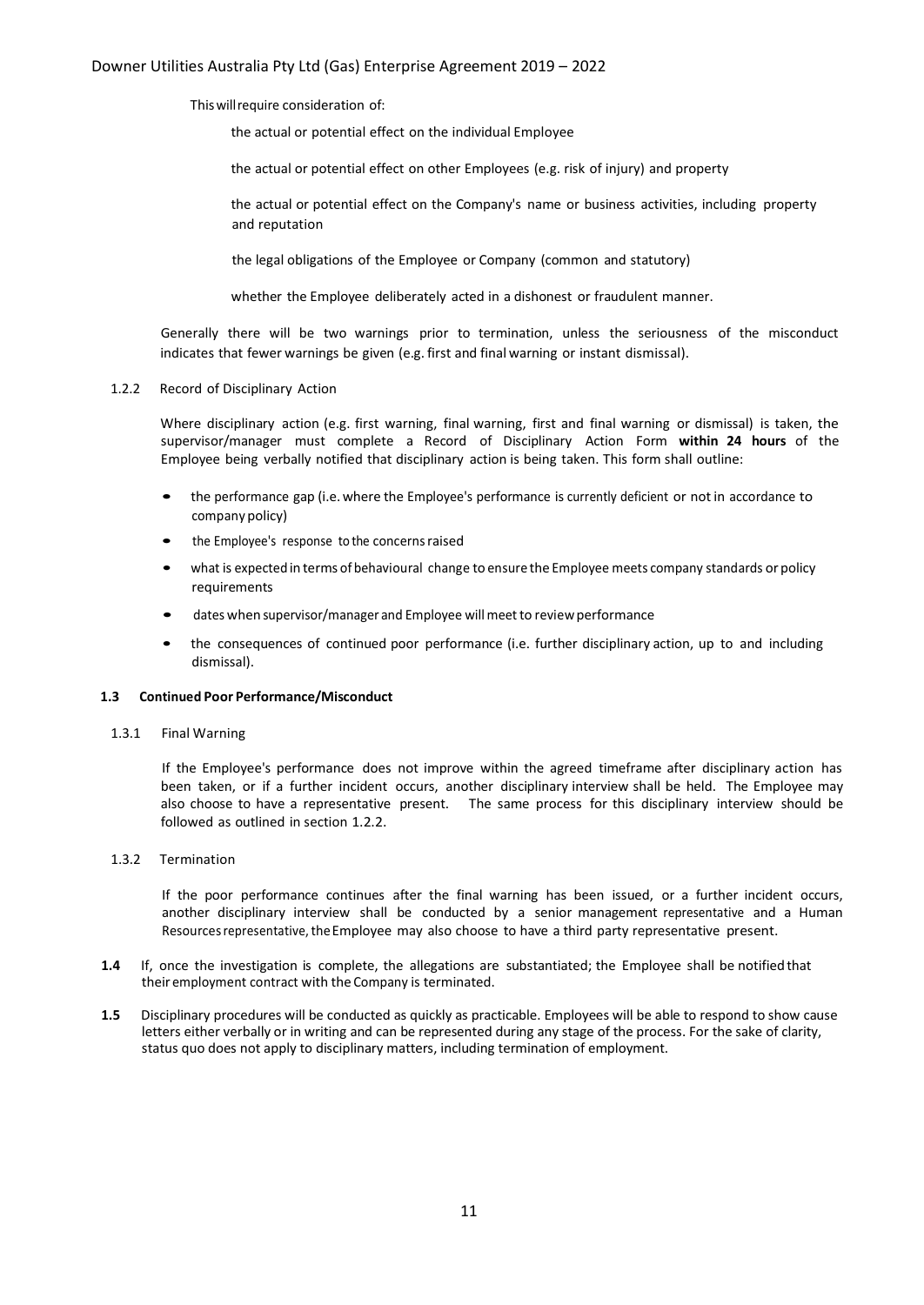This will require consideration of:

the actual or potential effect on the individual Employee

the actual or potential effect on other Employees (e.g. risk of injury) and property

the actual or potential effect on the Company's name or business activities, including property and reputation

the legal obligations of the Employee or Company (common and statutory)

whether the Employee deliberately acted in a dishonest or fraudulent manner.

Generally there will be two warnings prior to termination, unless the seriousness of the misconduct indicates that fewer warnings be given (e.g. first and final warning or instant dismissal).

1.2.2 Record of Disciplinary Action

Where disciplinary action (e.g. first warning, final warning, first and final warning or dismissal) is taken, the supervisor/manager must complete a Record of Disciplinary Action Form **within 24 hours** of the Employee being verbally notified that disciplinary action is being taken. This form shall outline:

- the performance gap (i.e. where the Employee's performance is currently deficient or not in accordance to company policy)
- the Employee's response to the concerns raised
- what is expected in terms of behavioural change to ensure the Employee meets company standards or policy requirements
- dates when supervisor/manager and Employee will meet to review performance
- the consequences of continued poor performance (i.e. further disciplinary action, up to and including dismissal).

**1.3 Continued Poor Performance/Misconduct**

1.3.1 Final Warning

If the Employee's performance does not improve within the agreed timeframe after disciplinary action has been taken, or if a further incident occurs, another disciplinary interview shall be held. The Employee may also choose to have a representative present. The same process for this disciplinary interview should be followed as outlined in section 1.2.2.

1.3.2 Termination

If the poor performance continues after the final warning has been issued, or a further incident occurs, another disciplinary interview shall be conducted by a senior management representative and a Human Resources representative, the Employee may also choose to have a third party representative present.

**1.4** If, once the investigation is complete, the allegations are substantiated; the Employee shall be notified that their employment contract with the Company is terminated.

**1.5** Disciplinary procedures will be conducted as quickly as practicable. Employees will be able to respond to show cause letters either verbally or in writing and can be represented during any stage of the process. For the sake of clarity, status quo does not apply to disciplinary matters, including termination of employment.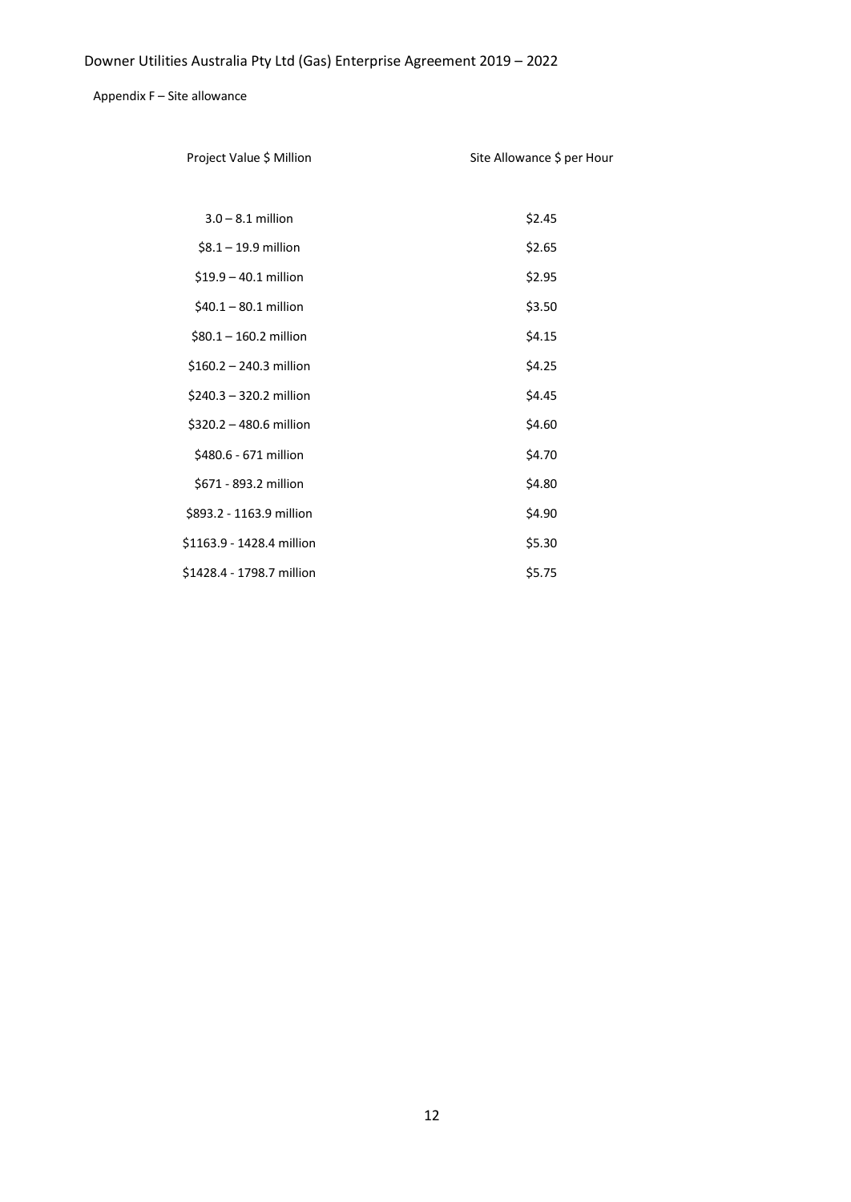Appendix F – Site allowance

| Project Value $ Million | Site Allowance $ per Hour |
|---|---|
| 3.0 – 8.1 million | $2.45 |
| $8.1 – 19.9 million | $2.65 |
| $19.9 – 40.1 million | $2.95 |
| $40.1 – 80.1 million | $3.50 |
| $80.1 – 160.2 million | $4.15 |
| $160.2 – 240.3 million | $4.25 |
| $240.3 – 320.2 million | $4.45 |
| $320.2 – 480.6 million | $4.60 |
| $480.6 - 671 million | $4.70 |
| $671 - 893.2 million | $4.80 |
| $893.2 - 1163.9 million | $4.90 |
| $1163.9 - 1428.4 million | $5.30 |
| $1428.4 - 1798.7 million | $5.75 |